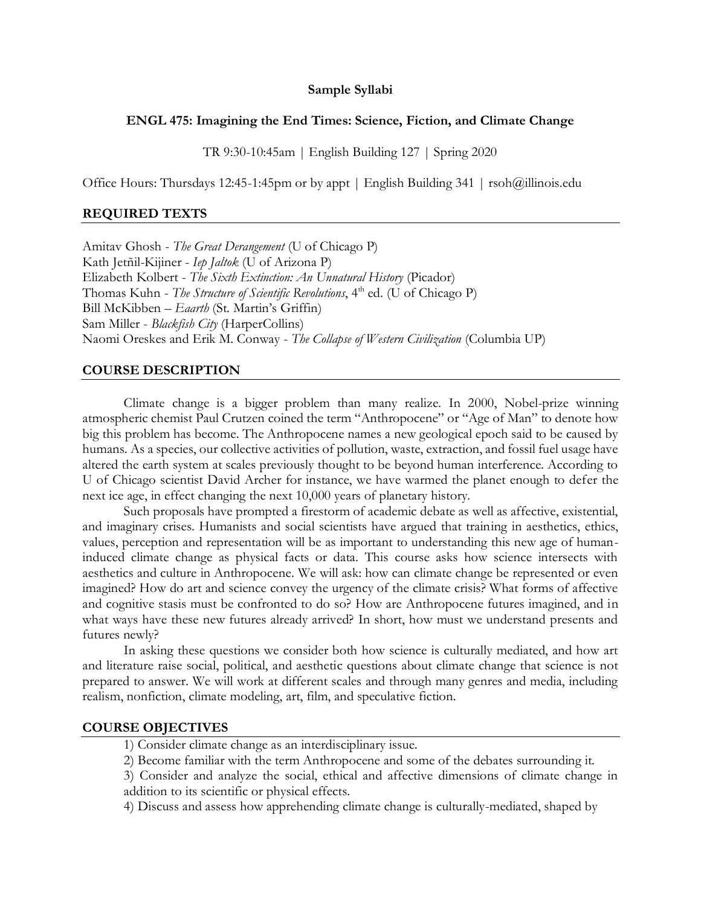**Sample Syllabi**

**ENGL 475: Imagining the End Times: Science, Fiction, and Climate Change**

TR 9:30-10:45am | English Building 127 | Spring 2020

Office Hours: Thursdays 12:45-1:45pm or by appt | English Building 341 | rsoh@illinois.edu

## REQUIRED TEXTS

Amitav Ghosh - *The Great Derangement* (U of Chicago P)
Kath Jetñil-Kijiner - *Iep Jaltok* (U of Arizona P)
Elizabeth Kolbert - *The Sixth Extinction: An Unnatural History* (Picador)
Thomas Kuhn - *The Structure of Scientific Revolutions*, 4th ed. (U of Chicago P)
Bill McKibben – *Eaarth* (St. Martin's Griffin)
Sam Miller - *Blackfish City* (HarperCollins)
Naomi Oreskes and Erik M. Conway - *The Collapse of Western Civilization* (Columbia UP)

## COURSE DESCRIPTION

Climate change is a bigger problem than many realize. In 2000, Nobel-prize winning atmospheric chemist Paul Crutzen coined the term "Anthropocene" or "Age of Man" to denote how big this problem has become. The Anthropocene names a new geological epoch said to be caused by humans. As a species, our collective activities of pollution, waste, extraction, and fossil fuel usage have altered the earth system at scales previously thought to be beyond human interference. According to U of Chicago scientist David Archer for instance, we have warmed the planet enough to defer the next ice age, in effect changing the next 10,000 years of planetary history.

Such proposals have prompted a firestorm of academic debate as well as affective, existential, and imaginary crises. Humanists and social scientists have argued that training in aesthetics, ethics, values, perception and representation will be as important to understanding this new age of human-induced climate change as physical facts or data. This course asks how science intersects with aesthetics and culture in Anthropocene. We will ask: how can climate change be represented or even imagined? How do art and science convey the urgency of the climate crisis? What forms of affective and cognitive stasis must be confronted to do so? How are Anthropocene futures imagined, and in what ways have these new futures already arrived? In short, how must we understand presents and futures newly?

In asking these questions we consider both how science is culturally mediated, and how art and literature raise social, political, and aesthetic questions about climate change that science is not prepared to answer. We will work at different scales and through many genres and media, including realism, nonfiction, climate modeling, art, film, and speculative fiction.

## COURSE OBJECTIVES

1) Consider climate change as an interdisciplinary issue.
2) Become familiar with the term Anthropocene and some of the debates surrounding it.
3) Consider and analyze the social, ethical and affective dimensions of climate change in addition to its scientific or physical effects.
4) Discuss and assess how apprehending climate change is culturally-mediated, shaped by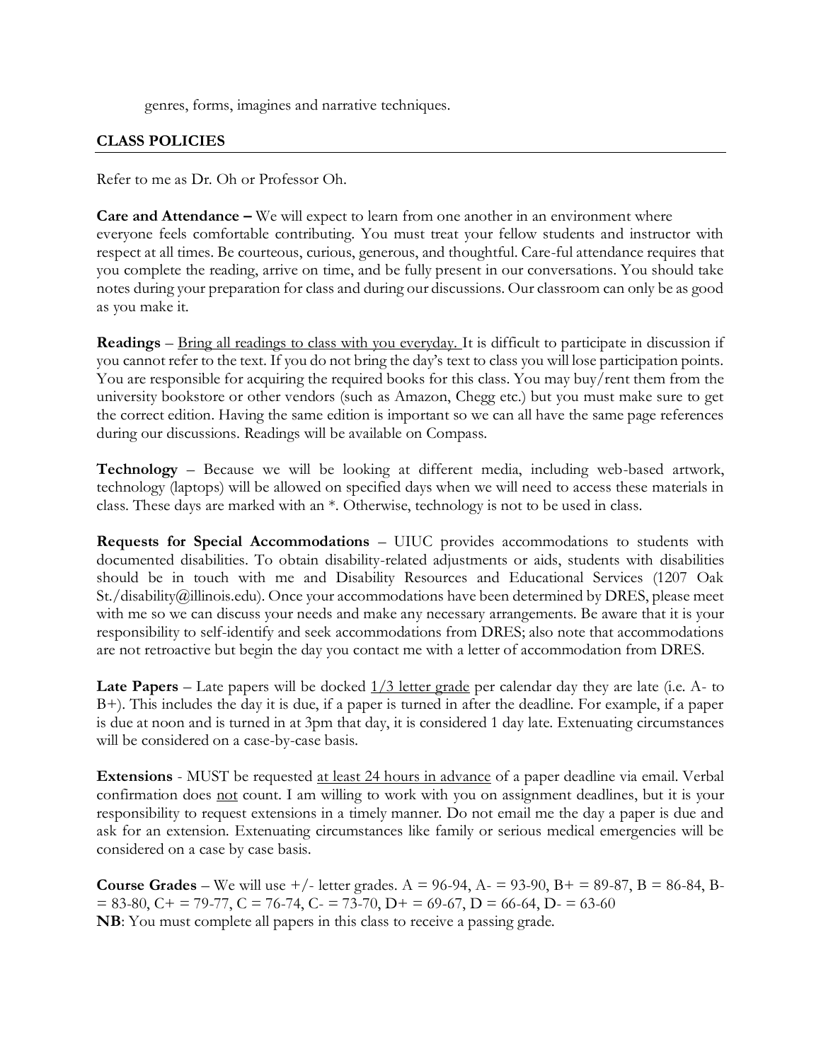genres, forms, imagines and narrative techniques.

## CLASS POLICIES

Refer to me as Dr. Oh or Professor Oh.

**Care and Attendance –** We will expect to learn from one another in an environment where everyone feels comfortable contributing. You must treat your fellow students and instructor with respect at all times. Be courteous, curious, generous, and thoughtful. Care-ful attendance requires that you complete the reading, arrive on time, and be fully present in our conversations. You should take notes during your preparation for class and during our discussions. Our classroom can only be as good as you make it.

**Readings** – <u>Bring all readings to class with you everyday.</u> It is difficult to participate in discussion if you cannot refer to the text. If you do not bring the day's text to class you will lose participation points. You are responsible for acquiring the required books for this class. You may buy/rent them from the university bookstore or other vendors (such as Amazon, Chegg etc.) but you must make sure to get the correct edition. Having the same edition is important so we can all have the same page references during our discussions. Readings will be available on Compass.

**Technology** – Because we will be looking at different media, including web-based artwork, technology (laptops) will be allowed on specified days when we will need to access these materials in class. These days are marked with an *. Otherwise, technology is not to be used in class.

**Requests for Special Accommodations** – UIUC provides accommodations to students with documented disabilities. To obtain disability-related adjustments or aids, students with disabilities should be in touch with me and Disability Resources and Educational Services (1207 Oak St./disability@illinois.edu). Once your accommodations have been determined by DRES, please meet with me so we can discuss your needs and make any necessary arrangements. Be aware that it is your responsibility to self-identify and seek accommodations from DRES; also note that accommodations are not retroactive but begin the day you contact me with a letter of accommodation from DRES.

**Late Papers** – Late papers will be docked <u>1/3 letter grade</u> per calendar day they are late (i.e. A- to B+). This includes the day it is due, if a paper is turned in after the deadline. For example, if a paper is due at noon and is turned in at 3pm that day, it is considered 1 day late. Extenuating circumstances will be considered on a case-by-case basis.

**Extensions** - MUST be requested <u>at least 24 hours in advance</u> of a paper deadline via email. Verbal confirmation does <u>not</u> count. I am willing to work with you on assignment deadlines, but it is your responsibility to request extensions in a timely manner. Do not email me the day a paper is due and ask for an extension. Extenuating circumstances like family or serious medical emergencies will be considered on a case by case basis.

**Course Grades** – We will use +/- letter grades. A = 96-94, A- = 93-90, B+ = 89-87, B = 86-84, B- = 83-80, C+ = 79-77, C = 76-74, C- = 73-70, D+ = 69-67, D = 66-64, D- = 63-60
**NB**: You must complete all papers in this class to receive a passing grade.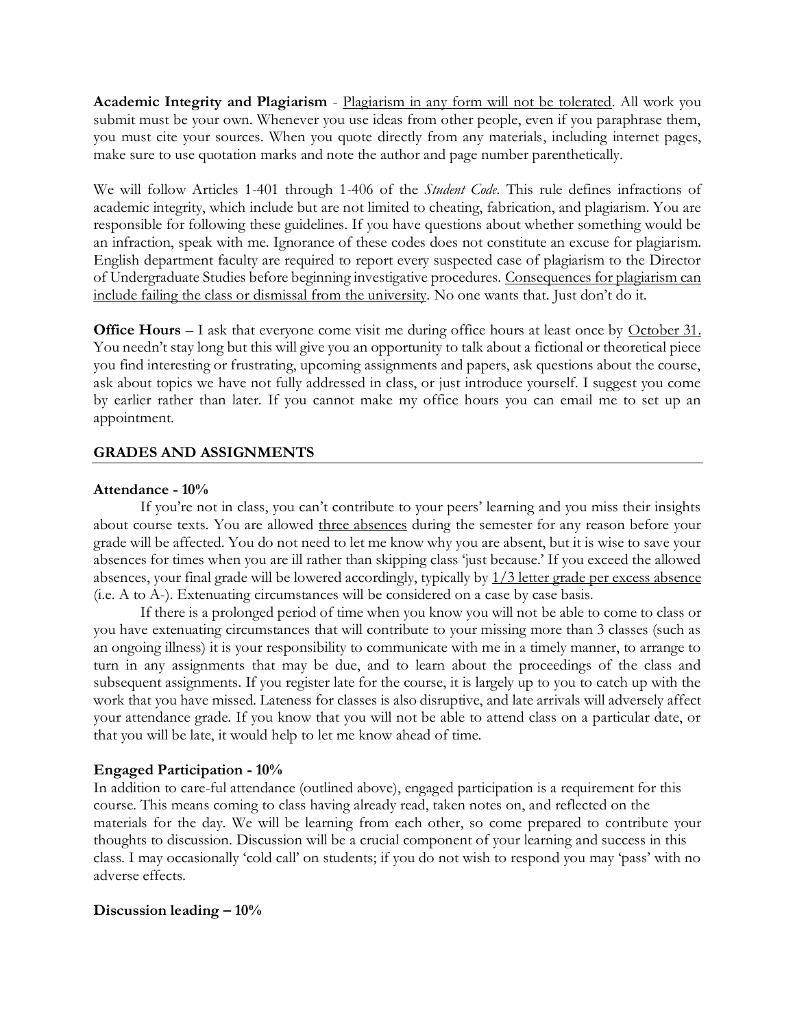**Academic Integrity and Plagiarism** - Plagiarism in any form will not be tolerated. All work you submit must be your own. Whenever you use ideas from other people, even if you paraphrase them, you must cite your sources. When you quote directly from any materials, including internet pages, make sure to use quotation marks and note the author and page number parenthetically.

We will follow Articles 1-401 through 1-406 of the *Student Code*. This rule defines infractions of academic integrity, which include but are not limited to cheating, fabrication, and plagiarism. You are responsible for following these guidelines. If you have questions about whether something would be an infraction, speak with me. Ignorance of these codes does not constitute an excuse for plagiarism. English department faculty are required to report every suspected case of plagiarism to the Director of Undergraduate Studies before beginning investigative procedures. Consequences for plagiarism can include failing the class or dismissal from the university. No one wants that. Just don't do it.

**Office Hours** – I ask that everyone come visit me during office hours at least once by October 31. You needn't stay long but this will give you an opportunity to talk about a fictional or theoretical piece you find interesting or frustrating, upcoming assignments and papers, ask questions about the course, ask about topics we have not fully addressed in class, or just introduce yourself. I suggest you come by earlier rather than later. If you cannot make my office hours you can email me to set up an appointment.

## GRADES AND ASSIGNMENTS

**Attendance - 10%**

If you're not in class, you can't contribute to your peers' learning and you miss their insights about course texts. You are allowed three absences during the semester for any reason before your grade will be affected. You do not need to let me know why you are absent, but it is wise to save your absences for times when you are ill rather than skipping class 'just because.' If you exceed the allowed absences, your final grade will be lowered accordingly, typically by 1/3 letter grade per excess absence (i.e. A to A-). Extenuating circumstances will be considered on a case by case basis.

If there is a prolonged period of time when you know you will not be able to come to class or you have extenuating circumstances that will contribute to your missing more than 3 classes (such as an ongoing illness) it is your responsibility to communicate with me in a timely manner, to arrange to turn in any assignments that may be due, and to learn about the proceedings of the class and subsequent assignments. If you register late for the course, it is largely up to you to catch up with the work that you have missed. Lateness for classes is also disruptive, and late arrivals will adversely affect your attendance grade. If you know that you will not be able to attend class on a particular date, or that you will be late, it would help to let me know ahead of time.

**Engaged Participation - 10%**

In addition to care-ful attendance (outlined above), engaged participation is a requirement for this course. This means coming to class having already read, taken notes on, and reflected on the materials for the day. We will be learning from each other, so come prepared to contribute your thoughts to discussion. Discussion will be a crucial component of your learning and success in this class. I may occasionally 'cold call' on students; if you do not wish to respond you may 'pass' with no adverse effects.

**Discussion leading – 10%**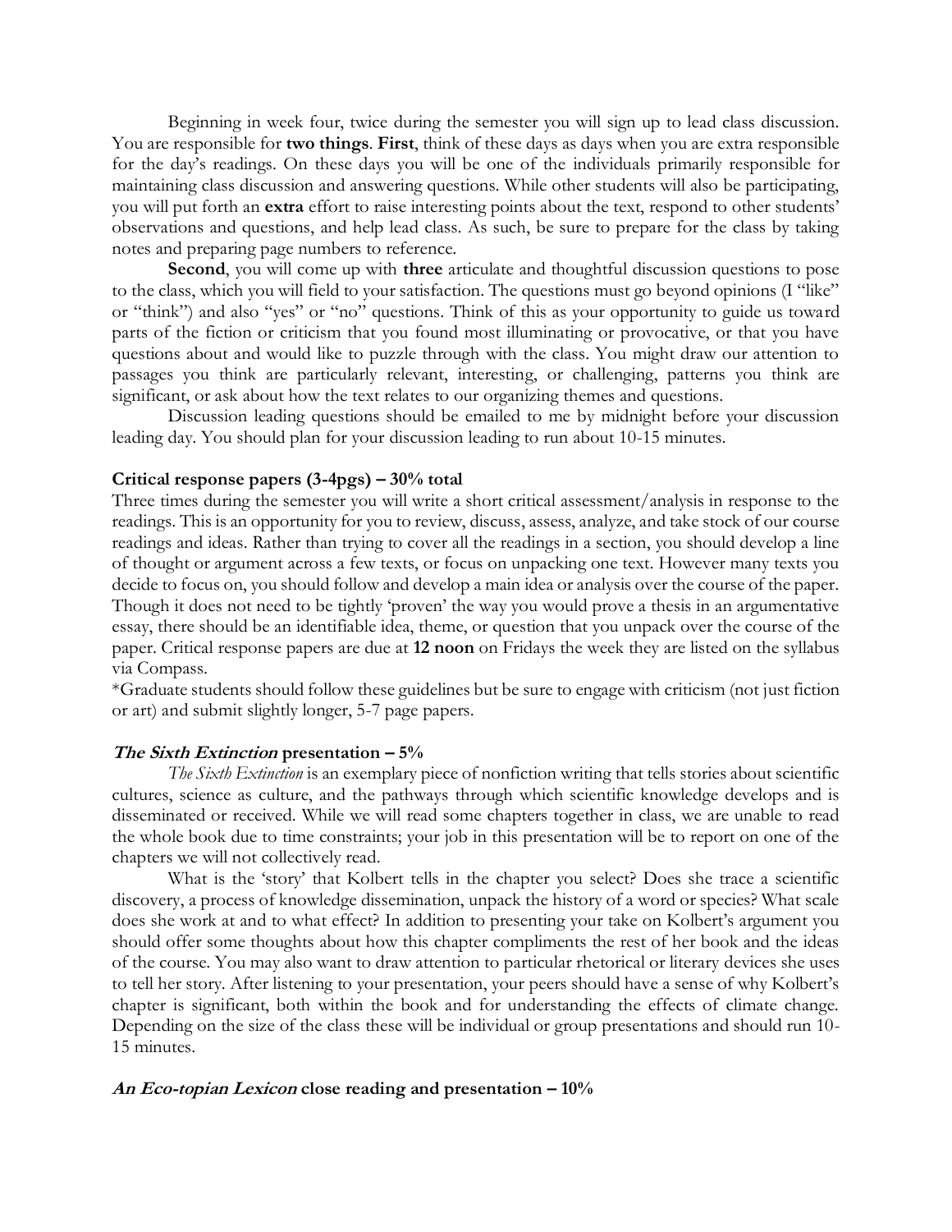Beginning in week four, twice during the semester you will sign up to lead class discussion. You are responsible for **two things**. **First**, think of these days as days when you are extra responsible for the day's readings. On these days you will be one of the individuals primarily responsible for maintaining class discussion and answering questions. While other students will also be participating, you will put forth an **extra** effort to raise interesting points about the text, respond to other students' observations and questions, and help lead class. As such, be sure to prepare for the class by taking notes and preparing page numbers to reference.

**Second**, you will come up with **three** articulate and thoughtful discussion questions to pose to the class, which you will field to your satisfaction. The questions must go beyond opinions (I "like" or "think") and also "yes" or "no" questions. Think of this as your opportunity to guide us toward parts of the fiction or criticism that you found most illuminating or provocative, or that you have questions about and would like to puzzle through with the class. You might draw our attention to passages you think are particularly relevant, interesting, or challenging, patterns you think are significant, or ask about how the text relates to our organizing themes and questions.

Discussion leading questions should be emailed to me by midnight before your discussion leading day. You should plan for your discussion leading to run about 10-15 minutes.

**Critical response papers (3-4pgs) – 30% total**

Three times during the semester you will write a short critical assessment/analysis in response to the readings. This is an opportunity for you to review, discuss, assess, analyze, and take stock of our course readings and ideas. Rather than trying to cover all the readings in a section, you should develop a line of thought or argument across a few texts, or focus on unpacking one text. However many texts you decide to focus on, you should follow and develop a main idea or analysis over the course of the paper. Though it does not need to be tightly 'proven' the way you would prove a thesis in an argumentative essay, there should be an identifiable idea, theme, or question that you unpack over the course of the paper. Critical response papers are due at **12 noon** on Fridays the week they are listed on the syllabus via Compass.

*Graduate students should follow these guidelines but be sure to engage with criticism (not just fiction or art) and submit slightly longer, 5-7 page papers.

***The Sixth Extinction* presentation – 5%**

*The Sixth Extinction* is an exemplary piece of nonfiction writing that tells stories about scientific cultures, science as culture, and the pathways through which scientific knowledge develops and is disseminated or received. While we will read some chapters together in class, we are unable to read the whole book due to time constraints; your job in this presentation will be to report on one of the chapters we will not collectively read.

What is the 'story' that Kolbert tells in the chapter you select? Does she trace a scientific discovery, a process of knowledge dissemination, unpack the history of a word or species? What scale does she work at and to what effect? In addition to presenting your take on Kolbert's argument you should offer some thoughts about how this chapter compliments the rest of her book and the ideas of the course. You may also want to draw attention to particular rhetorical or literary devices she uses to tell her story. After listening to your presentation, your peers should have a sense of why Kolbert's chapter is significant, both within the book and for understanding the effects of climate change. Depending on the size of the class these will be individual or group presentations and should run 10-15 minutes.

***An Eco-topian Lexicon* close reading and presentation – 10%**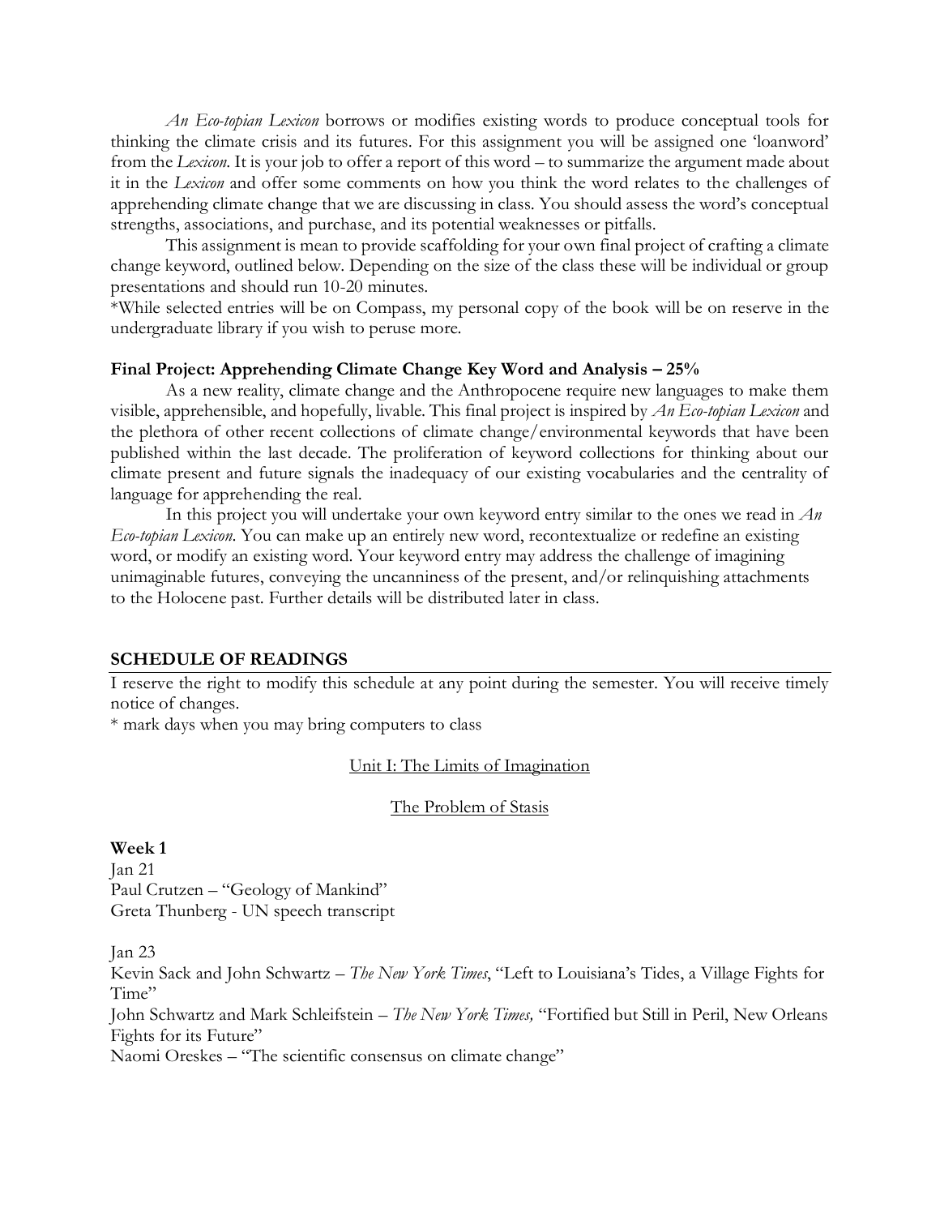*An Eco-topian Lexicon* borrows or modifies existing words to produce conceptual tools for thinking the climate crisis and its futures. For this assignment you will be assigned one 'loanword' from the *Lexicon*. It is your job to offer a report of this word – to summarize the argument made about it in the *Lexicon* and offer some comments on how you think the word relates to the challenges of apprehending climate change that we are discussing in class. You should assess the word's conceptual strengths, associations, and purchase, and its potential weaknesses or pitfalls.

This assignment is mean to provide scaffolding for your own final project of crafting a climate change keyword, outlined below. Depending on the size of the class these will be individual or group presentations and should run 10-20 minutes.

*While selected entries will be on Compass, my personal copy of the book will be on reserve in the undergraduate library if you wish to peruse more.

**Final Project: Apprehending Climate Change Key Word and Analysis – 25%**

As a new reality, climate change and the Anthropocene require new languages to make them visible, apprehensible, and hopefully, livable. This final project is inspired by *An Eco-topian Lexicon* and the plethora of other recent collections of climate change/environmental keywords that have been published within the last decade. The proliferation of keyword collections for thinking about our climate present and future signals the inadequacy of our existing vocabularies and the centrality of language for apprehending the real.

In this project you will undertake your own keyword entry similar to the ones we read in *An Eco-topian Lexicon*. You can make up an entirely new word, recontextualize or redefine an existing word, or modify an existing word. Your keyword entry may address the challenge of imagining unimaginable futures, conveying the uncanniness of the present, and/or relinquishing attachments to the Holocene past. Further details will be distributed later in class.

## SCHEDULE OF READINGS

I reserve the right to modify this schedule at any point during the semester. You will receive timely notice of changes.

* mark days when you may bring computers to class

### Unit I: The Limits of Imagination

#### The Problem of Stasis

**Week 1**

Jan 21
Paul Crutzen – "Geology of Mankind"
Greta Thunberg - UN speech transcript

Jan 23
Kevin Sack and John Schwartz – *The New York Times*, "Left to Louisiana's Tides, a Village Fights for Time"
John Schwartz and Mark Schleifstein – *The New York Times,* "Fortified but Still in Peril, New Orleans Fights for its Future"
Naomi Oreskes – "The scientific consensus on climate change"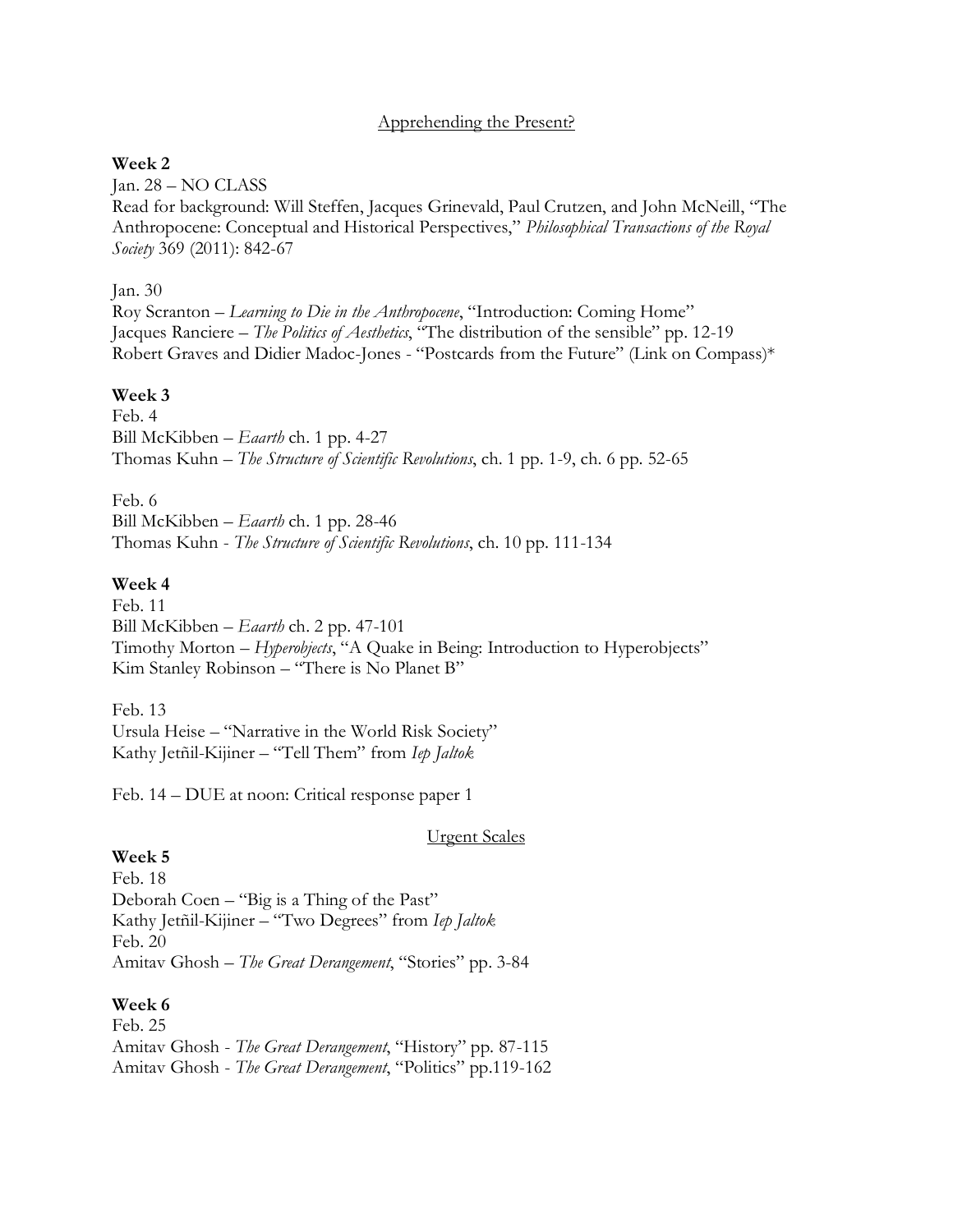## Apprehending the Present?

**Week 2**

Jan. 28 – NO CLASS
Read for background: Will Steffen, Jacques Grinevald, Paul Crutzen, and John McNeill, "The Anthropocene: Conceptual and Historical Perspectives," *Philosophical Transactions of the Royal Society* 369 (2011): 842-67

Jan. 30
Roy Scranton – *Learning to Die in the Anthropocene*, "Introduction: Coming Home"
Jacques Ranciere – *The Politics of Aesthetics*, "The distribution of the sensible" pp. 12-19
Robert Graves and Didier Madoc-Jones - "Postcards from the Future" (Link on Compass)*

**Week 3**

Feb. 4
Bill McKibben – *Eaarth* ch. 1 pp. 4-27
Thomas Kuhn – *The Structure of Scientific Revolutions*, ch. 1 pp. 1-9, ch. 6 pp. 52-65

Feb. 6
Bill McKibben – *Eaarth* ch. 1 pp. 28-46
Thomas Kuhn - *The Structure of Scientific Revolutions*, ch. 10 pp. 111-134

**Week 4**

Feb. 11
Bill McKibben – *Eaarth* ch. 2 pp. 47-101
Timothy Morton – *Hyperobjects*, "A Quake in Being: Introduction to Hyperobjects"
Kim Stanley Robinson – "There is No Planet B"

Feb. 13
Ursula Heise – "Narrative in the World Risk Society"
Kathy Jetñil-Kijiner – "Tell Them" from *Iep Jaltok*

Feb. 14 – DUE at noon: Critical response paper 1

## Urgent Scales

**Week 5**

Feb. 18
Deborah Coen – "Big is a Thing of the Past"
Kathy Jetñil-Kijiner – "Two Degrees" from *Iep Jaltok*
Feb. 20
Amitav Ghosh – *The Great Derangement*, "Stories" pp. 3-84

**Week 6**

Feb. 25
Amitav Ghosh - *The Great Derangement*, "History" pp. 87-115
Amitav Ghosh - *The Great Derangement*, "Politics" pp.119-162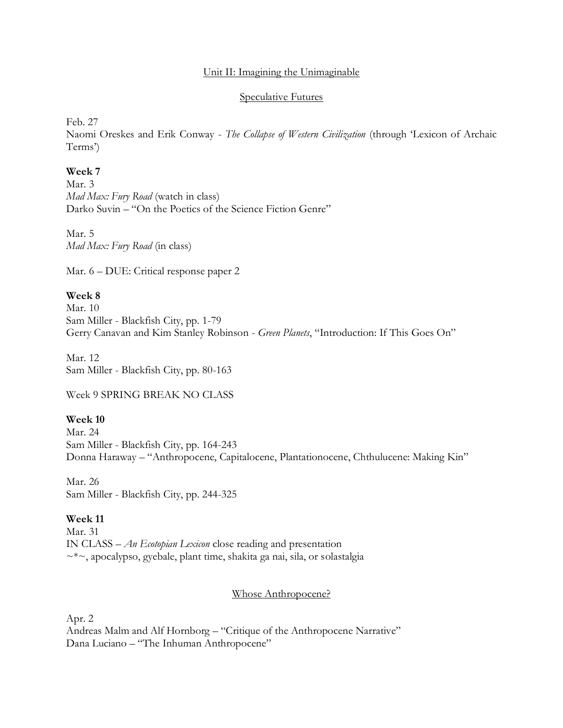## Unit II: Imagining the Unimaginable

### Speculative Futures

Feb. 27
Naomi Oreskes and Erik Conway - *The Collapse of Western Civilization* (through 'Lexicon of Archaic Terms')

**Week 7**
Mar. 3
*Mad Max: Fury Road* (watch in class)
Darko Suvin – "On the Poetics of the Science Fiction Genre"

Mar. 5
*Mad Max: Fury Road* (in class)

Mar. 6 – DUE: Critical response paper 2

**Week 8**
Mar. 10
Sam Miller - Blackfish City, pp. 1-79
Gerry Canavan and Kim Stanley Robinson - *Green Planets*, "Introduction: If This Goes On"

Mar. 12
Sam Miller - Blackfish City, pp. 80-163

Week 9 SPRING BREAK NO CLASS

**Week 10**
Mar. 24
Sam Miller - Blackfish City, pp. 164-243
Donna Haraway – "Anthropocene, Capitalocene, Plantationocene, Chthulucene: Making Kin"

Mar. 26
Sam Miller - Blackfish City, pp. 244-325

**Week 11**
Mar. 31
IN CLASS – *An Ecotopian Lexicon* close reading and presentation
~*~, apocalypso, gyebale, plant time, shakita ga nai, sila, or solastalgia

### Whose Anthropocene?

Apr. 2
Andreas Malm and Alf Hornborg – "Critique of the Anthropocene Narrative"
Dana Luciano – "The Inhuman Anthropocene"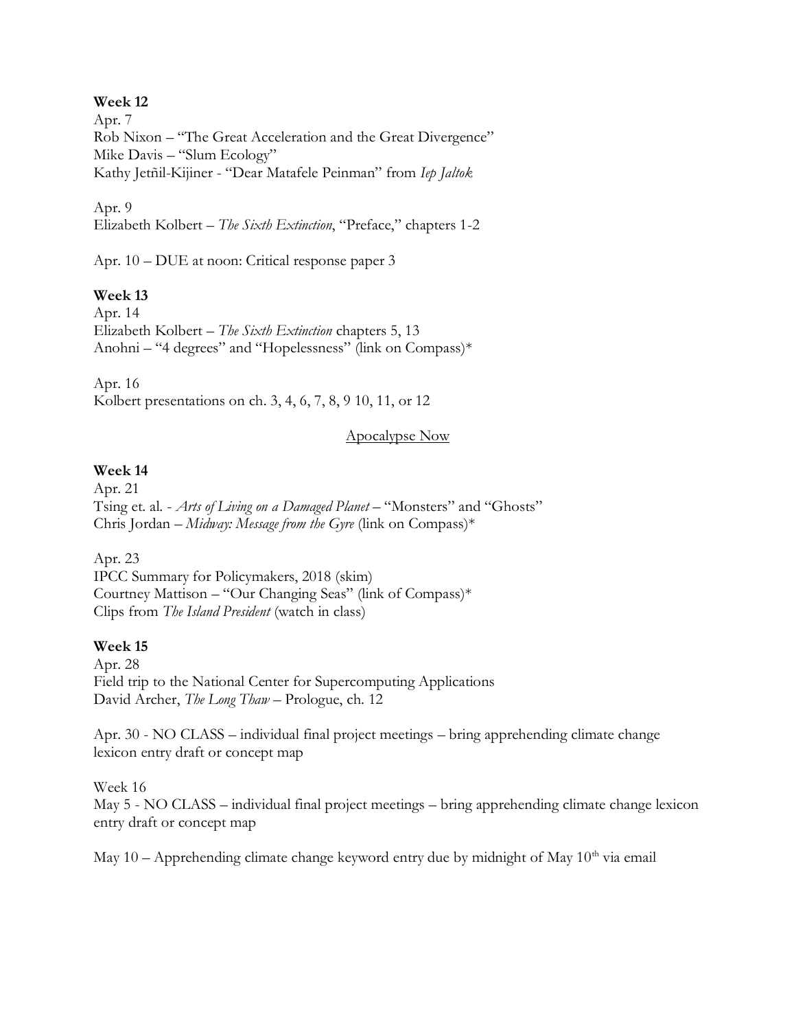**Week 12**

Apr. 7
Rob Nixon – "The Great Acceleration and the Great Divergence"
Mike Davis – "Slum Ecology"
Kathy Jetñil-Kijiner - "Dear Matafele Peinman" from *Iep Jaltok*

Apr. 9
Elizabeth Kolbert – *The Sixth Extinction*, "Preface," chapters 1-2

Apr. 10 – DUE at noon: Critical response paper 3

**Week 13**

Apr. 14
Elizabeth Kolbert – *The Sixth Extinction* chapters 5, 13
Anohni – "4 degrees" and "Hopelessness" (link on Compass)*

Apr. 16
Kolbert presentations on ch. 3, 4, 6, 7, 8, 9 10, 11, or 12

<u>Apocalypse Now</u>

**Week 14**

Apr. 21
Tsing et. al. - *Arts of Living on a Damaged Planet* – "Monsters" and "Ghosts"
Chris Jordan – *Midway: Message from the Gyre* (link on Compass)*

Apr. 23
IPCC Summary for Policymakers, 2018 (skim)
Courtney Mattison – "Our Changing Seas" (link of Compass)*
Clips from *The Island President* (watch in class)

**Week 15**

Apr. 28
Field trip to the National Center for Supercomputing Applications
David Archer, *The Long Thaw* – Prologue, ch. 12

Apr. 30 - NO CLASS – individual final project meetings – bring apprehending climate change lexicon entry draft or concept map

Week 16
May 5 - NO CLASS – individual final project meetings – bring apprehending climate change lexicon entry draft or concept map

May 10 – Apprehending climate change keyword entry due by midnight of May 10th via email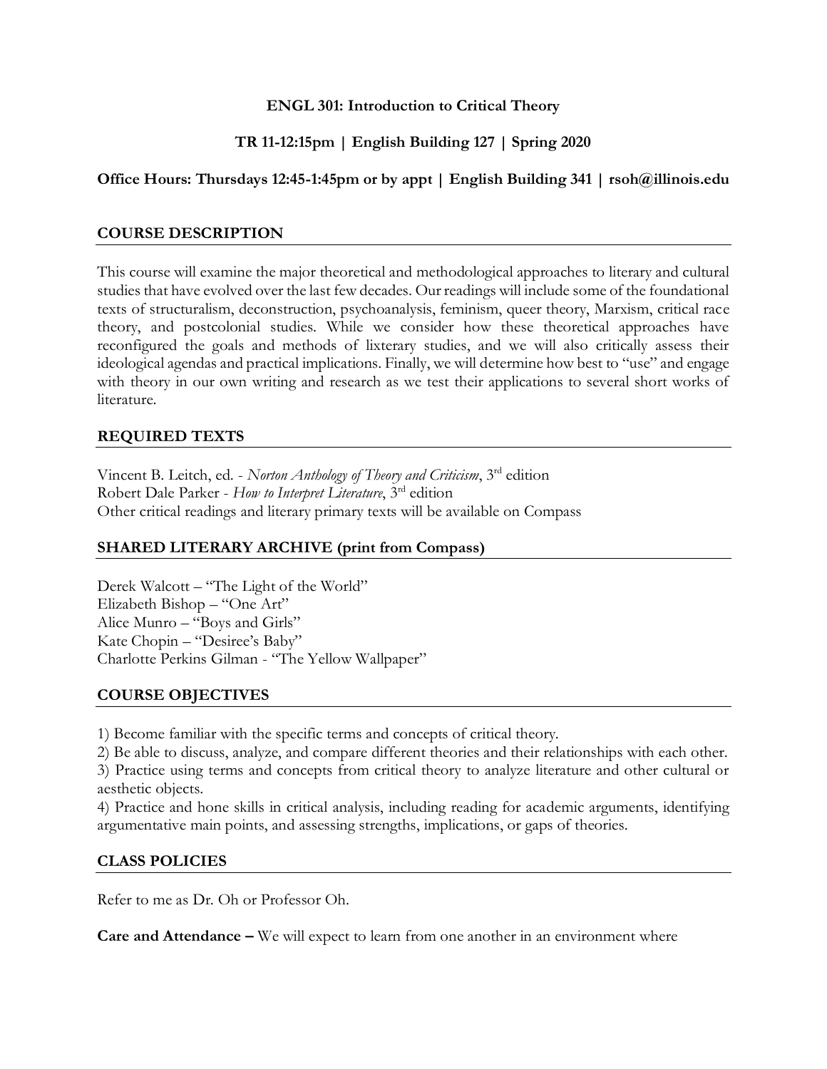**ENGL 301: Introduction to Critical Theory**

**TR 11-12:15pm | English Building 127 | Spring 2020**

**Office Hours: Thursdays 12:45-1:45pm or by appt | English Building 341 | rsoh@illinois.edu**

## COURSE DESCRIPTION

This course will examine the major theoretical and methodological approaches to literary and cultural studies that have evolved over the last few decades. Our readings will include some of the foundational texts of structuralism, deconstruction, psychoanalysis, feminism, queer theory, Marxism, critical race theory, and postcolonial studies. While we consider how these theoretical approaches have reconfigured the goals and methods of lixterary studies, and we will also critically assess their ideological agendas and practical implications. Finally, we will determine how best to "use" and engage with theory in our own writing and research as we test their applications to several short works of literature.

## REQUIRED TEXTS

Vincent B. Leitch, ed. - *Norton Anthology of Theory and Criticism*, 3rd edition
Robert Dale Parker - *How to Interpret Literature*, 3rd edition
Other critical readings and literary primary texts will be available on Compass

## SHARED LITERARY ARCHIVE (print from Compass)

Derek Walcott – "The Light of the World"
Elizabeth Bishop – "One Art"
Alice Munro – "Boys and Girls"
Kate Chopin – "Desiree's Baby"
Charlotte Perkins Gilman - "The Yellow Wallpaper"

## COURSE OBJECTIVES

1) Become familiar with the specific terms and concepts of critical theory.
2) Be able to discuss, analyze, and compare different theories and their relationships with each other.
3) Practice using terms and concepts from critical theory to analyze literature and other cultural or aesthetic objects.
4) Practice and hone skills in critical analysis, including reading for academic arguments, identifying argumentative main points, and assessing strengths, implications, or gaps of theories.

## CLASS POLICIES

Refer to me as Dr. Oh or Professor Oh.

**Care and Attendance –** We will expect to learn from one another in an environment where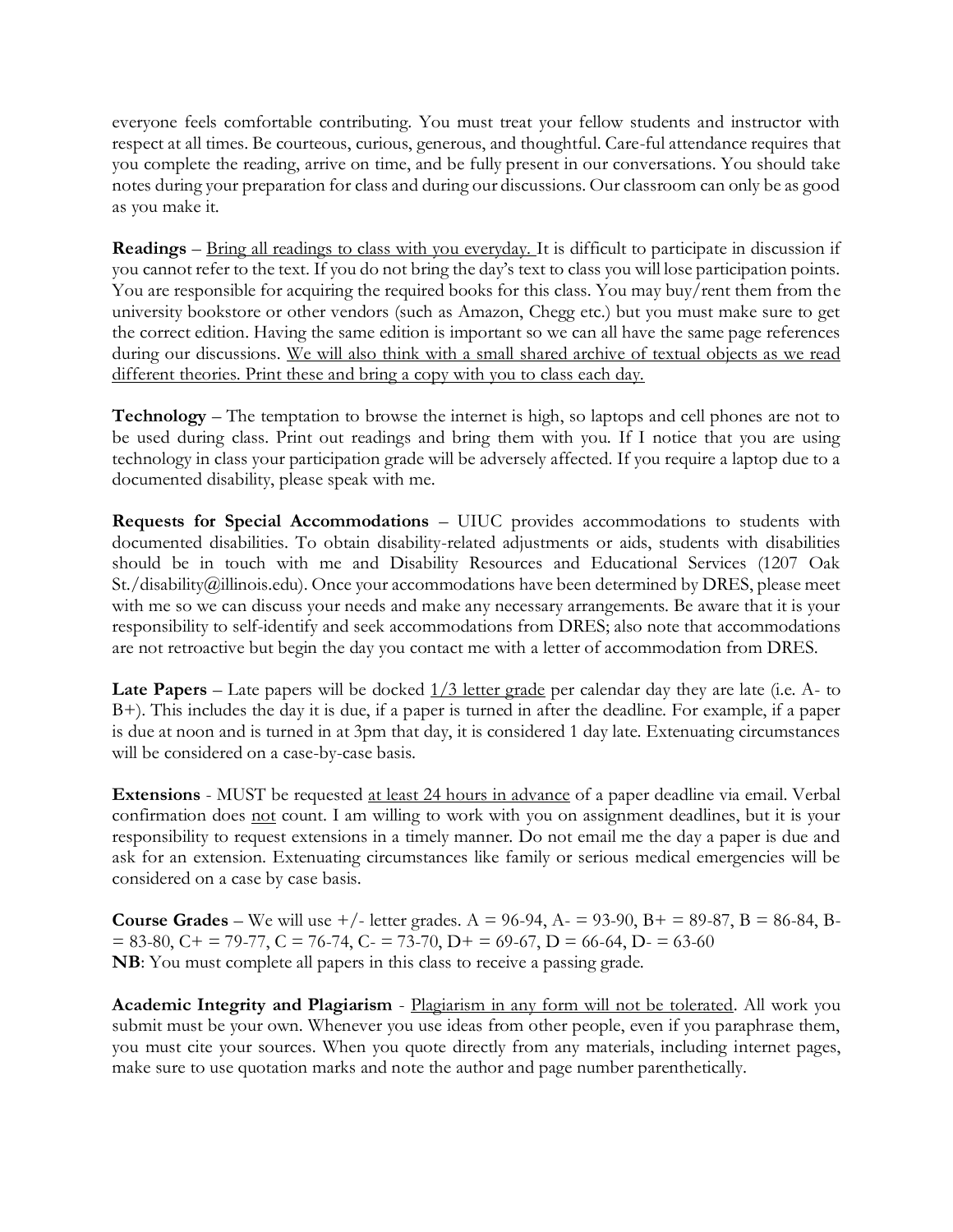everyone feels comfortable contributing. You must treat your fellow students and instructor with respect at all times. Be courteous, curious, generous, and thoughtful. Care-ful attendance requires that you complete the reading, arrive on time, and be fully present in our conversations. You should take notes during your preparation for class and during our discussions. Our classroom can only be as good as you make it.

**Readings** – <u>Bring all readings to class with you everyday.</u> It is difficult to participate in discussion if you cannot refer to the text. If you do not bring the day's text to class you will lose participation points. You are responsible for acquiring the required books for this class. You may buy/rent them from the university bookstore or other vendors (such as Amazon, Chegg etc.) but you must make sure to get the correct edition. Having the same edition is important so we can all have the same page references during our discussions. <u>We will also think with a small shared archive of textual objects as we read different theories. Print these and bring a copy with you to class each day.</u>

**Technology** – The temptation to browse the internet is high, so laptops and cell phones are not to be used during class. Print out readings and bring them with you. If I notice that you are using technology in class your participation grade will be adversely affected. If you require a laptop due to a documented disability, please speak with me.

**Requests for Special Accommodations** – UIUC provides accommodations to students with documented disabilities. To obtain disability-related adjustments or aids, students with disabilities should be in touch with me and Disability Resources and Educational Services (1207 Oak St./disability@illinois.edu). Once your accommodations have been determined by DRES, please meet with me so we can discuss your needs and make any necessary arrangements. Be aware that it is your responsibility to self-identify and seek accommodations from DRES; also note that accommodations are not retroactive but begin the day you contact me with a letter of accommodation from DRES.

**Late Papers** – Late papers will be docked <u>1/3 letter grade</u> per calendar day they are late (i.e. A- to B+). This includes the day it is due, if a paper is turned in after the deadline. For example, if a paper is due at noon and is turned in at 3pm that day, it is considered 1 day late. Extenuating circumstances will be considered on a case-by-case basis.

**Extensions** - MUST be requested <u>at least 24 hours in advance</u> of a paper deadline via email. Verbal confirmation does <u>not</u> count. I am willing to work with you on assignment deadlines, but it is your responsibility to request extensions in a timely manner. Do not email me the day a paper is due and ask for an extension. Extenuating circumstances like family or serious medical emergencies will be considered on a case by case basis.

**Course Grades** – We will use +/- letter grades. A = 96-94, A- = 93-90, B+ = 89-87, B = 86-84, B- = 83-80, C+ = 79-77, C = 76-74, C- = 73-70, D+ = 69-67, D = 66-64, D- = 63-60
**NB**: You must complete all papers in this class to receive a passing grade.

**Academic Integrity and Plagiarism** - <u>Plagiarism in any form will not be tolerated</u>. All work you submit must be your own. Whenever you use ideas from other people, even if you paraphrase them, you must cite your sources. When you quote directly from any materials, including internet pages, make sure to use quotation marks and note the author and page number parenthetically.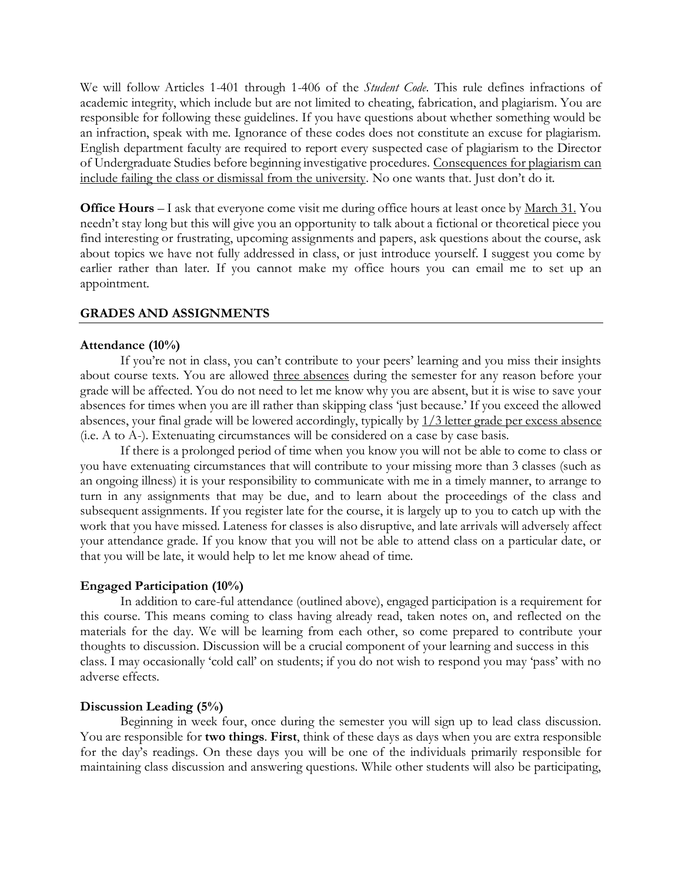We will follow Articles 1-401 through 1-406 of the *Student Code*. This rule defines infractions of academic integrity, which include but are not limited to cheating, fabrication, and plagiarism. You are responsible for following these guidelines. If you have questions about whether something would be an infraction, speak with me. Ignorance of these codes does not constitute an excuse for plagiarism. English department faculty are required to report every suspected case of plagiarism to the Director of Undergraduate Studies before beginning investigative procedures. <u>Consequences for plagiarism can include failing the class or dismissal from the university</u>. No one wants that. Just don't do it.

**Office Hours** – I ask that everyone come visit me during office hours at least once by <u>March 31.</u> You needn't stay long but this will give you an opportunity to talk about a fictional or theoretical piece you find interesting or frustrating, upcoming assignments and papers, ask questions about the course, ask about topics we have not fully addressed in class, or just introduce yourself. I suggest you come by earlier rather than later. If you cannot make my office hours you can email me to set up an appointment.

## GRADES AND ASSIGNMENTS

**Attendance (10%)**

If you're not in class, you can't contribute to your peers' learning and you miss their insights about course texts. You are allowed <u>three absences</u> during the semester for any reason before your grade will be affected. You do not need to let me know why you are absent, but it is wise to save your absences for times when you are ill rather than skipping class 'just because.' If you exceed the allowed absences, your final grade will be lowered accordingly, typically by <u>1/3 letter grade per excess absence</u> (i.e. A to A-). Extenuating circumstances will be considered on a case by case basis.

If there is a prolonged period of time when you know you will not be able to come to class or you have extenuating circumstances that will contribute to your missing more than 3 classes (such as an ongoing illness) it is your responsibility to communicate with me in a timely manner, to arrange to turn in any assignments that may be due, and to learn about the proceedings of the class and subsequent assignments. If you register late for the course, it is largely up to you to catch up with the work that you have missed. Lateness for classes is also disruptive, and late arrivals will adversely affect your attendance grade. If you know that you will not be able to attend class on a particular date, or that you will be late, it would help to let me know ahead of time.

**Engaged Participation (10%)**

In addition to care-ful attendance (outlined above), engaged participation is a requirement for this course. This means coming to class having already read, taken notes on, and reflected on the materials for the day. We will be learning from each other, so come prepared to contribute your thoughts to discussion. Discussion will be a crucial component of your learning and success in this class. I may occasionally 'cold call' on students; if you do not wish to respond you may 'pass' with no adverse effects.

**Discussion Leading (5%)**

Beginning in week four, once during the semester you will sign up to lead class discussion. You are responsible for **two things**. **First**, think of these days as days when you are extra responsible for the day's readings. On these days you will be one of the individuals primarily responsible for maintaining class discussion and answering questions. While other students will also be participating,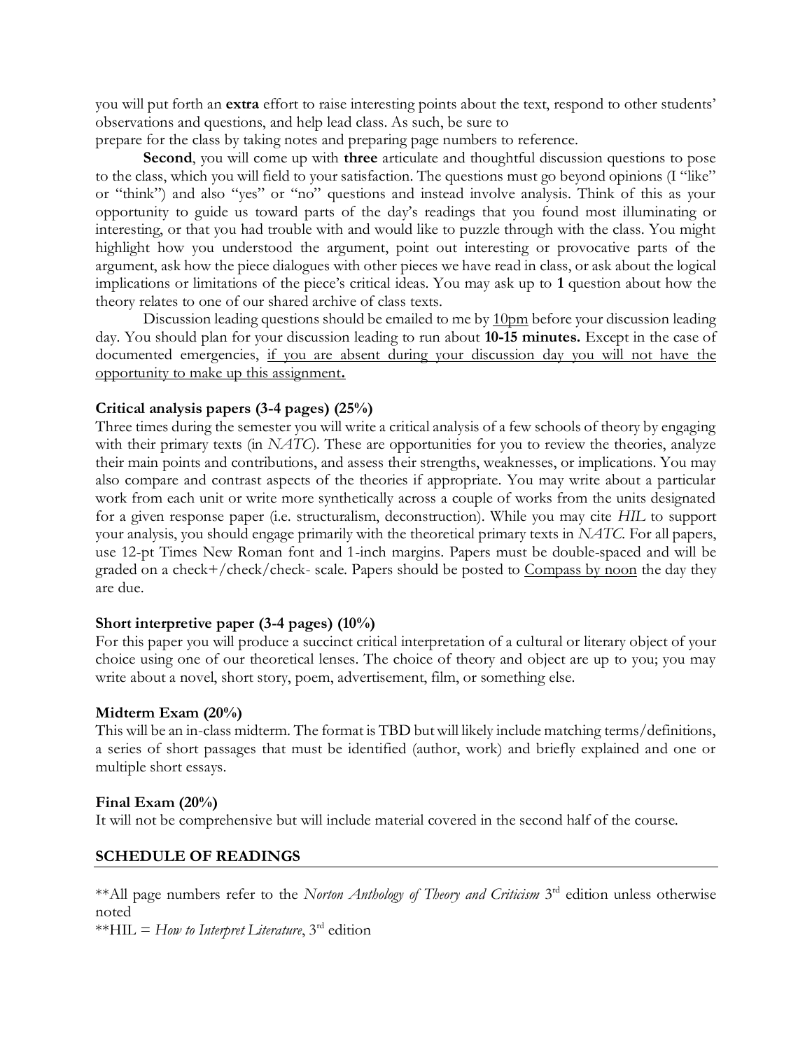you will put forth an **extra** effort to raise interesting points about the text, respond to other students' observations and questions, and help lead class. As such, be sure to
prepare for the class by taking notes and preparing page numbers to reference.

**Second**, you will come up with **three** articulate and thoughtful discussion questions to pose to the class, which you will field to your satisfaction. The questions must go beyond opinions (I "like" or "think") and also "yes" or "no" questions and instead involve analysis. Think of this as your opportunity to guide us toward parts of the day's readings that you found most illuminating or interesting, or that you had trouble with and would like to puzzle through with the class. You might highlight how you understood the argument, point out interesting or provocative parts of the argument, ask how the piece dialogues with other pieces we have read in class, or ask about the logical implications or limitations of the piece's critical ideas. You may ask up to **1** question about how the theory relates to one of our shared archive of class texts.

Discussion leading questions should be emailed to me by <u>10pm</u> before your discussion leading day. You should plan for your discussion leading to run about **10-15 minutes.** Except in the case of documented emergencies, <u>if you are absent during your discussion day you will not have the opportunity to make up this assignment</u>**.**

**Critical analysis papers (3-4 pages) (25%)**
Three times during the semester you will write a critical analysis of a few schools of theory by engaging with their primary texts (in *NATC*). These are opportunities for you to review the theories, analyze their main points and contributions, and assess their strengths, weaknesses, or implications. You may also compare and contrast aspects of the theories if appropriate. You may write about a particular work from each unit or write more synthetically across a couple of works from the units designated for a given response paper (i.e. structuralism, deconstruction). While you may cite *HIL* to support your analysis, you should engage primarily with the theoretical primary texts in *NATC*. For all papers, use 12-pt Times New Roman font and 1-inch margins. Papers must be double-spaced and will be graded on a check+/check/check- scale. Papers should be posted to <u>Compass by noon</u> the day they are due.

**Short interpretive paper (3-4 pages) (10%)**
For this paper you will produce a succinct critical interpretation of a cultural or literary object of your choice using one of our theoretical lenses. The choice of theory and object are up to you; you may write about a novel, short story, poem, advertisement, film, or something else.

**Midterm Exam (20%)**
This will be an in-class midterm. The format is TBD but will likely include matching terms/definitions, a series of short passages that must be identified (author, work) and briefly explained and one or multiple short essays.

**Final Exam (20%)**
It will not be comprehensive but will include material covered in the second half of the course.

## SCHEDULE OF READINGS

**All page numbers refer to the *Norton Anthology of Theory and Criticism* 3rd edition unless otherwise noted
**HIL = *How to Interpret Literature*, 3rd edition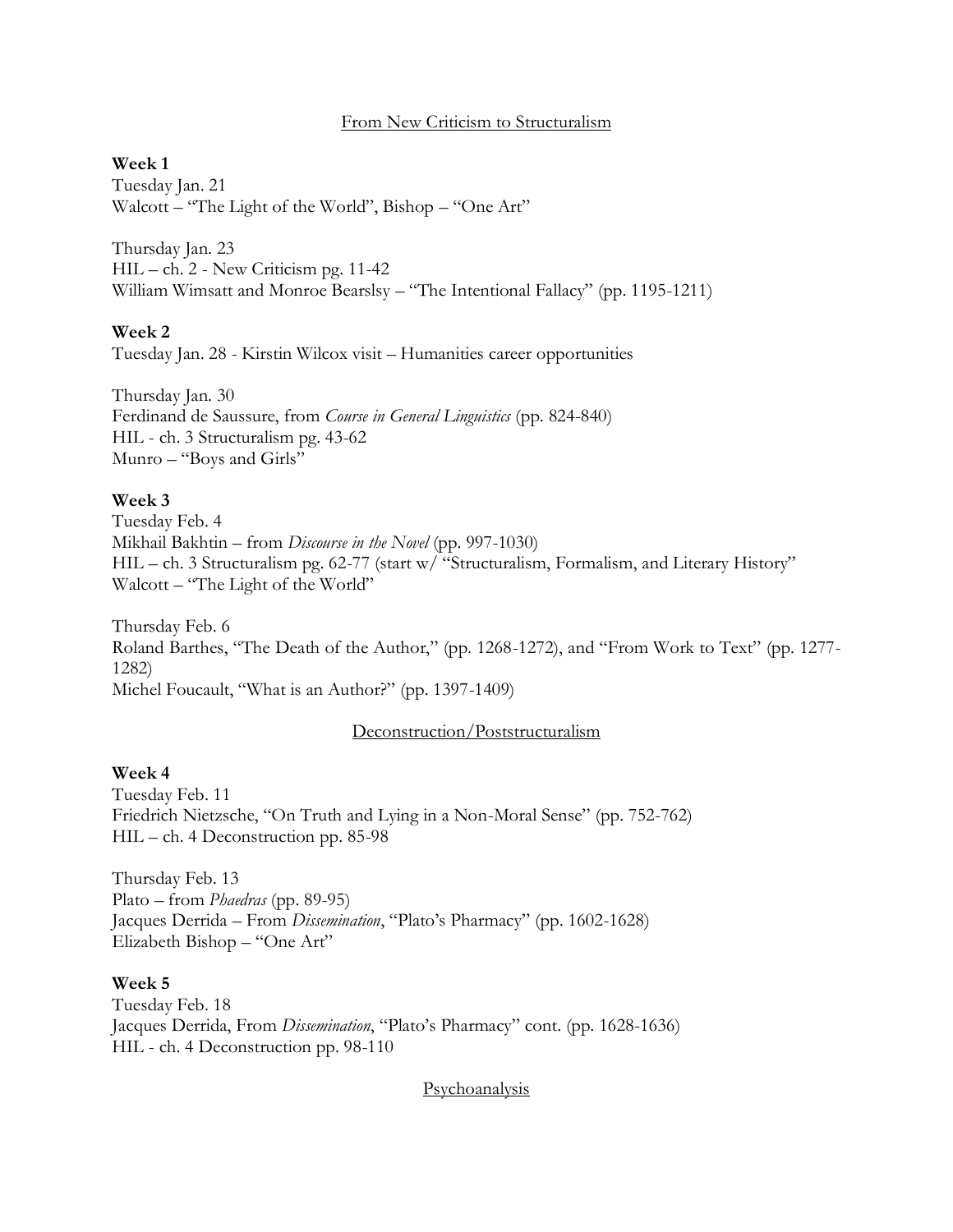## From New Criticism to Structuralism

**Week 1**

Tuesday Jan. 21
Walcott – "The Light of the World", Bishop – "One Art"

Thursday Jan. 23
HIL – ch. 2 - New Criticism pg. 11-42
William Wimsatt and Monroe Bearslsy – "The Intentional Fallacy" (pp. 1195-1211)

**Week 2**

Tuesday Jan. 28 - Kirstin Wilcox visit – Humanities career opportunities

Thursday Jan. 30
Ferdinand de Saussure, from *Course in General Linguistics* (pp. 824-840)
HIL - ch. 3 Structuralism pg. 43-62
Munro – "Boys and Girls"

**Week 3**

Tuesday Feb. 4
Mikhail Bakhtin – from *Discourse in the Novel* (pp. 997-1030)
HIL – ch. 3 Structuralism pg. 62-77 (start w/ "Structuralism, Formalism, and Literary History"
Walcott – "The Light of the World"

Thursday Feb. 6
Roland Barthes, "The Death of the Author," (pp. 1268-1272), and "From Work to Text" (pp. 1277-1282)
Michel Foucault, "What is an Author?" (pp. 1397-1409)

## Deconstruction/Poststructuralism

**Week 4**

Tuesday Feb. 11
Friedrich Nietzsche, "On Truth and Lying in a Non-Moral Sense" (pp. 752-762)
HIL – ch. 4 Deconstruction pp. 85-98

Thursday Feb. 13
Plato – from *Phaedras* (pp. 89-95)
Jacques Derrida – From *Dissemination*, "Plato's Pharmacy" (pp. 1602-1628)
Elizabeth Bishop – "One Art"

**Week 5**

Tuesday Feb. 18
Jacques Derrida, From *Dissemination*, "Plato's Pharmacy" cont. (pp. 1628-1636)
HIL - ch. 4 Deconstruction pp. 98-110

## Psychoanalysis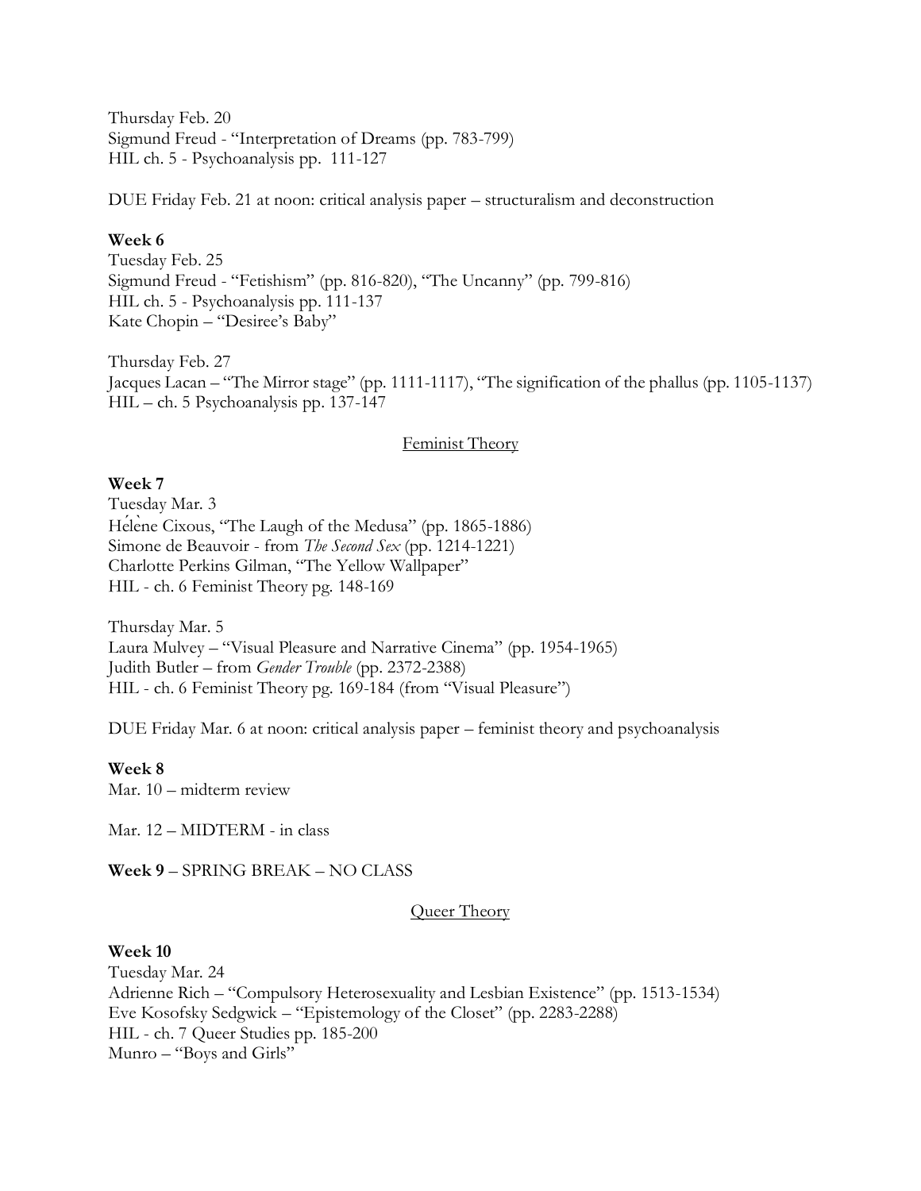Thursday Feb. 20
Sigmund Freud - "Interpretation of Dreams (pp. 783-799)
HIL ch. 5 - Psychoanalysis pp. 111-127

DUE Friday Feb. 21 at noon: critical analysis paper – structuralism and deconstruction

**Week 6**
Tuesday Feb. 25
Sigmund Freud - "Fetishism" (pp. 816-820), "The Uncanny" (pp. 799-816)
HIL ch. 5 - Psychoanalysis pp. 111-137
Kate Chopin – "Desiree's Baby"

Thursday Feb. 27
Jacques Lacan – "The Mirror stage" (pp. 1111-1117), "The signification of the phallus (pp. 1105-1137)
HIL – ch. 5 Psychoanalysis pp. 137-147

## Feminist Theory

**Week 7**
Tuesday Mar. 3
Hélène Cixous, "The Laugh of the Medusa" (pp. 1865-1886)
Simone de Beauvoir - from *The Second Sex* (pp. 1214-1221)
Charlotte Perkins Gilman, "The Yellow Wallpaper"
HIL - ch. 6 Feminist Theory pg. 148-169

Thursday Mar. 5
Laura Mulvey – "Visual Pleasure and Narrative Cinema" (pp. 1954-1965)
Judith Butler – from *Gender Trouble* (pp. 2372-2388)
HIL - ch. 6 Feminist Theory pg. 169-184 (from "Visual Pleasure")

DUE Friday Mar. 6 at noon: critical analysis paper – feminist theory and psychoanalysis

**Week 8**
Mar. 10 – midterm review

Mar. 12 – MIDTERM - in class

**Week 9** – SPRING BREAK – NO CLASS

## Queer Theory

**Week 10**
Tuesday Mar. 24
Adrienne Rich – "Compulsory Heterosexuality and Lesbian Existence" (pp. 1513-1534)
Eve Kosofsky Sedgwick – "Epistemology of the Closet" (pp. 2283-2288)
HIL - ch. 7 Queer Studies pp. 185-200
Munro – "Boys and Girls"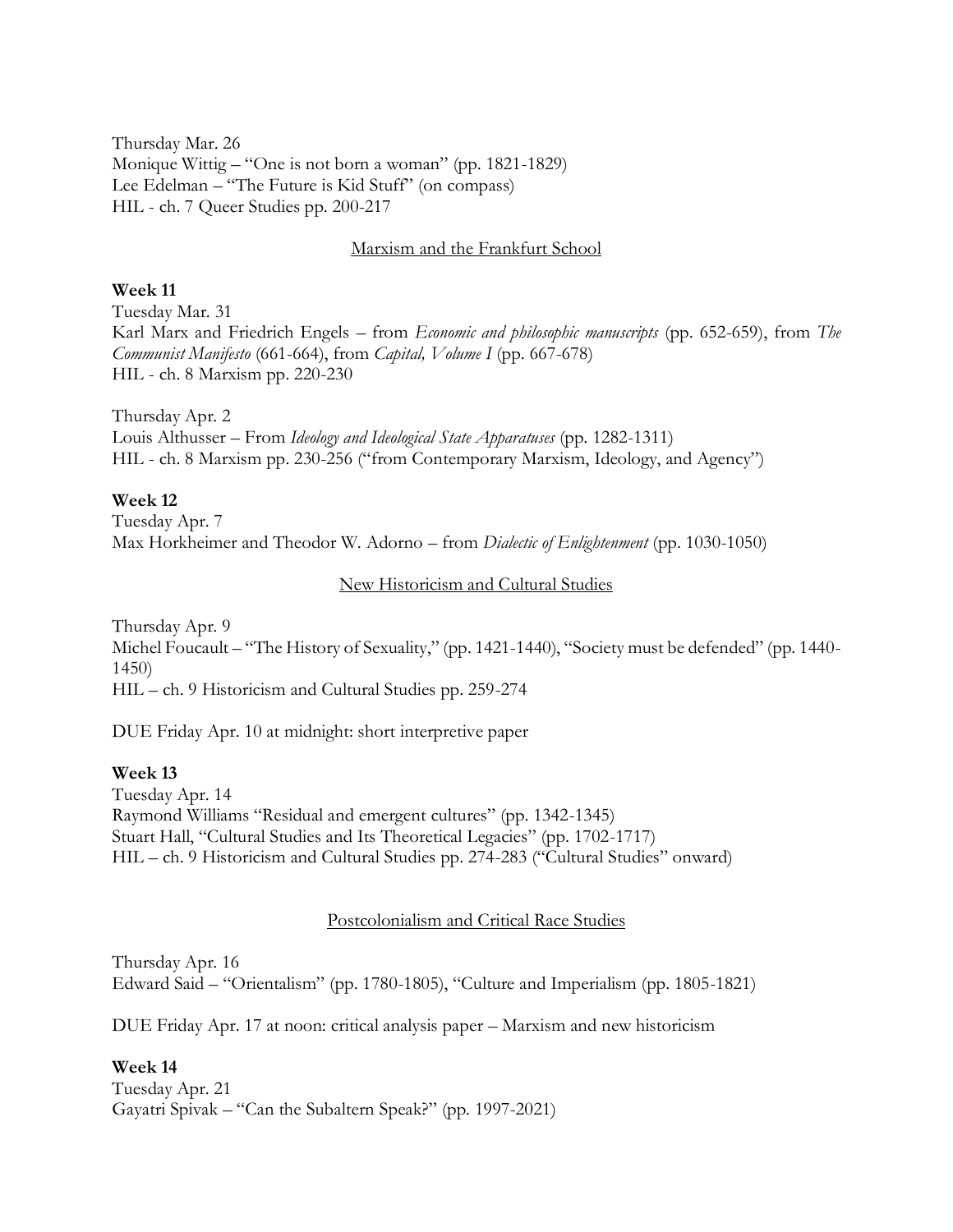Thursday Mar. 26
Monique Wittig – "One is not born a woman" (pp. 1821-1829)
Lee Edelman – "The Future is Kid Stuff" (on compass)
HIL - ch. 7 Queer Studies pp. 200-217

## Marxism and the Frankfurt School

**Week 11**
Tuesday Mar. 31
Karl Marx and Friedrich Engels – from *Economic and philosophic manuscripts* (pp. 652-659), from *The Communist Manifesto* (661-664), from *Capital, Volume I* (pp. 667-678)
HIL - ch. 8 Marxism pp. 220-230

Thursday Apr. 2
Louis Althusser – From *Ideology and Ideological State Apparatuses* (pp. 1282-1311)
HIL - ch. 8 Marxism pp. 230-256 ("from Contemporary Marxism, Ideology, and Agency")

**Week 12**
Tuesday Apr. 7
Max Horkheimer and Theodor W. Adorno – from *Dialectic of Enlightenment* (pp. 1030-1050)

## New Historicism and Cultural Studies

Thursday Apr. 9
Michel Foucault – "The History of Sexuality," (pp. 1421-1440), "Society must be defended" (pp. 1440-1450)
HIL – ch. 9 Historicism and Cultural Studies pp. 259-274

DUE Friday Apr. 10 at midnight: short interpretive paper

**Week 13**
Tuesday Apr. 14
Raymond Williams "Residual and emergent cultures" (pp. 1342-1345)
Stuart Hall, "Cultural Studies and Its Theoretical Legacies" (pp. 1702-1717)
HIL – ch. 9 Historicism and Cultural Studies pp. 274-283 ("Cultural Studies" onward)

## Postcolonialism and Critical Race Studies

Thursday Apr. 16
Edward Said – "Orientalism" (pp. 1780-1805), "Culture and Imperialism (pp. 1805-1821)

DUE Friday Apr. 17 at noon: critical analysis paper – Marxism and new historicism

**Week 14**
Tuesday Apr. 21
Gayatri Spivak – "Can the Subaltern Speak?" (pp. 1997-2021)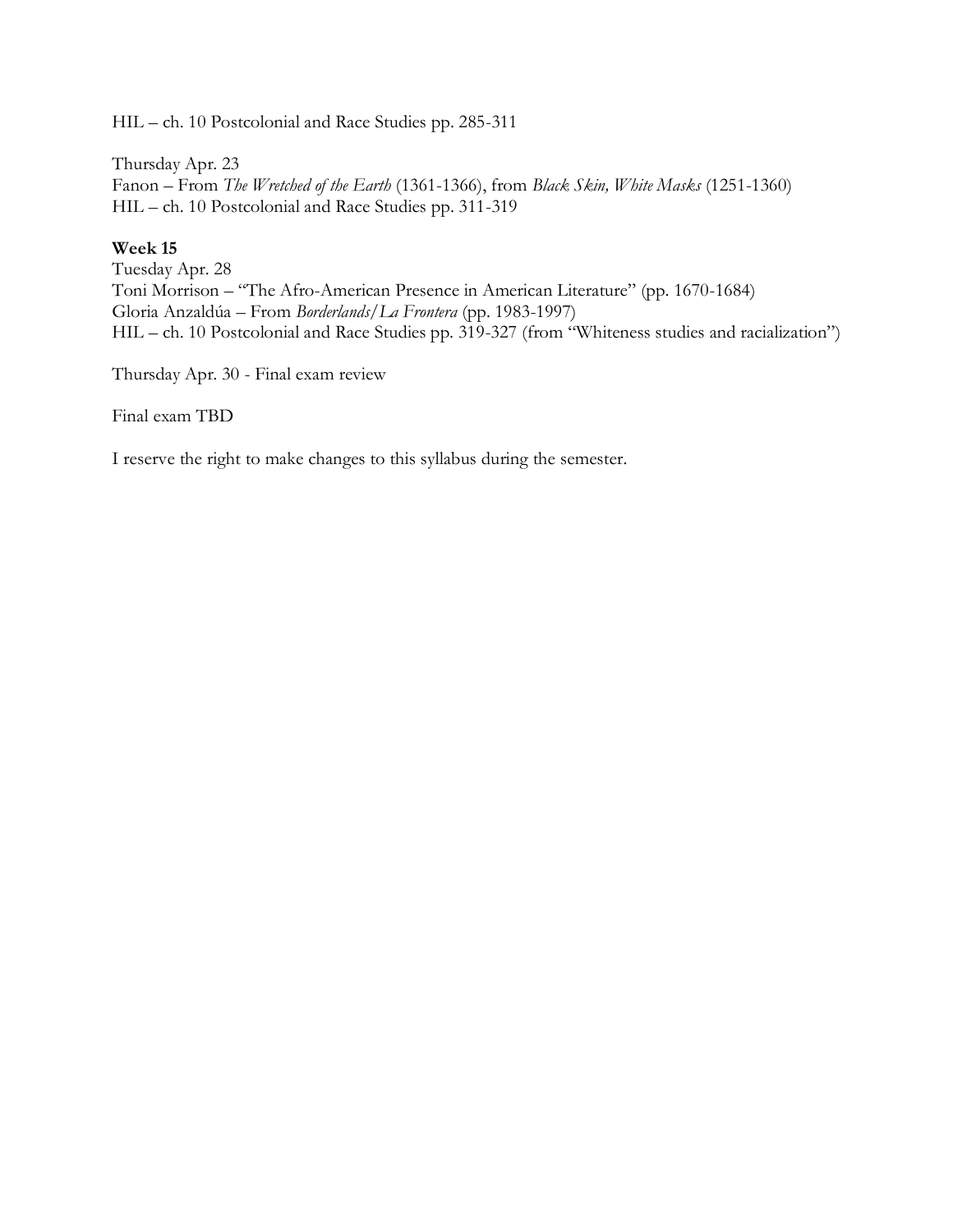HIL – ch. 10 Postcolonial and Race Studies pp. 285-311

Thursday Apr. 23
Fanon – From *The Wretched of the Earth* (1361-1366), from *Black Skin, White Masks* (1251-1360)
HIL – ch. 10 Postcolonial and Race Studies pp. 311-319

**Week 15**
Tuesday Apr. 28
Toni Morrison – "The Afro-American Presence in American Literature" (pp. 1670-1684)
Gloria Anzaldúa – From *Borderlands/La Frontera* (pp. 1983-1997)
HIL – ch. 10 Postcolonial and Race Studies pp. 319-327 (from "Whiteness studies and racialization")

Thursday Apr. 30 - Final exam review

Final exam TBD

I reserve the right to make changes to this syllabus during the semester.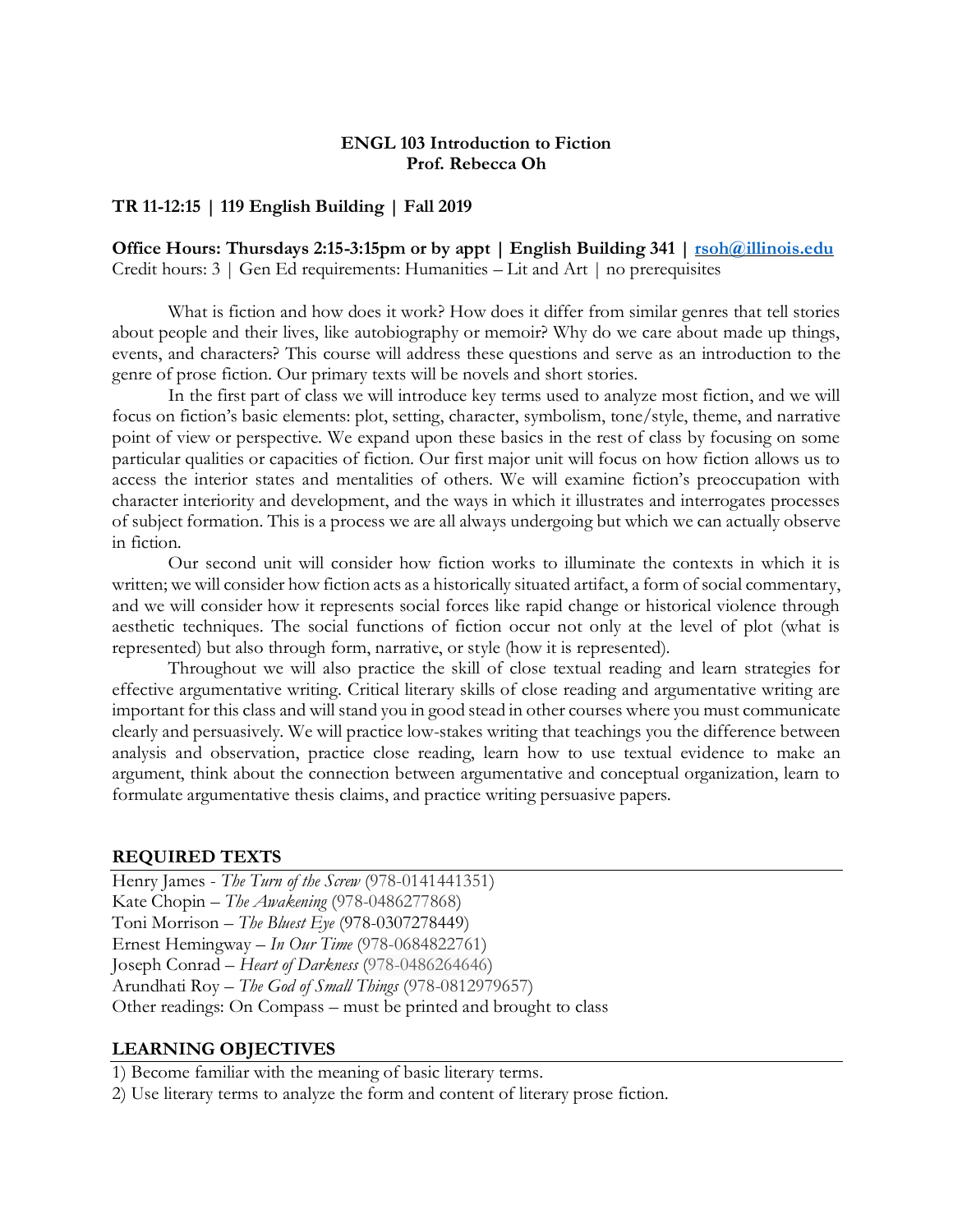**ENGL 103 Introduction to Fiction**
**Prof. Rebecca Oh**

**TR 11-12:15 | 119 English Building | Fall 2019**

**Office Hours: Thursdays 2:15-3:15pm or by appt | English Building 341 | rsoh@illinois.edu**
Credit hours: 3 | Gen Ed requirements: Humanities – Lit and Art | no prerequisites

What is fiction and how does it work? How does it differ from similar genres that tell stories about people and their lives, like autobiography or memoir? Why do we care about made up things, events, and characters? This course will address these questions and serve as an introduction to the genre of prose fiction. Our primary texts will be novels and short stories.

In the first part of class we will introduce key terms used to analyze most fiction, and we will focus on fiction's basic elements: plot, setting, character, symbolism, tone/style, theme, and narrative point of view or perspective. We expand upon these basics in the rest of class by focusing on some particular qualities or capacities of fiction. Our first major unit will focus on how fiction allows us to access the interior states and mentalities of others. We will examine fiction's preoccupation with character interiority and development, and the ways in which it illustrates and interrogates processes of subject formation. This is a process we are all always undergoing but which we can actually observe in fiction.

Our second unit will consider how fiction works to illuminate the contexts in which it is written; we will consider how fiction acts as a historically situated artifact, a form of social commentary, and we will consider how it represents social forces like rapid change or historical violence through aesthetic techniques. The social functions of fiction occur not only at the level of plot (what is represented) but also through form, narrative, or style (how it is represented).

Throughout we will also practice the skill of close textual reading and learn strategies for effective argumentative writing. Critical literary skills of close reading and argumentative writing are important for this class and will stand you in good stead in other courses where you must communicate clearly and persuasively. We will practice low-stakes writing that teachings you the difference between analysis and observation, practice close reading, learn how to use textual evidence to make an argument, think about the connection between argumentative and conceptual organization, learn to formulate argumentative thesis claims, and practice writing persuasive papers.

## REQUIRED TEXTS

Henry James - *The Turn of the Screw* (978-0141441351)
Kate Chopin – *The Awakening* (978-0486277868)
Toni Morrison – *The Bluest Eye* (978-0307278449)
Ernest Hemingway – *In Our Time* (978-0684822761)
Joseph Conrad – *Heart of Darkness* (978-0486264646)
Arundhati Roy – *The God of Small Things* (978-0812979657)
Other readings: On Compass – must be printed and brought to class

## LEARNING OBJECTIVES

1) Become familiar with the meaning of basic literary terms.
2) Use literary terms to analyze the form and content of literary prose fiction.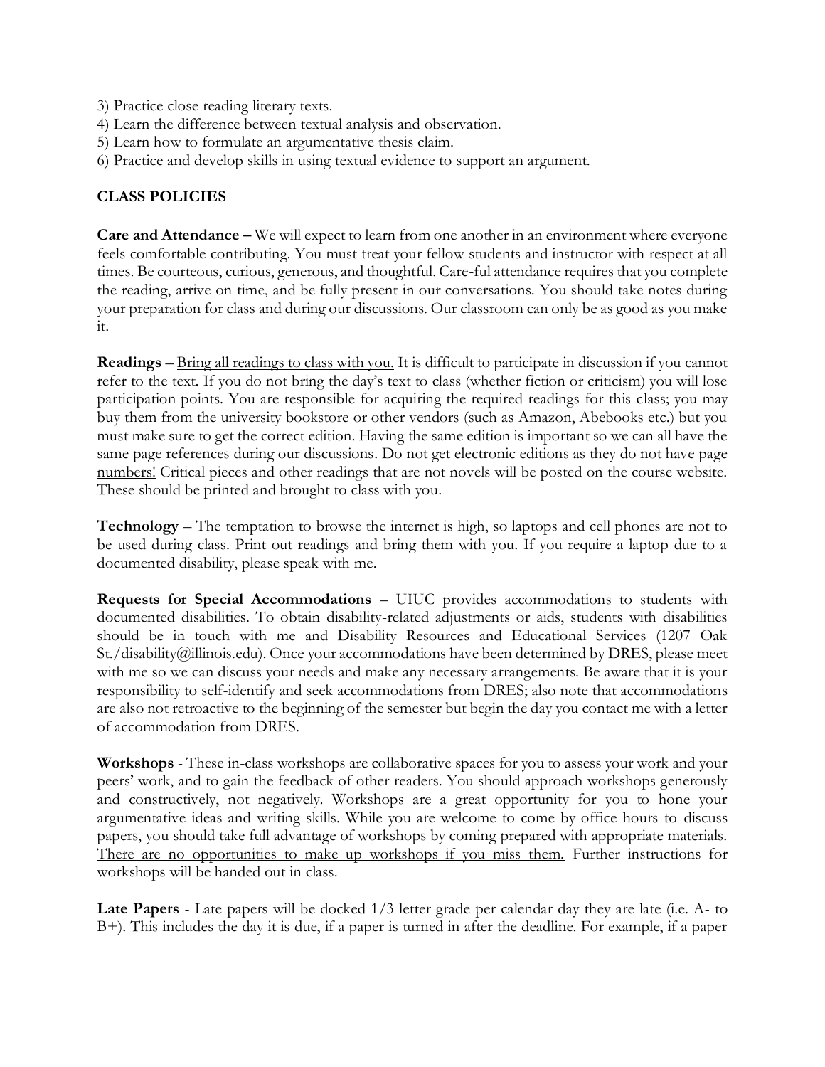3) Practice close reading literary texts.
4) Learn the difference between textual analysis and observation.
5) Learn how to formulate an argumentative thesis claim.
6) Practice and develop skills in using textual evidence to support an argument.

## CLASS POLICIES

**Care and Attendance –** We will expect to learn from one another in an environment where everyone feels comfortable contributing. You must treat your fellow students and instructor with respect at all times. Be courteous, curious, generous, and thoughtful. Care-ful attendance requires that you complete the reading, arrive on time, and be fully present in our conversations. You should take notes during your preparation for class and during our discussions. Our classroom can only be as good as you make it.

**Readings** – <u>Bring all readings to class with you.</u> It is difficult to participate in discussion if you cannot refer to the text. If you do not bring the day's text to class (whether fiction or criticism) you will lose participation points. You are responsible for acquiring the required readings for this class; you may buy them from the university bookstore or other vendors (such as Amazon, Abebooks etc.) but you must make sure to get the correct edition. Having the same edition is important so we can all have the same page references during our discussions. <u>Do not get electronic editions as they do not have page numbers!</u> Critical pieces and other readings that are not novels will be posted on the course website. <u>These should be printed and brought to class with you</u>.

**Technology** – The temptation to browse the internet is high, so laptops and cell phones are not to be used during class. Print out readings and bring them with you. If you require a laptop due to a documented disability, please speak with me.

**Requests for Special Accommodations** – UIUC provides accommodations to students with documented disabilities. To obtain disability-related adjustments or aids, students with disabilities should be in touch with me and Disability Resources and Educational Services (1207 Oak St./disability@illinois.edu). Once your accommodations have been determined by DRES, please meet with me so we can discuss your needs and make any necessary arrangements. Be aware that it is your responsibility to self-identify and seek accommodations from DRES; also note that accommodations are also not retroactive to the beginning of the semester but begin the day you contact me with a letter of accommodation from DRES.

**Workshops** - These in-class workshops are collaborative spaces for you to assess your work and your peers' work, and to gain the feedback of other readers. You should approach workshops generously and constructively, not negatively. Workshops are a great opportunity for you to hone your argumentative ideas and writing skills. While you are welcome to come by office hours to discuss papers, you should take full advantage of workshops by coming prepared with appropriate materials. <u>There are no opportunities to make up workshops if you miss them.</u> Further instructions for workshops will be handed out in class.

**Late Papers** - Late papers will be docked <u>1/3 letter grade</u> per calendar day they are late (i.e. A- to B+). This includes the day it is due, if a paper is turned in after the deadline. For example, if a paper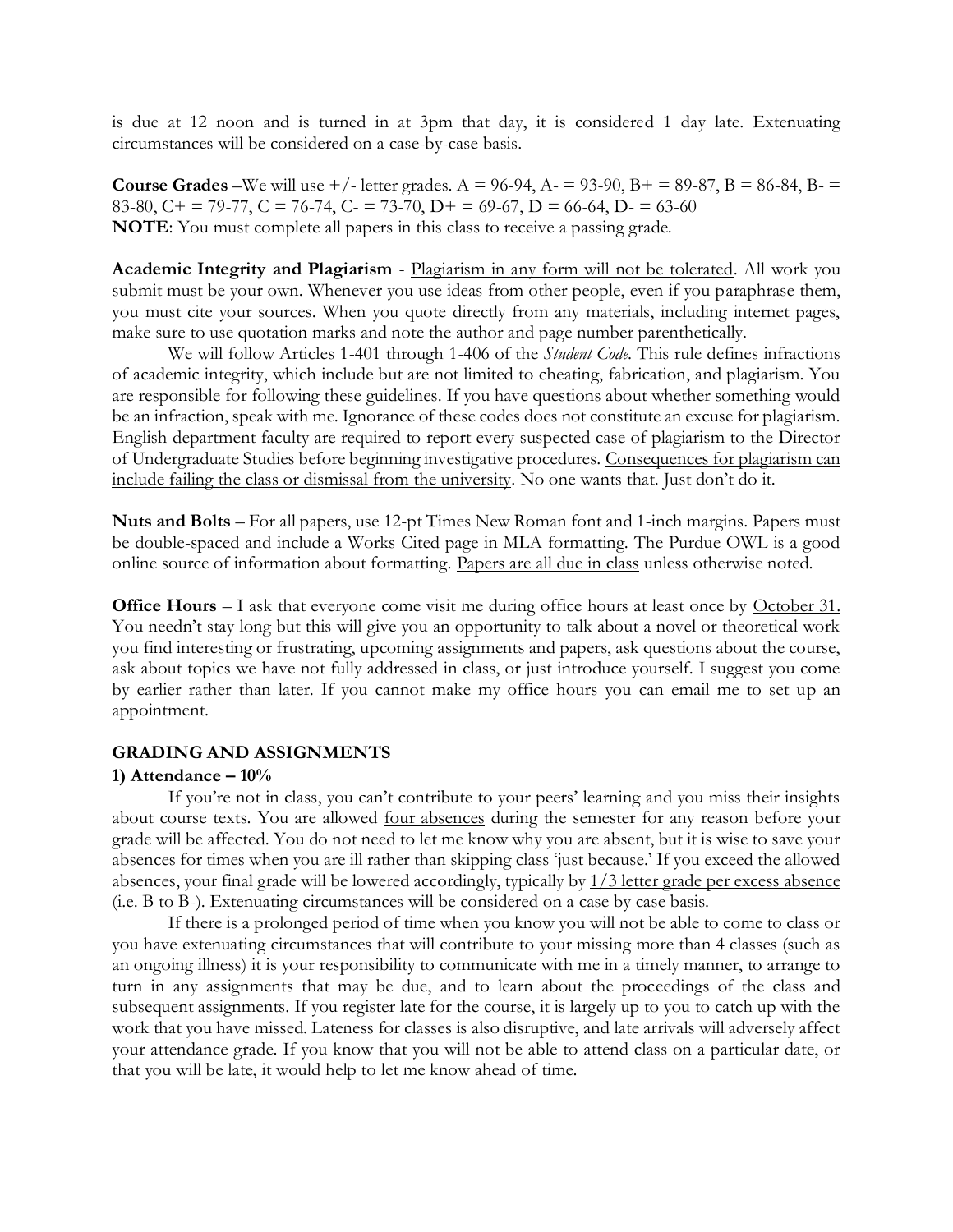is due at 12 noon and is turned in at 3pm that day, it is considered 1 day late. Extenuating circumstances will be considered on a case-by-case basis.

**Course Grades** –We will use +/- letter grades. A = 96-94, A- = 93-90, B+ = 89-87, B = 86-84, B- = 83-80, C+ = 79-77, C = 76-74, C- = 73-70, D+ = 69-67, D = 66-64, D- = 63-60
**NOTE**: You must complete all papers in this class to receive a passing grade.

**Academic Integrity and Plagiarism** - Plagiarism in any form will not be tolerated. All work you submit must be your own. Whenever you use ideas from other people, even if you paraphrase them, you must cite your sources. When you quote directly from any materials, including internet pages, make sure to use quotation marks and note the author and page number parenthetically.

We will follow Articles 1-401 through 1-406 of the *Student Code*. This rule defines infractions of academic integrity, which include but are not limited to cheating, fabrication, and plagiarism. You are responsible for following these guidelines. If you have questions about whether something would be an infraction, speak with me. Ignorance of these codes does not constitute an excuse for plagiarism. English department faculty are required to report every suspected case of plagiarism to the Director of Undergraduate Studies before beginning investigative procedures. Consequences for plagiarism can include failing the class or dismissal from the university. No one wants that. Just don't do it.

**Nuts and Bolts** – For all papers, use 12-pt Times New Roman font and 1-inch margins. Papers must be double-spaced and include a Works Cited page in MLA formatting. The Purdue OWL is a good online source of information about formatting. Papers are all due in class unless otherwise noted.

**Office Hours** – I ask that everyone come visit me during office hours at least once by October 31. You needn't stay long but this will give you an opportunity to talk about a novel or theoretical work you find interesting or frustrating, upcoming assignments and papers, ask questions about the course, ask about topics we have not fully addressed in class, or just introduce yourself. I suggest you come by earlier rather than later. If you cannot make my office hours you can email me to set up an appointment.

## GRADING AND ASSIGNMENTS

### 1) Attendance – 10%

If you're not in class, you can't contribute to your peers' learning and you miss their insights about course texts. You are allowed four absences during the semester for any reason before your grade will be affected. You do not need to let me know why you are absent, but it is wise to save your absences for times when you are ill rather than skipping class 'just because.' If you exceed the allowed absences, your final grade will be lowered accordingly, typically by 1/3 letter grade per excess absence (i.e. B to B-). Extenuating circumstances will be considered on a case by case basis.

If there is a prolonged period of time when you know you will not be able to come to class or you have extenuating circumstances that will contribute to your missing more than 4 classes (such as an ongoing illness) it is your responsibility to communicate with me in a timely manner, to arrange to turn in any assignments that may be due, and to learn about the proceedings of the class and subsequent assignments. If you register late for the course, it is largely up to you to catch up with the work that you have missed. Lateness for classes is also disruptive, and late arrivals will adversely affect your attendance grade. If you know that you will not be able to attend class on a particular date, or that you will be late, it would help to let me know ahead of time.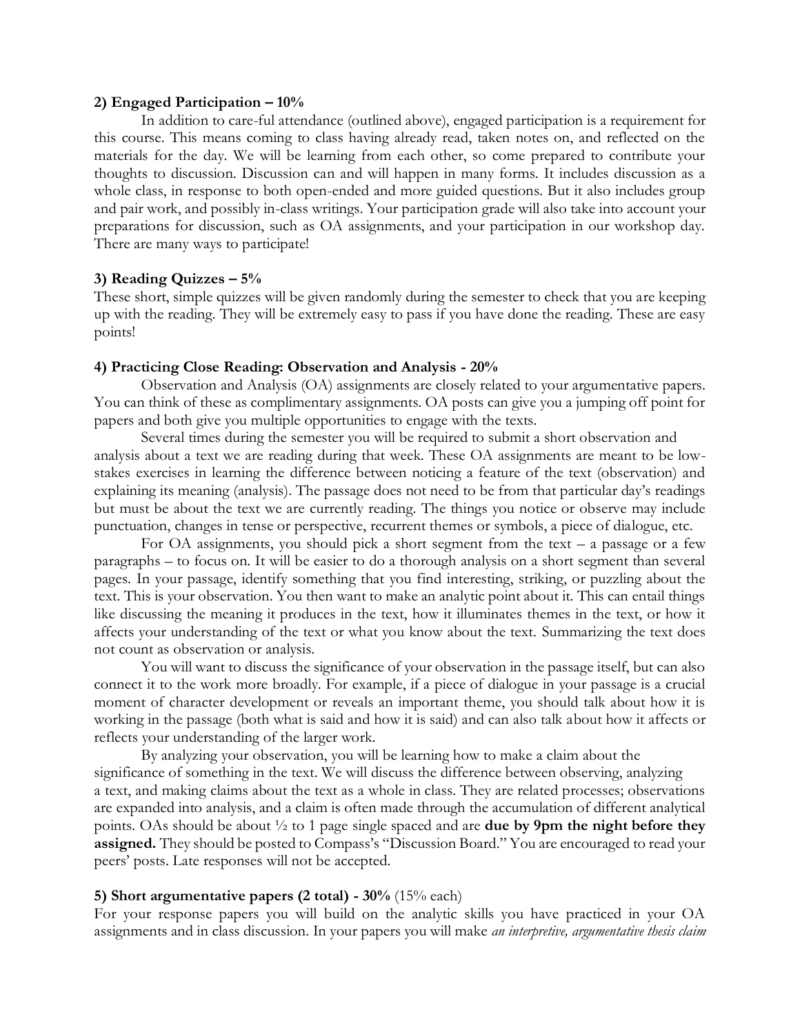**2) Engaged Participation – 10%**

In addition to care-ful attendance (outlined above), engaged participation is a requirement for this course. This means coming to class having already read, taken notes on, and reflected on the materials for the day. We will be learning from each other, so come prepared to contribute your thoughts to discussion. Discussion can and will happen in many forms. It includes discussion as a whole class, in response to both open-ended and more guided questions. But it also includes group and pair work, and possibly in-class writings. Your participation grade will also take into account your preparations for discussion, such as OA assignments, and your participation in our workshop day. There are many ways to participate!

**3) Reading Quizzes – 5%**

These short, simple quizzes will be given randomly during the semester to check that you are keeping up with the reading. They will be extremely easy to pass if you have done the reading. These are easy points!

**4) Practicing Close Reading: Observation and Analysis - 20%**

Observation and Analysis (OA) assignments are closely related to your argumentative papers. You can think of these as complimentary assignments. OA posts can give you a jumping off point for papers and both give you multiple opportunities to engage with the texts.

Several times during the semester you will be required to submit a short observation and analysis about a text we are reading during that week. These OA assignments are meant to be low-stakes exercises in learning the difference between noticing a feature of the text (observation) and explaining its meaning (analysis). The passage does not need to be from that particular day's readings but must be about the text we are currently reading. The things you notice or observe may include punctuation, changes in tense or perspective, recurrent themes or symbols, a piece of dialogue, etc.

For OA assignments, you should pick a short segment from the text – a passage or a few paragraphs – to focus on. It will be easier to do a thorough analysis on a short segment than several pages. In your passage, identify something that you find interesting, striking, or puzzling about the text. This is your observation. You then want to make an analytic point about it. This can entail things like discussing the meaning it produces in the text, how it illuminates themes in the text, or how it affects your understanding of the text or what you know about the text. Summarizing the text does not count as observation or analysis.

You will want to discuss the significance of your observation in the passage itself, but can also connect it to the work more broadly. For example, if a piece of dialogue in your passage is a crucial moment of character development or reveals an important theme, you should talk about how it is working in the passage (both what is said and how it is said) and can also talk about how it affects or reflects your understanding of the larger work.

By analyzing your observation, you will be learning how to make a claim about the significance of something in the text. We will discuss the difference between observing, analyzing a text, and making claims about the text as a whole in class. They are related processes; observations are expanded into analysis, and a claim is often made through the accumulation of different analytical points. OAs should be about ½ to 1 page single spaced and are **due by 9pm the night before they assigned.** They should be posted to Compass's "Discussion Board." You are encouraged to read your peers' posts. Late responses will not be accepted.

**5) Short argumentative papers (2 total) - 30%** (15% each)

For your response papers you will build on the analytic skills you have practiced in your OA assignments and in class discussion. In your papers you will make *an interpretive, argumentative thesis claim*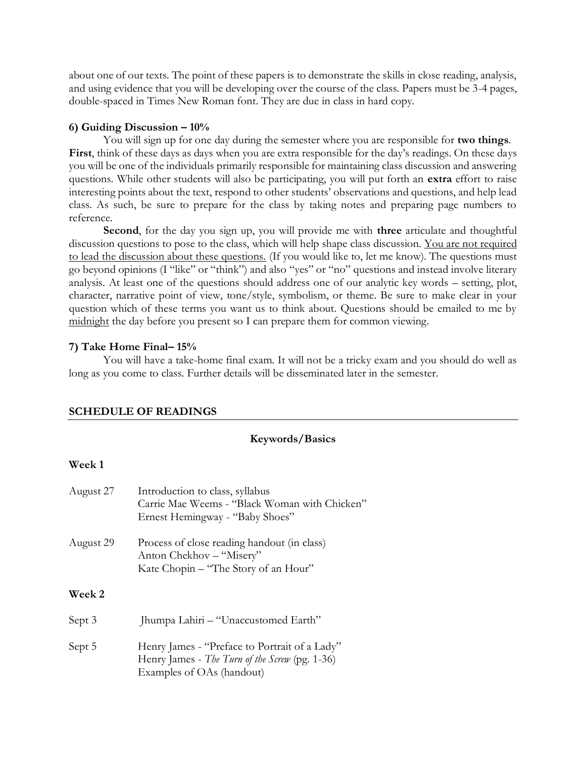about one of our texts. The point of these papers is to demonstrate the skills in close reading, analysis, and using evidence that you will be developing over the course of the class. Papers must be 3-4 pages, double-spaced in Times New Roman font. They are due in class in hard copy.

**6) Guiding Discussion – 10%**

You will sign up for one day during the semester where you are responsible for **two things**. **First**, think of these days as days when you are extra responsible for the day's readings. On these days you will be one of the individuals primarily responsible for maintaining class discussion and answering questions. While other students will also be participating, you will put forth an **extra** effort to raise interesting points about the text, respond to other students' observations and questions, and help lead class. As such, be sure to prepare for the class by taking notes and preparing page numbers to reference.

**Second**, for the day you sign up, you will provide me with **three** articulate and thoughtful discussion questions to pose to the class, which will help shape class discussion. <u>You are not required to lead the discussion about these questions.</u> (If you would like to, let me know). The questions must go beyond opinions (I "like" or "think") and also "yes" or "no" questions and instead involve literary analysis. At least one of the questions should address one of our analytic key words – setting, plot, character, narrative point of view, tone/style, symbolism, or theme. Be sure to make clear in your question which of these terms you want us to think about. Questions should be emailed to me by <u>midnight</u> the day before you present so I can prepare them for common viewing.

**7) Take Home Final– 15%**

You will have a take-home final exam. It will not be a tricky exam and you should do well as long as you come to class. Further details will be disseminated later in the semester.

## SCHEDULE OF READINGS

### Keywords/Basics

**Week 1**

| | |
|---|---|
| August 27 | Introduction to class, syllabus<br>Carrie Mae Weems - "Black Woman with Chicken"<br>Ernest Hemingway - "Baby Shoes" |
| August 29 | Process of close reading handout (in class)<br>Anton Chekhov – "Misery"<br>Kate Chopin – "The Story of an Hour" |

**Week 2**

| | |
|---|---|
| Sept 3 | Jhumpa Lahiri – "Unaccustomed Earth" |
| Sept 5 | Henry James - "Preface to Portrait of a Lady"<br>Henry James - *The Turn of the Screw* (pg. 1-36)<br>Examples of OAs (handout) |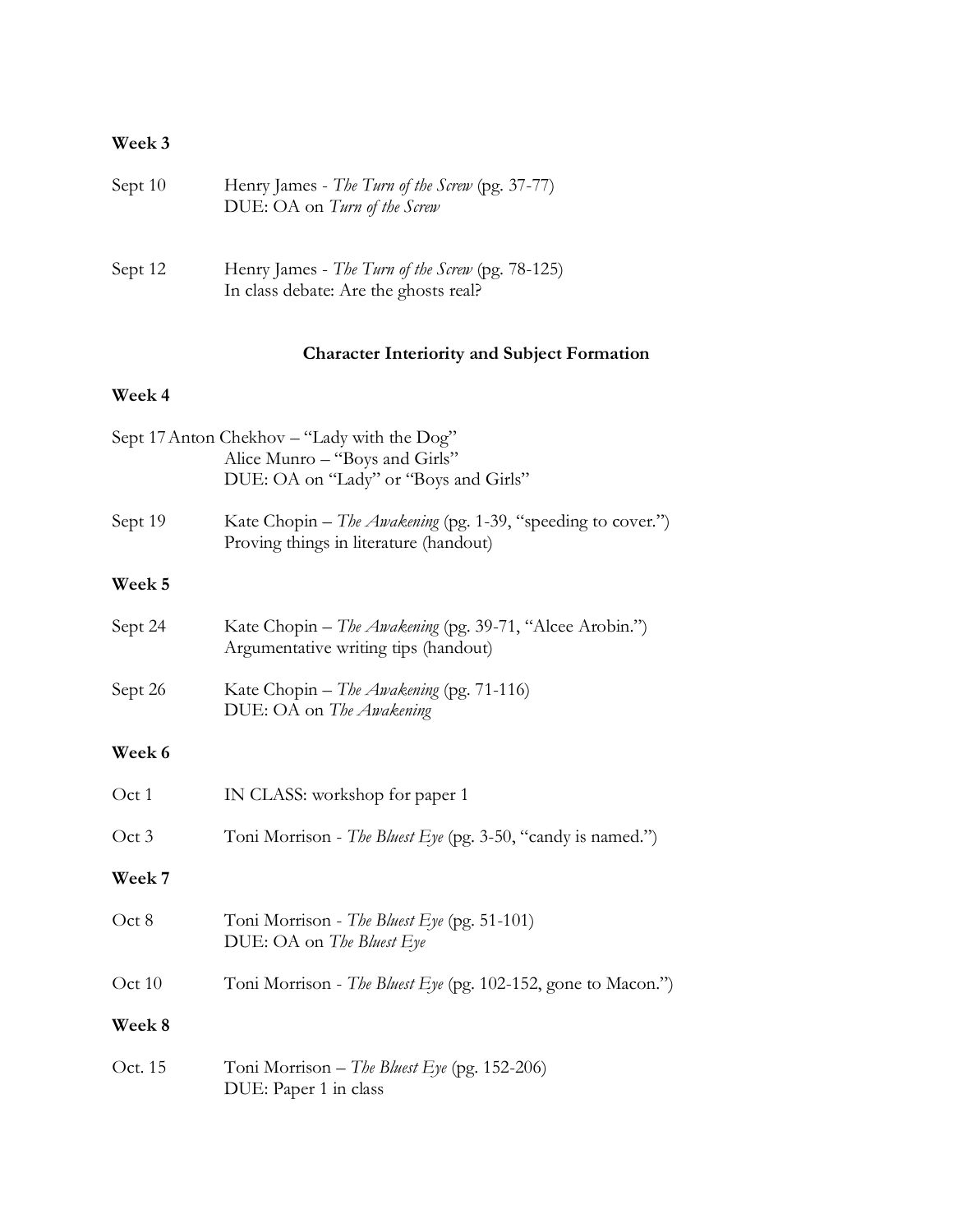**Week 3**

Sept 10 Henry James - *The Turn of the Screw* (pg. 37-77)
DUE: OA on *Turn of the Screw*

Sept 12 Henry James - *The Turn of the Screw* (pg. 78-125)
In class debate: Are the ghosts real?

**Character Interiority and Subject Formation**

**Week 4**

Sept 17 Anton Chekhov – "Lady with the Dog"
Alice Munro – "Boys and Girls"
DUE: OA on "Lady" or "Boys and Girls"

Sept 19 Kate Chopin – *The Awakening* (pg. 1-39, "speeding to cover.")
Proving things in literature (handout)

**Week 5**

Sept 24 Kate Chopin – *The Awakening* (pg. 39-71, "Alcee Arobin.")
Argumentative writing tips (handout)

Sept 26 Kate Chopin – *The Awakening* (pg. 71-116)
DUE: OA on *The Awakening*

**Week 6**

Oct 1 IN CLASS: workshop for paper 1

Oct 3 Toni Morrison - *The Bluest Eye* (pg. 3-50, "candy is named.")

**Week 7**

Oct 8 Toni Morrison - *The Bluest Eye* (pg. 51-101)
DUE: OA on *The Bluest Eye*

Oct 10 Toni Morrison - *The Bluest Eye* (pg. 102-152, gone to Macon.")

**Week 8**

Oct. 15 Toni Morrison – *The Bluest Eye* (pg. 152-206)
DUE: Paper 1 in class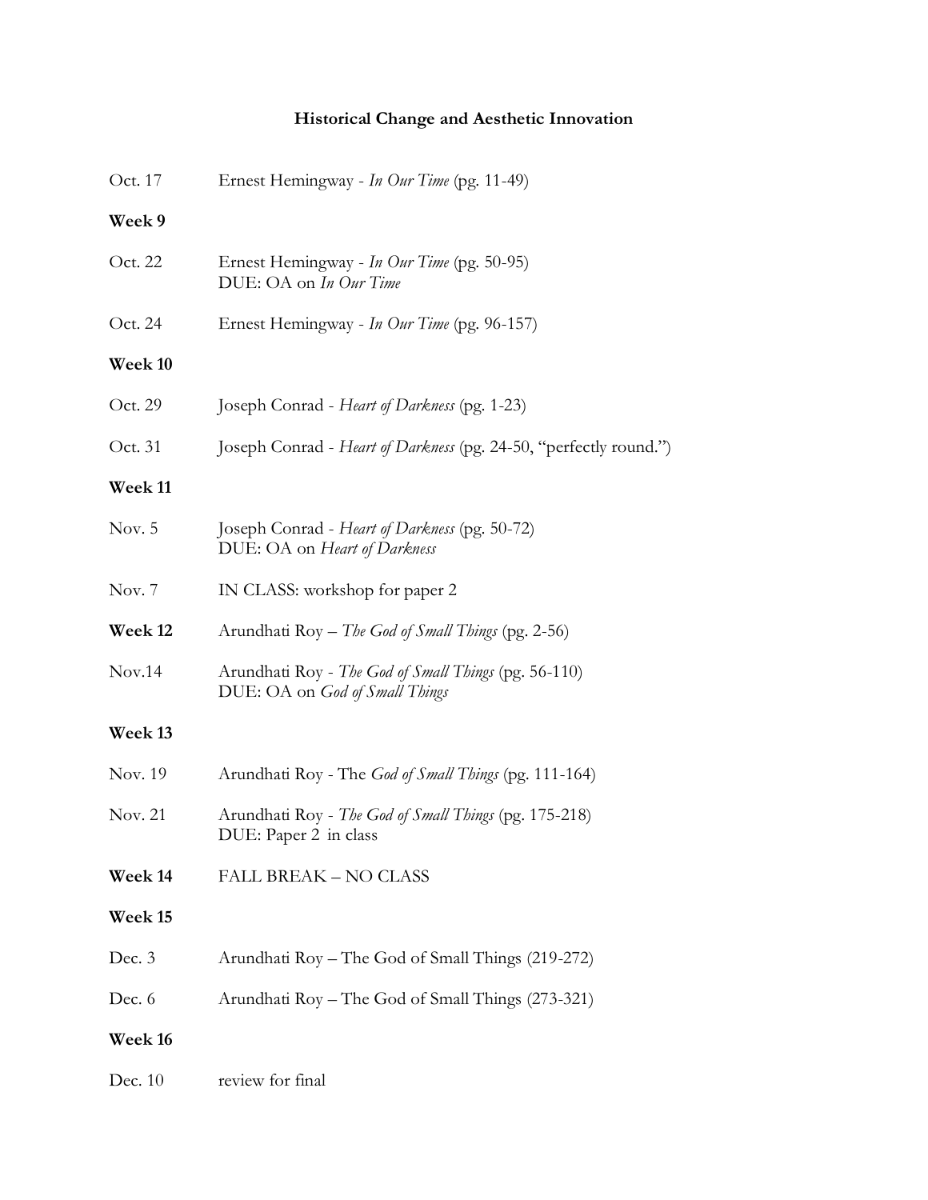## Historical Change and Aesthetic Innovation

Oct. 17 Ernest Hemingway - *In Our Time* (pg. 11-49)

**Week 9**

Oct. 22 Ernest Hemingway - *In Our Time* (pg. 50-95)
DUE: OA on *In Our Time*

Oct. 24 Ernest Hemingway - *In Our Time* (pg. 96-157)

**Week 10**

Oct. 29 Joseph Conrad - *Heart of Darkness* (pg. 1-23)

Oct. 31 Joseph Conrad - *Heart of Darkness* (pg. 24-50, "perfectly round.")

**Week 11**

Nov. 5 Joseph Conrad - *Heart of Darkness* (pg. 50-72)
DUE: OA on *Heart of Darkness*

Nov. 7 IN CLASS: workshop for paper 2

**Week 12** Arundhati Roy – *The God of Small Things* (pg. 2-56)

Nov.14 Arundhati Roy - *The God of Small Things* (pg. 56-110)
DUE: OA on *God of Small Things*

**Week 13**

Nov. 19 Arundhati Roy - The *God of Small Things* (pg. 111-164)

Nov. 21 Arundhati Roy - *The God of Small Things* (pg. 175-218)
DUE: Paper 2 in class

**Week 14** FALL BREAK – NO CLASS

**Week 15**

Dec. 3 Arundhati Roy – The God of Small Things (219-272)

Dec. 6 Arundhati Roy – The God of Small Things (273-321)

**Week 16**

Dec. 10 review for final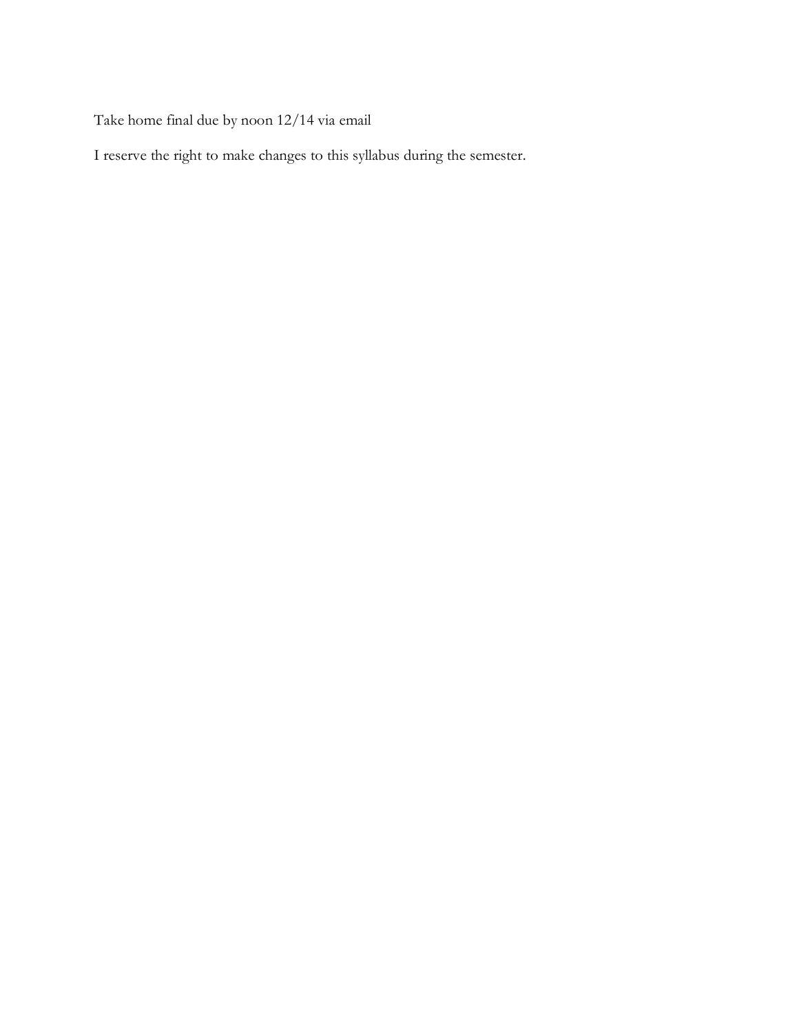Take home final due by noon 12/14 via email

I reserve the right to make changes to this syllabus during the semester.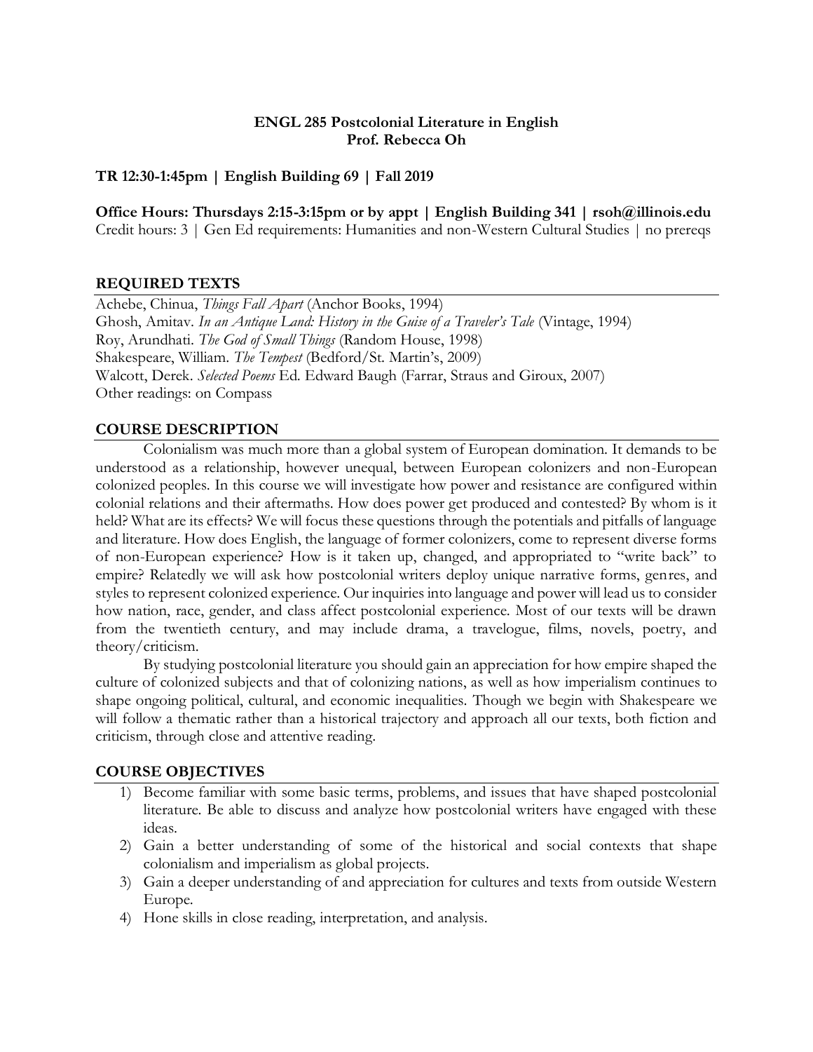**ENGL 285 Postcolonial Literature in English**
**Prof. Rebecca Oh**

**TR 12:30-1:45pm | English Building 69 | Fall 2019**

**Office Hours: Thursdays 2:15-3:15pm or by appt | English Building 341 | rsoh@illinois.edu**
Credit hours: 3 | Gen Ed requirements: Humanities and non-Western Cultural Studies | no prereqs

## REQUIRED TEXTS

Achebe, Chinua, *Things Fall Apart* (Anchor Books, 1994)
Ghosh, Amitav. *In an Antique Land: History in the Guise of a Traveler's Tale* (Vintage, 1994)
Roy, Arundhati. *The God of Small Things* (Random House, 1998)
Shakespeare, William. *The Tempest* (Bedford/St. Martin's, 2009)
Walcott, Derek. *Selected Poems* Ed. Edward Baugh (Farrar, Straus and Giroux, 2007)
Other readings: on Compass

## COURSE DESCRIPTION

Colonialism was much more than a global system of European domination. It demands to be understood as a relationship, however unequal, between European colonizers and non-European colonized peoples. In this course we will investigate how power and resistance are configured within colonial relations and their aftermaths. How does power get produced and contested? By whom is it held? What are its effects? We will focus these questions through the potentials and pitfalls of language and literature. How does English, the language of former colonizers, come to represent diverse forms of non-European experience? How is it taken up, changed, and appropriated to "write back" to empire? Relatedly we will ask how postcolonial writers deploy unique narrative forms, genres, and styles to represent colonized experience. Our inquiries into language and power will lead us to consider how nation, race, gender, and class affect postcolonial experience. Most of our texts will be drawn from the twentieth century, and may include drama, a travelogue, films, novels, poetry, and theory/criticism.

By studying postcolonial literature you should gain an appreciation for how empire shaped the culture of colonized subjects and that of colonizing nations, as well as how imperialism continues to shape ongoing political, cultural, and economic inequalities. Though we begin with Shakespeare we will follow a thematic rather than a historical trajectory and approach all our texts, both fiction and criticism, through close and attentive reading.

## COURSE OBJECTIVES

1) Become familiar with some basic terms, problems, and issues that have shaped postcolonial literature. Be able to discuss and analyze how postcolonial writers have engaged with these ideas.
2) Gain a better understanding of some of the historical and social contexts that shape colonialism and imperialism as global projects.
3) Gain a deeper understanding of and appreciation for cultures and texts from outside Western Europe.
4) Hone skills in close reading, interpretation, and analysis.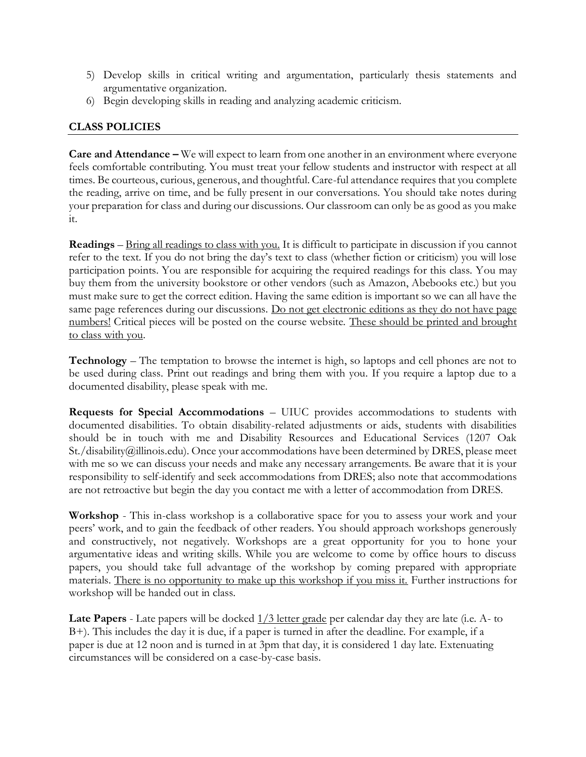5) Develop skills in critical writing and argumentation, particularly thesis statements and argumentative organization.
6) Begin developing skills in reading and analyzing academic criticism.

## CLASS POLICIES

**Care and Attendance –** We will expect to learn from one another in an environment where everyone feels comfortable contributing. You must treat your fellow students and instructor with respect at all times. Be courteous, curious, generous, and thoughtful. Care-ful attendance requires that you complete the reading, arrive on time, and be fully present in our conversations. You should take notes during your preparation for class and during our discussions. Our classroom can only be as good as you make it.

**Readings** – <u>Bring all readings to class with you.</u> It is difficult to participate in discussion if you cannot refer to the text. If you do not bring the day's text to class (whether fiction or criticism) you will lose participation points. You are responsible for acquiring the required readings for this class. You may buy them from the university bookstore or other vendors (such as Amazon, Abebooks etc.) but you must make sure to get the correct edition. Having the same edition is important so we can all have the same page references during our discussions. <u>Do not get electronic editions as they do not have page numbers!</u> Critical pieces will be posted on the course website. <u>These should be printed and brought to class with you</u>.

**Technology** – The temptation to browse the internet is high, so laptops and cell phones are not to be used during class. Print out readings and bring them with you. If you require a laptop due to a documented disability, please speak with me.

**Requests for Special Accommodations** – UIUC provides accommodations to students with documented disabilities. To obtain disability-related adjustments or aids, students with disabilities should be in touch with me and Disability Resources and Educational Services (1207 Oak St./disability@illinois.edu). Once your accommodations have been determined by DRES, please meet with me so we can discuss your needs and make any necessary arrangements. Be aware that it is your responsibility to self-identify and seek accommodations from DRES; also note that accommodations are not retroactive but begin the day you contact me with a letter of accommodation from DRES.

**Workshop** - This in-class workshop is a collaborative space for you to assess your work and your peers' work, and to gain the feedback of other readers. You should approach workshops generously and constructively, not negatively. Workshops are a great opportunity for you to hone your argumentative ideas and writing skills. While you are welcome to come by office hours to discuss papers, you should take full advantage of the workshop by coming prepared with appropriate materials. <u>There is no opportunity to make up this workshop if you miss it.</u> Further instructions for workshop will be handed out in class.

**Late Papers** - Late papers will be docked <u>1/3 letter grade</u> per calendar day they are late (i.e. A- to B+). This includes the day it is due, if a paper is turned in after the deadline. For example, if a paper is due at 12 noon and is turned in at 3pm that day, it is considered 1 day late. Extenuating circumstances will be considered on a case-by-case basis.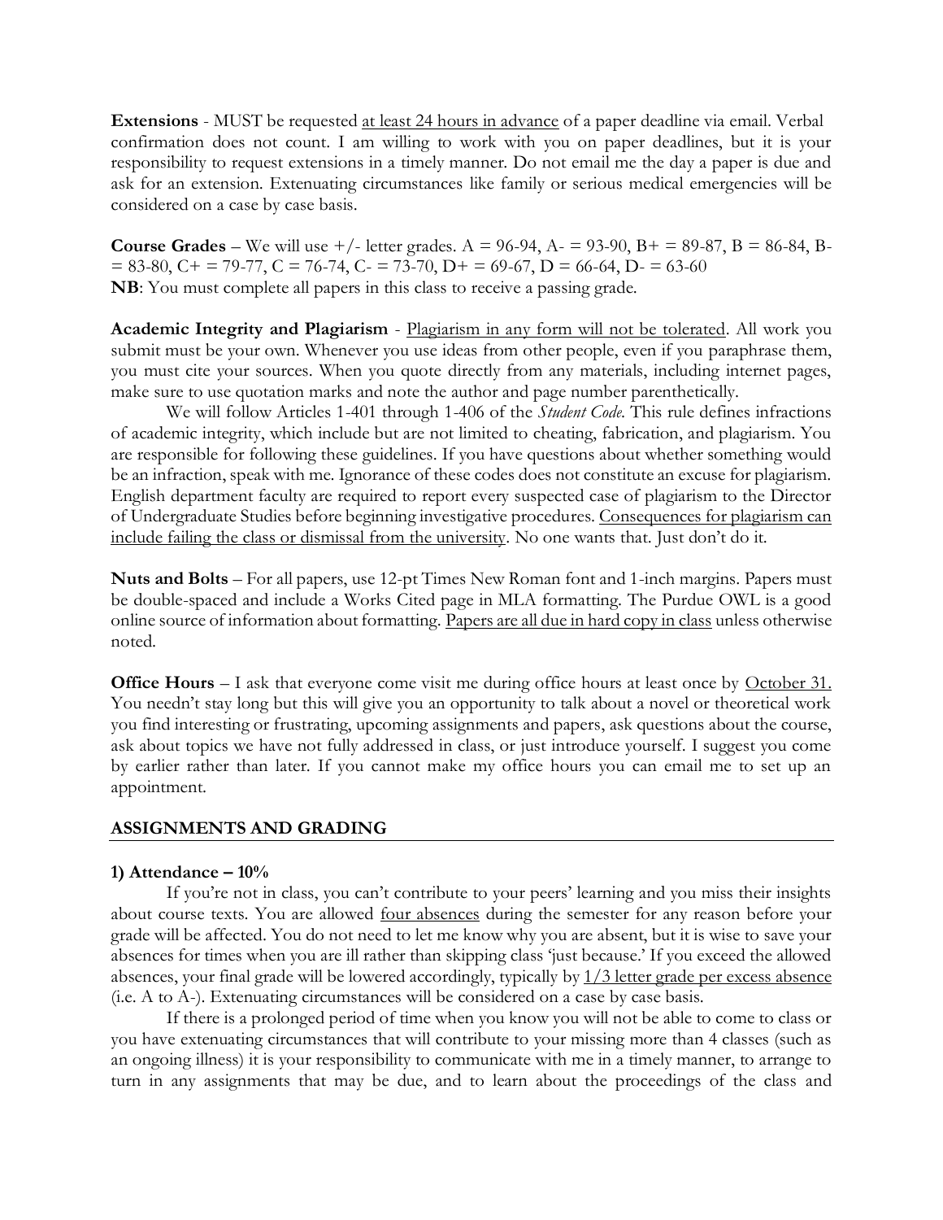**Extensions** - MUST be requested <u>at least 24 hours in advance</u> of a paper deadline via email. Verbal confirmation does not count. I am willing to work with you on paper deadlines, but it is your responsibility to request extensions in a timely manner. Do not email me the day a paper is due and ask for an extension. Extenuating circumstances like family or serious medical emergencies will be considered on a case by case basis.

**Course Grades** – We will use +/- letter grades. A = 96-94, A- = 93-90, B+ = 89-87, B = 86-84, B- = 83-80, C+ = 79-77, C = 76-74, C- = 73-70, D+ = 69-67, D = 66-64, D- = 63-60
**NB**: You must complete all papers in this class to receive a passing grade.

**Academic Integrity and Plagiarism** - <u>Plagiarism in any form will not be tolerated</u>. All work you submit must be your own. Whenever you use ideas from other people, even if you paraphrase them, you must cite your sources. When you quote directly from any materials, including internet pages, make sure to use quotation marks and note the author and page number parenthetically.

We will follow Articles 1-401 through 1-406 of the *Student Code*. This rule defines infractions of academic integrity, which include but are not limited to cheating, fabrication, and plagiarism. You are responsible for following these guidelines. If you have questions about whether something would be an infraction, speak with me. Ignorance of these codes does not constitute an excuse for plagiarism. English department faculty are required to report every suspected case of plagiarism to the Director of Undergraduate Studies before beginning investigative procedures. <u>Consequences for plagiarism can include failing the class or dismissal from the university</u>. No one wants that. Just don't do it.

**Nuts and Bolts** – For all papers, use 12-pt Times New Roman font and 1-inch margins. Papers must be double-spaced and include a Works Cited page in MLA formatting. The Purdue OWL is a good online source of information about formatting. <u>Papers are all due in hard copy in class</u> unless otherwise noted.

**Office Hours** – I ask that everyone come visit me during office hours at least once by <u>October 31.</u> You needn't stay long but this will give you an opportunity to talk about a novel or theoretical work you find interesting or frustrating, upcoming assignments and papers, ask questions about the course, ask about topics we have not fully addressed in class, or just introduce yourself. I suggest you come by earlier rather than later. If you cannot make my office hours you can email me to set up an appointment.

## ASSIGNMENTS AND GRADING

**1) Attendance – 10%**

If you're not in class, you can't contribute to your peers' learning and you miss their insights about course texts. You are allowed <u>four absences</u> during the semester for any reason before your grade will be affected. You do not need to let me know why you are absent, but it is wise to save your absences for times when you are ill rather than skipping class 'just because.' If you exceed the allowed absences, your final grade will be lowered accordingly, typically by <u>1/3 letter grade per excess absence</u> (i.e. A to A-). Extenuating circumstances will be considered on a case by case basis.

If there is a prolonged period of time when you know you will not be able to come to class or you have extenuating circumstances that will contribute to your missing more than 4 classes (such as an ongoing illness) it is your responsibility to communicate with me in a timely manner, to arrange to turn in any assignments that may be due, and to learn about the proceedings of the class and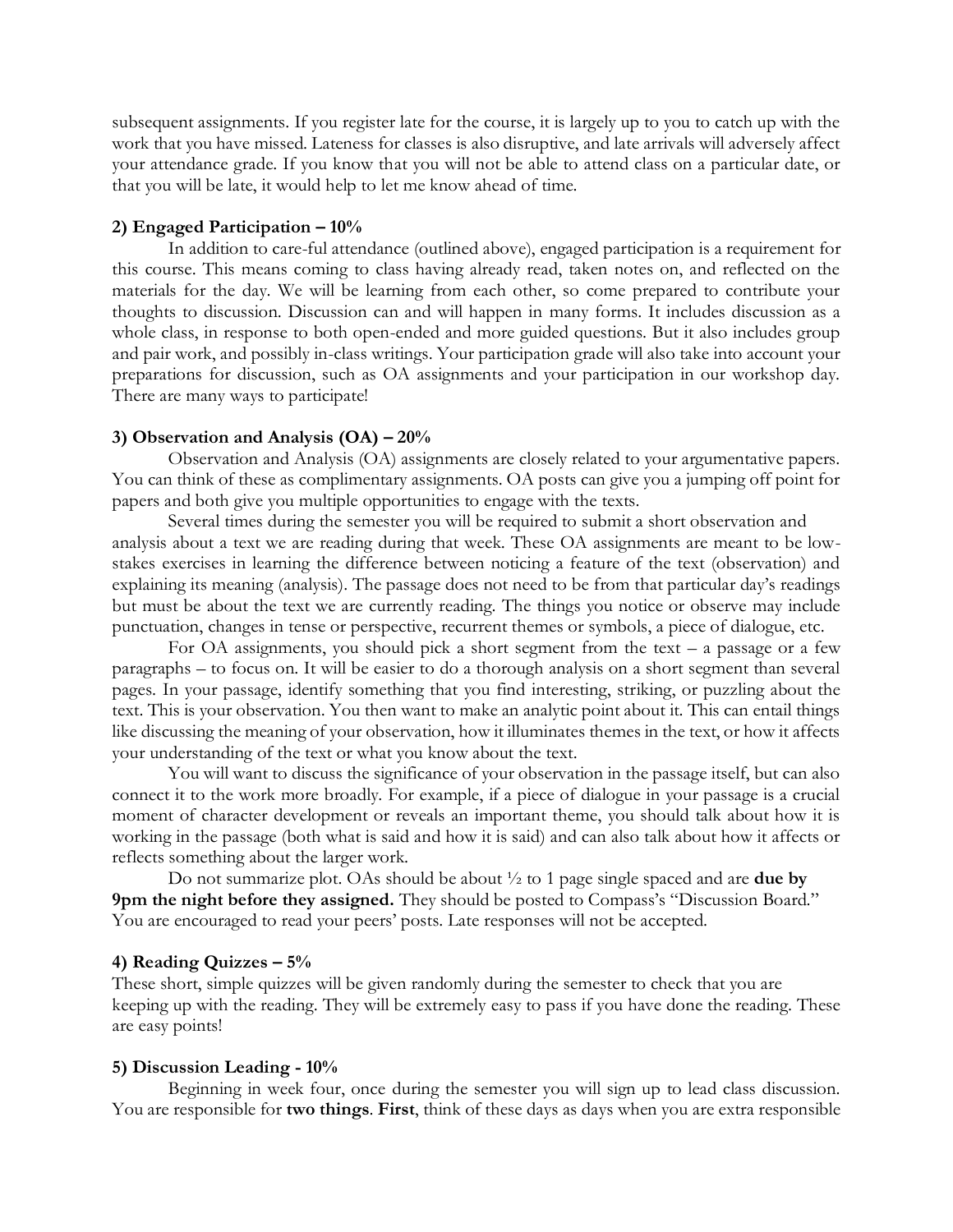subsequent assignments. If you register late for the course, it is largely up to you to catch up with the work that you have missed. Lateness for classes is also disruptive, and late arrivals will adversely affect your attendance grade. If you know that you will not be able to attend class on a particular date, or that you will be late, it would help to let me know ahead of time.

**2) Engaged Participation – 10%**

In addition to care-ful attendance (outlined above), engaged participation is a requirement for this course. This means coming to class having already read, taken notes on, and reflected on the materials for the day. We will be learning from each other, so come prepared to contribute your thoughts to discussion. Discussion can and will happen in many forms. It includes discussion as a whole class, in response to both open-ended and more guided questions. But it also includes group and pair work, and possibly in-class writings. Your participation grade will also take into account your preparations for discussion, such as OA assignments and your participation in our workshop day. There are many ways to participate!

**3) Observation and Analysis (OA) – 20%**

Observation and Analysis (OA) assignments are closely related to your argumentative papers. You can think of these as complimentary assignments. OA posts can give you a jumping off point for papers and both give you multiple opportunities to engage with the texts.

Several times during the semester you will be required to submit a short observation and analysis about a text we are reading during that week. These OA assignments are meant to be low-stakes exercises in learning the difference between noticing a feature of the text (observation) and explaining its meaning (analysis). The passage does not need to be from that particular day's readings but must be about the text we are currently reading. The things you notice or observe may include punctuation, changes in tense or perspective, recurrent themes or symbols, a piece of dialogue, etc.

For OA assignments, you should pick a short segment from the text – a passage or a few paragraphs – to focus on. It will be easier to do a thorough analysis on a short segment than several pages. In your passage, identify something that you find interesting, striking, or puzzling about the text. This is your observation. You then want to make an analytic point about it. This can entail things like discussing the meaning of your observation, how it illuminates themes in the text, or how it affects your understanding of the text or what you know about the text.

You will want to discuss the significance of your observation in the passage itself, but can also connect it to the work more broadly. For example, if a piece of dialogue in your passage is a crucial moment of character development or reveals an important theme, you should talk about how it is working in the passage (both what is said and how it is said) and can also talk about how it affects or reflects something about the larger work.

Do not summarize plot. OAs should be about ½ to 1 page single spaced and are **due by 9pm the night before they assigned.** They should be posted to Compass's "Discussion Board." You are encouraged to read your peers' posts. Late responses will not be accepted.

**4) Reading Quizzes – 5%**

These short, simple quizzes will be given randomly during the semester to check that you are keeping up with the reading. They will be extremely easy to pass if you have done the reading. These are easy points!

**5) Discussion Leading - 10%**

Beginning in week four, once during the semester you will sign up to lead class discussion. You are responsible for **two things**. **First**, think of these days as days when you are extra responsible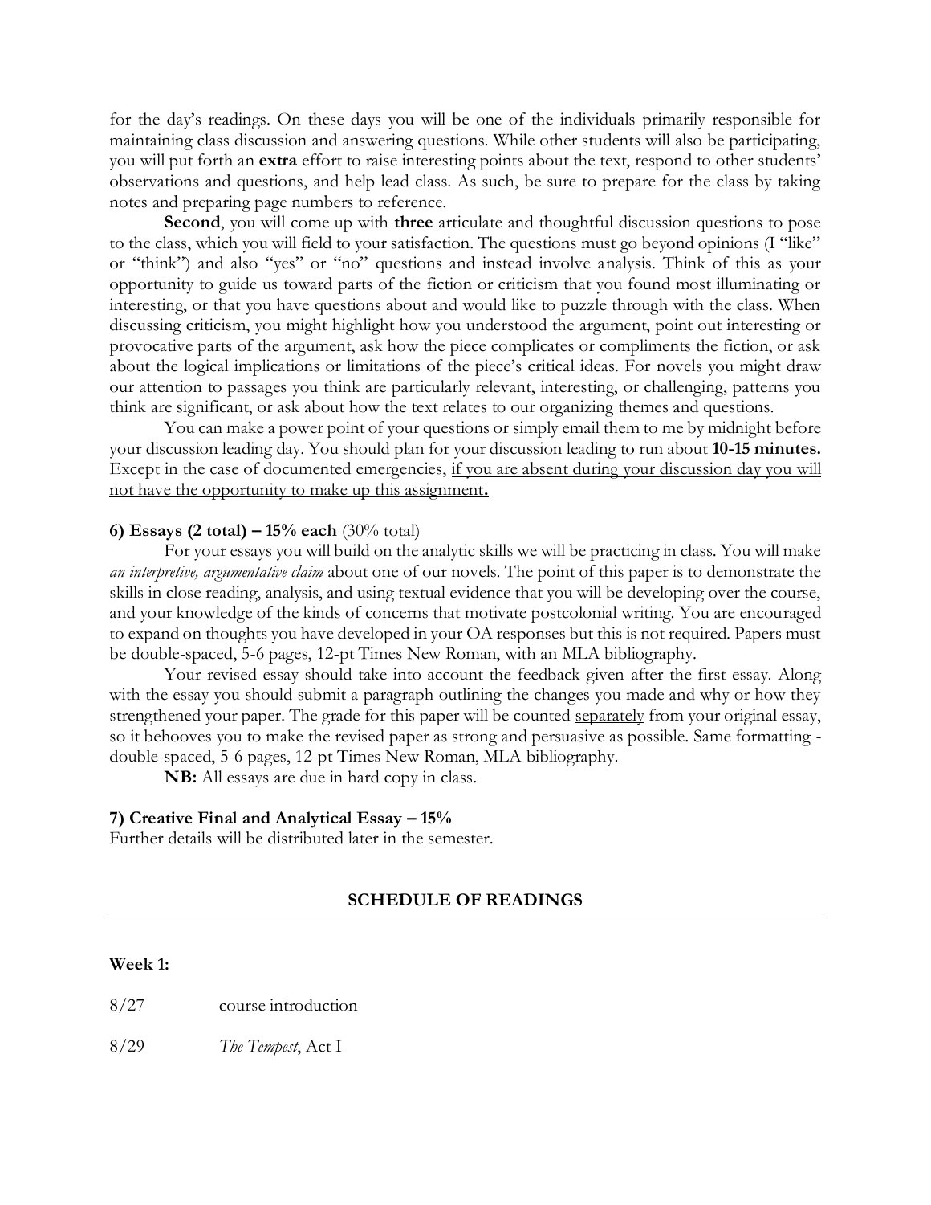for the day's readings. On these days you will be one of the individuals primarily responsible for maintaining class discussion and answering questions. While other students will also be participating, you will put forth an **extra** effort to raise interesting points about the text, respond to other students' observations and questions, and help lead class. As such, be sure to prepare for the class by taking notes and preparing page numbers to reference.

**Second**, you will come up with **three** articulate and thoughtful discussion questions to pose to the class, which you will field to your satisfaction. The questions must go beyond opinions (I "like" or "think") and also "yes" or "no" questions and instead involve analysis. Think of this as your opportunity to guide us toward parts of the fiction or criticism that you found most illuminating or interesting, or that you have questions about and would like to puzzle through with the class. When discussing criticism, you might highlight how you understood the argument, point out interesting or provocative parts of the argument, ask how the piece complicates or compliments the fiction, or ask about the logical implications or limitations of the piece's critical ideas. For novels you might draw our attention to passages you think are particularly relevant, interesting, or challenging, patterns you think are significant, or ask about how the text relates to our organizing themes and questions.

You can make a power point of your questions or simply email them to me by midnight before your discussion leading day. You should plan for your discussion leading to run about **10-15 minutes.** Except in the case of documented emergencies, <u>if you are absent during your discussion day you will not have the opportunity to make up this assignment</u>**.**

**6) Essays (2 total) – 15% each** (30% total)

For your essays you will build on the analytic skills we will be practicing in class. You will make *an interpretive, argumentative claim* about one of our novels. The point of this paper is to demonstrate the skills in close reading, analysis, and using textual evidence that you will be developing over the course, and your knowledge of the kinds of concerns that motivate postcolonial writing. You are encouraged to expand on thoughts you have developed in your OA responses but this is not required. Papers must be double-spaced, 5-6 pages, 12-pt Times New Roman, with an MLA bibliography.

Your revised essay should take into account the feedback given after the first essay. Along with the essay you should submit a paragraph outlining the changes you made and why or how they strengthened your paper. The grade for this paper will be counted <u>separately</u> from your original essay, so it behooves you to make the revised paper as strong and persuasive as possible. Same formatting - double-spaced, 5-6 pages, 12-pt Times New Roman, MLA bibliography.

**NB:** All essays are due in hard copy in class.

**7) Creative Final and Analytical Essay – 15%**

Further details will be distributed later in the semester.

## SCHEDULE OF READINGS

**Week 1:**

8/27 course introduction

8/29 *The Tempest*, Act I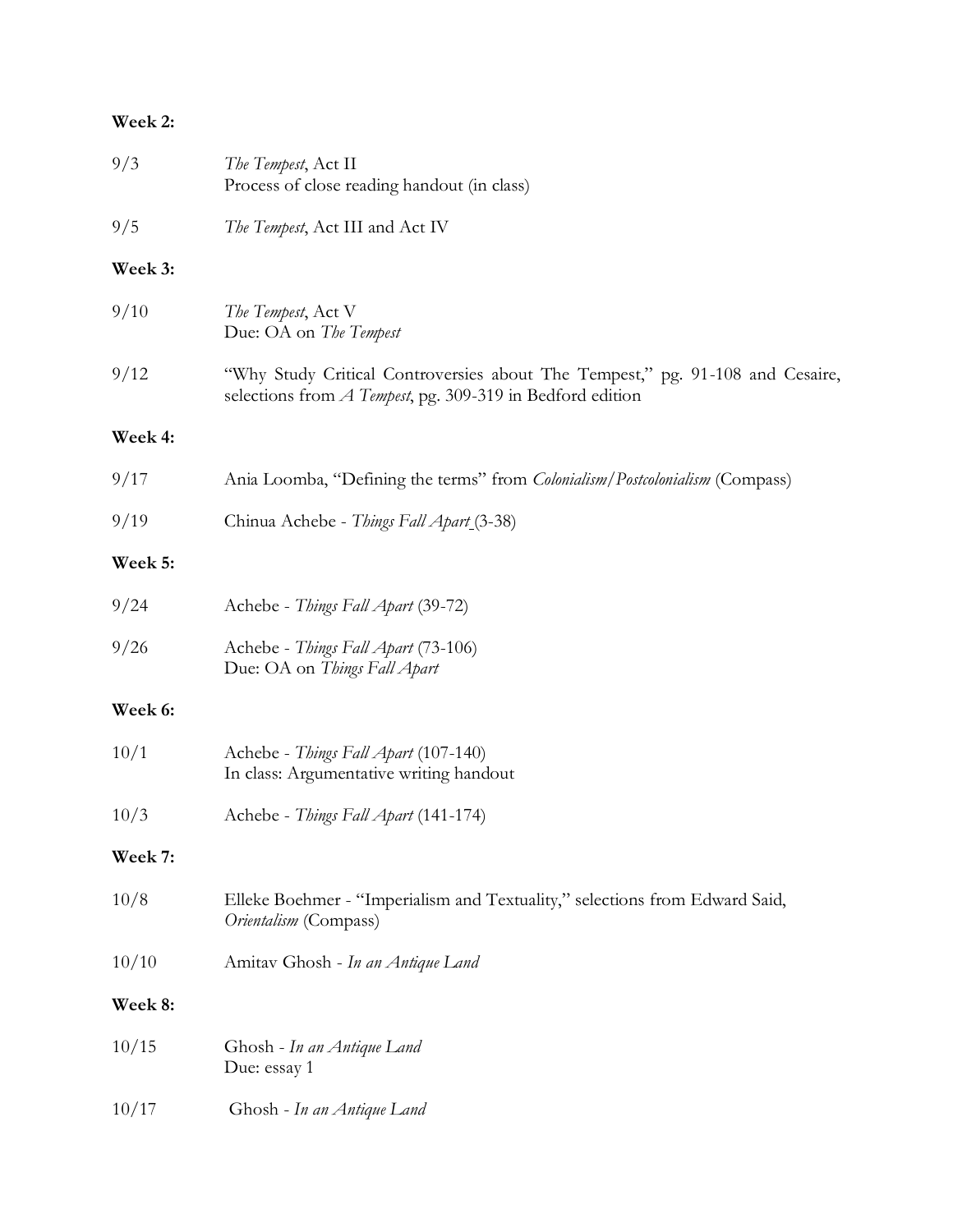**Week 2:**

| | |
|---|---|
| 9/3 | *The Tempest*, Act II<br>Process of close reading handout (in class) |
| 9/5 | *The Tempest*, Act III and Act IV |

**Week 3:**

| | |
|---|---|
| 9/10 | *The Tempest*, Act V<br>Due: OA on *The Tempest* |
| 9/12 | "Why Study Critical Controversies about The Tempest," pg. 91-108 and Cesaire, selections from *A Tempest*, pg. 309-319 in Bedford edition |

**Week 4:**

| | |
|---|---|
| 9/17 | Ania Loomba, "Defining the terms" from *Colonialism/Postcolonialism* (Compass) |
| 9/19 | Chinua Achebe - *Things Fall Apart* (3-38) |

**Week 5:**

| | |
|---|---|
| 9/24 | Achebe - *Things Fall Apart* (39-72) |
| 9/26 | Achebe - *Things Fall Apart* (73-106)<br>Due: OA on *Things Fall Apart* |

**Week 6:**

| | |
|---|---|
| 10/1 | Achebe - *Things Fall Apart* (107-140)<br>In class: Argumentative writing handout |
| 10/3 | Achebe - *Things Fall Apart* (141-174) |

**Week 7:**

| | |
|---|---|
| 10/8 | Elleke Boehmer - "Imperialism and Textuality," selections from Edward Said, *Orientalism* (Compass) |
| 10/10 | Amitav Ghosh - *In an Antique Land* |

**Week 8:**

| | |
|---|---|
| 10/15 | Ghosh - *In an Antique Land*<br>Due: essay 1 |
| 10/17 | Ghosh - *In an Antique Land* |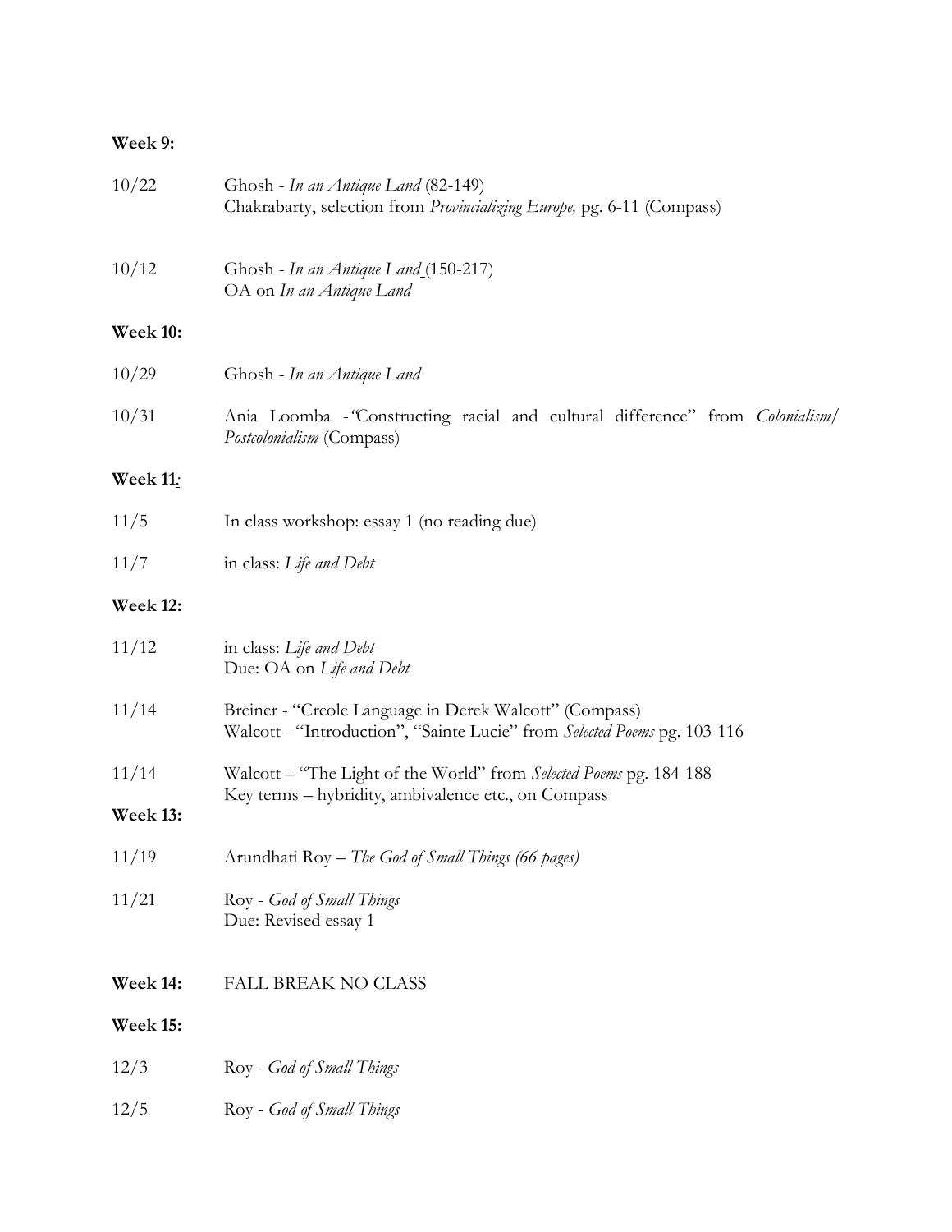**Week 9:**

10/22 Ghosh - *In an Antique Land* (82-149)
Chakrabarty, selection from *Provincializing Europe,* pg. 6-11 (Compass)

10/12 Ghosh - *In an Antique Land* (150-217)
OA on *In an Antique Land*

**Week 10:**

10/29 Ghosh - *In an Antique Land*

10/31 Ania Loomba - "Constructing racial and cultural difference" from *Colonialism/ Postcolonialism* (Compass)

**Week 11:**

11/5 In class workshop: essay 1 (no reading due)

11/7 in class: *Life and Debt*

**Week 12:**

11/12 in class: *Life and Debt*
Due: OA on *Life and Debt*

11/14 Breiner - "Creole Language in Derek Walcott" (Compass)
Walcott - "Introduction", "Sainte Lucie" from *Selected Poems* pg. 103-116

11/14 Walcott – "The Light of the World" from *Selected Poems* pg. 184-188
Key terms – hybridity, ambivalence etc., on Compass

**Week 13:**

11/19 Arundhati Roy – *The God of Small Things (66 pages)*

11/21 Roy - *God of Small Things*
Due: Revised essay 1

**Week 14:** FALL BREAK NO CLASS

**Week 15:**

12/3 Roy - *God of Small Things*

12/5 Roy - *God of Small Things*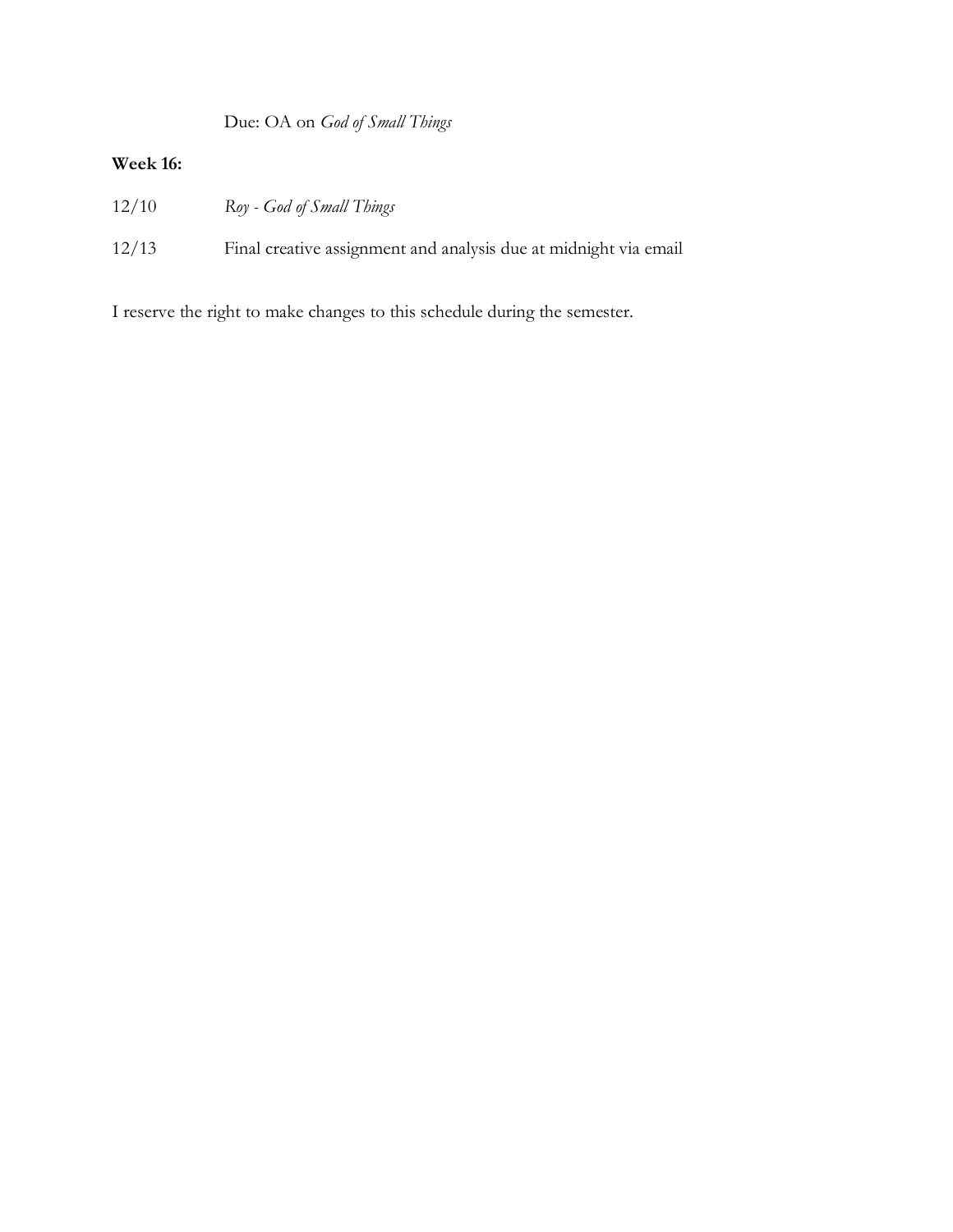Due: OA on *God of Small Things*

**Week 16:**

12/10 *Roy - God of Small Things*

12/13 Final creative assignment and analysis due at midnight via email

I reserve the right to make changes to this schedule during the semester.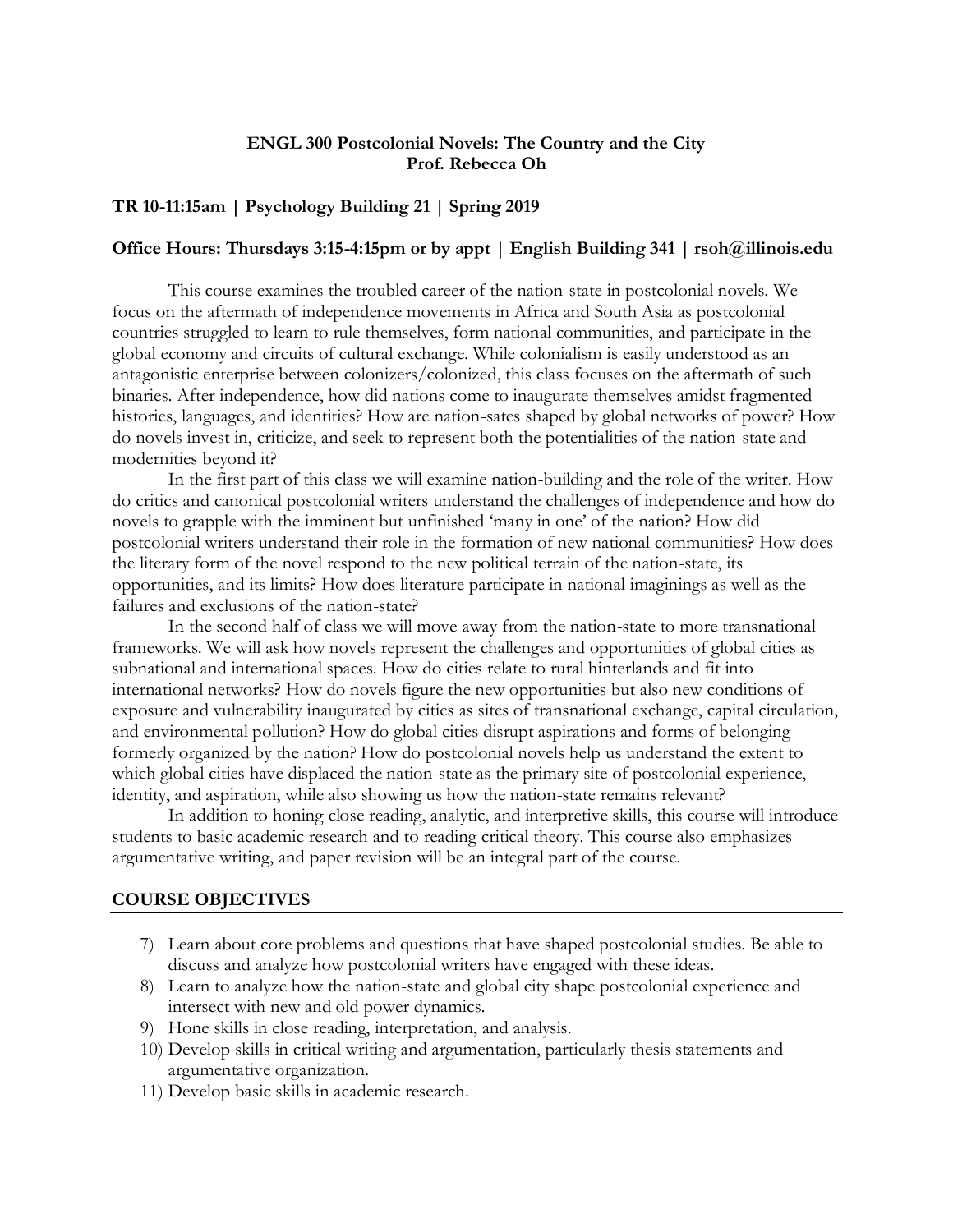**ENGL 300 Postcolonial Novels: The Country and the City**
**Prof. Rebecca Oh**

**TR 10-11:15am | Psychology Building 21 | Spring 2019**

**Office Hours: Thursdays 3:15-4:15pm or by appt | English Building 341 | rsoh@illinois.edu**

This course examines the troubled career of the nation-state in postcolonial novels. We focus on the aftermath of independence movements in Africa and South Asia as postcolonial countries struggled to learn to rule themselves, form national communities, and participate in the global economy and circuits of cultural exchange. While colonialism is easily understood as an antagonistic enterprise between colonizers/colonized, this class focuses on the aftermath of such binaries. After independence, how did nations come to inaugurate themselves amidst fragmented histories, languages, and identities? How are nation-sates shaped by global networks of power? How do novels invest in, criticize, and seek to represent both the potentialities of the nation-state and modernities beyond it?

In the first part of this class we will examine nation-building and the role of the writer. How do critics and canonical postcolonial writers understand the challenges of independence and how do novels to grapple with the imminent but unfinished 'many in one' of the nation? How did postcolonial writers understand their role in the formation of new national communities? How does the literary form of the novel respond to the new political terrain of the nation-state, its opportunities, and its limits? How does literature participate in national imaginings as well as the failures and exclusions of the nation-state?

In the second half of class we will move away from the nation-state to more transnational frameworks. We will ask how novels represent the challenges and opportunities of global cities as subnational and international spaces. How do cities relate to rural hinterlands and fit into international networks? How do novels figure the new opportunities but also new conditions of exposure and vulnerability inaugurated by cities as sites of transnational exchange, capital circulation, and environmental pollution? How do global cities disrupt aspirations and forms of belonging formerly organized by the nation? How do postcolonial novels help us understand the extent to which global cities have displaced the nation-state as the primary site of postcolonial experience, identity, and aspiration, while also showing us how the nation-state remains relevant?

In addition to honing close reading, analytic, and interpretive skills, this course will introduce students to basic academic research and to reading critical theory. This course also emphasizes argumentative writing, and paper revision will be an integral part of the course.

## COURSE OBJECTIVES

7) Learn about core problems and questions that have shaped postcolonial studies. Be able to discuss and analyze how postcolonial writers have engaged with these ideas.
8) Learn to analyze how the nation-state and global city shape postcolonial experience and intersect with new and old power dynamics.
9) Hone skills in close reading, interpretation, and analysis.
10) Develop skills in critical writing and argumentation, particularly thesis statements and argumentative organization.
11) Develop basic skills in academic research.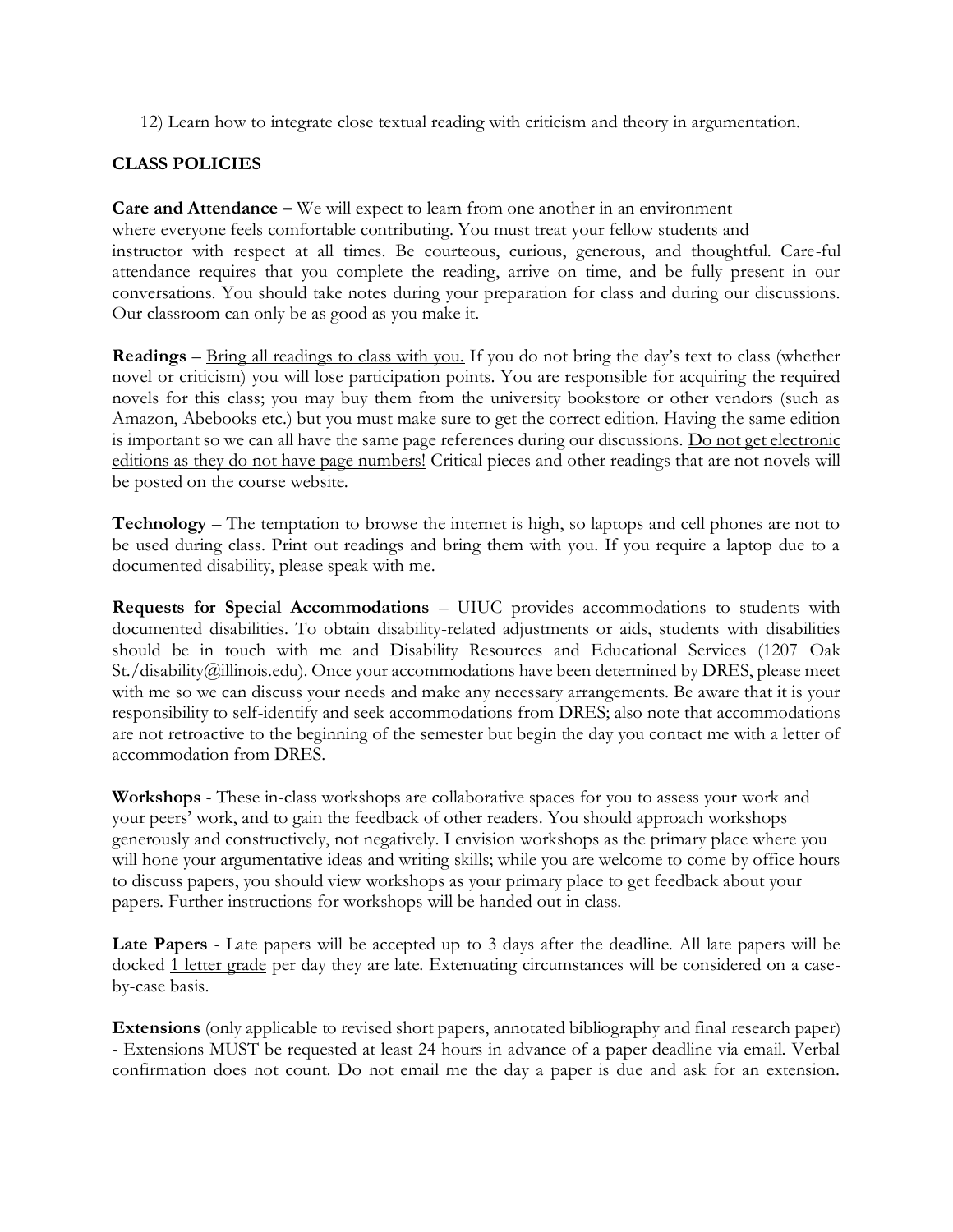12) Learn how to integrate close textual reading with criticism and theory in argumentation.

## CLASS POLICIES

**Care and Attendance –** We will expect to learn from one another in an environment where everyone feels comfortable contributing. You must treat your fellow students and instructor with respect at all times. Be courteous, curious, generous, and thoughtful. Care-ful attendance requires that you complete the reading, arrive on time, and be fully present in our conversations. You should take notes during your preparation for class and during our discussions. Our classroom can only be as good as you make it.

**Readings** – Bring all readings to class with you. If you do not bring the day's text to class (whether novel or criticism) you will lose participation points. You are responsible for acquiring the required novels for this class; you may buy them from the university bookstore or other vendors (such as Amazon, Abebooks etc.) but you must make sure to get the correct edition. Having the same edition is important so we can all have the same page references during our discussions. Do not get electronic editions as they do not have page numbers! Critical pieces and other readings that are not novels will be posted on the course website.

**Technology** – The temptation to browse the internet is high, so laptops and cell phones are not to be used during class. Print out readings and bring them with you. If you require a laptop due to a documented disability, please speak with me.

**Requests for Special Accommodations** – UIUC provides accommodations to students with documented disabilities. To obtain disability-related adjustments or aids, students with disabilities should be in touch with me and Disability Resources and Educational Services (1207 Oak St./disability@illinois.edu). Once your accommodations have been determined by DRES, please meet with me so we can discuss your needs and make any necessary arrangements. Be aware that it is your responsibility to self-identify and seek accommodations from DRES; also note that accommodations are not retroactive to the beginning of the semester but begin the day you contact me with a letter of accommodation from DRES.

**Workshops** - These in-class workshops are collaborative spaces for you to assess your work and your peers' work, and to gain the feedback of other readers. You should approach workshops generously and constructively, not negatively. I envision workshops as the primary place where you will hone your argumentative ideas and writing skills; while you are welcome to come by office hours to discuss papers, you should view workshops as your primary place to get feedback about your papers. Further instructions for workshops will be handed out in class.

**Late Papers** - Late papers will be accepted up to 3 days after the deadline. All late papers will be docked 1 letter grade per day they are late. Extenuating circumstances will be considered on a case-by-case basis.

**Extensions** (only applicable to revised short papers, annotated bibliography and final research paper) - Extensions MUST be requested at least 24 hours in advance of a paper deadline via email. Verbal confirmation does not count. Do not email me the day a paper is due and ask for an extension.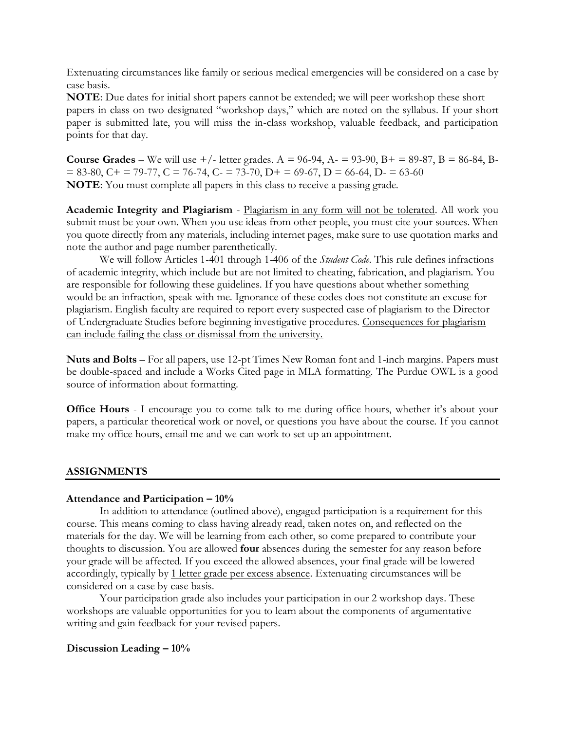Extenuating circumstances like family or serious medical emergencies will be considered on a case by case basis.

**NOTE**: Due dates for initial short papers cannot be extended; we will peer workshop these short papers in class on two designated "workshop days," which are noted on the syllabus. If your short paper is submitted late, you will miss the in-class workshop, valuable feedback, and participation points for that day.

**Course Grades** – We will use +/- letter grades. A = 96-94, A- = 93-90, B+ = 89-87, B = 86-84, B- = 83-80, C+ = 79-77, C = 76-74, C- = 73-70, D+ = 69-67, D = 66-64, D- = 63-60

**NOTE**: You must complete all papers in this class to receive a passing grade.

**Academic Integrity and Plagiarism** - Plagiarism in any form will not be tolerated. All work you submit must be your own. When you use ideas from other people, you must cite your sources. When you quote directly from any materials, including internet pages, make sure to use quotation marks and note the author and page number parenthetically.

We will follow Articles 1-401 through 1-406 of the *Student Code*. This rule defines infractions of academic integrity, which include but are not limited to cheating, fabrication, and plagiarism. You are responsible for following these guidelines. If you have questions about whether something would be an infraction, speak with me. Ignorance of these codes does not constitute an excuse for plagiarism. English faculty are required to report every suspected case of plagiarism to the Director of Undergraduate Studies before beginning investigative procedures. Consequences for plagiarism can include failing the class or dismissal from the university.

**Nuts and Bolts** – For all papers, use 12-pt Times New Roman font and 1-inch margins. Papers must be double-spaced and include a Works Cited page in MLA formatting. The Purdue OWL is a good source of information about formatting.

**Office Hours** - I encourage you to come talk to me during office hours, whether it's about your papers, a particular theoretical work or novel, or questions you have about the course. If you cannot make my office hours, email me and we can work to set up an appointment.

## ASSIGNMENTS

### Attendance and Participation – 10%

In addition to attendance (outlined above), engaged participation is a requirement for this course. This means coming to class having already read, taken notes on, and reflected on the materials for the day. We will be learning from each other, so come prepared to contribute your thoughts to discussion. You are allowed **four** absences during the semester for any reason before your grade will be affected. If you exceed the allowed absences, your final grade will be lowered accordingly, typically by 1 letter grade per excess absence. Extenuating circumstances will be considered on a case by case basis.

Your participation grade also includes your participation in our 2 workshop days. These workshops are valuable opportunities for you to learn about the components of argumentative writing and gain feedback for your revised papers.

### Discussion Leading – 10%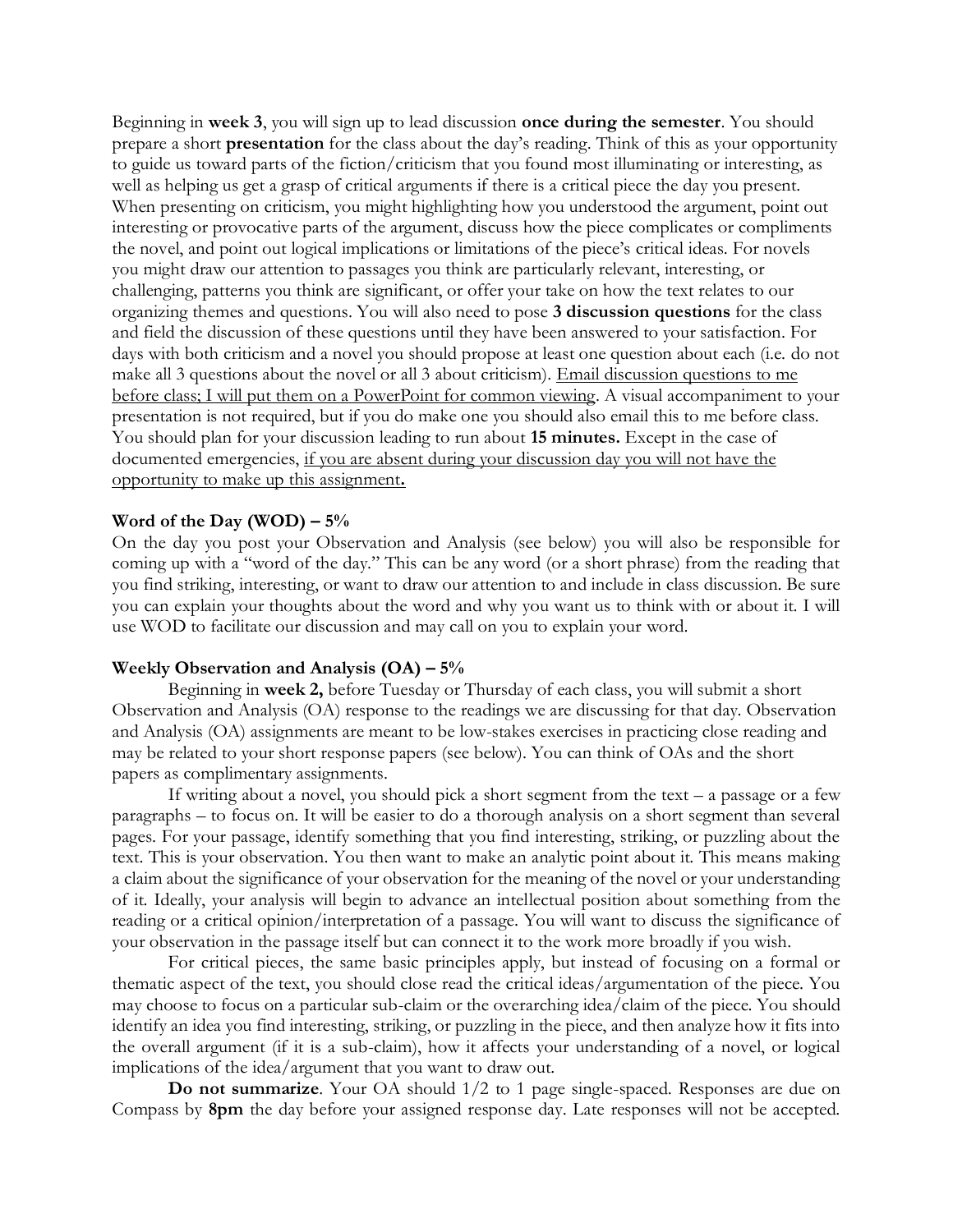Beginning in **week 3**, you will sign up to lead discussion **once during the semester**. You should prepare a short **presentation** for the class about the day's reading. Think of this as your opportunity to guide us toward parts of the fiction/criticism that you found most illuminating or interesting, as well as helping us get a grasp of critical arguments if there is a critical piece the day you present. When presenting on criticism, you might highlighting how you understood the argument, point out interesting or provocative parts of the argument, discuss how the piece complicates or compliments the novel, and point out logical implications or limitations of the piece's critical ideas. For novels you might draw our attention to passages you think are particularly relevant, interesting, or challenging, patterns you think are significant, or offer your take on how the text relates to our organizing themes and questions. You will also need to pose **3 discussion questions** for the class and field the discussion of these questions until they have been answered to your satisfaction. For days with both criticism and a novel you should propose at least one question about each (i.e. do not make all 3 questions about the novel or all 3 about criticism). <u>Email discussion questions to me before class; I will put them on a PowerPoint for common viewing</u>. A visual accompaniment to your presentation is not required, but if you do make one you should also email this to me before class. You should plan for your discussion leading to run about **15 minutes.** Except in the case of documented emergencies, <u>if you are absent during your discussion day you will not have the opportunity to make up this assignment</u>**.**

**Word of the Day (WOD) – 5%**

On the day you post your Observation and Analysis (see below) you will also be responsible for coming up with a "word of the day." This can be any word (or a short phrase) from the reading that you find striking, interesting, or want to draw our attention to and include in class discussion. Be sure you can explain your thoughts about the word and why you want us to think with or about it. I will use WOD to facilitate our discussion and may call on you to explain your word.

**Weekly Observation and Analysis (OA) – 5%**

Beginning in **week 2,** before Tuesday or Thursday of each class, you will submit a short Observation and Analysis (OA) response to the readings we are discussing for that day. Observation and Analysis (OA) assignments are meant to be low-stakes exercises in practicing close reading and may be related to your short response papers (see below). You can think of OAs and the short papers as complimentary assignments.

If writing about a novel, you should pick a short segment from the text – a passage or a few paragraphs – to focus on. It will be easier to do a thorough analysis on a short segment than several pages. For your passage, identify something that you find interesting, striking, or puzzling about the text. This is your observation. You then want to make an analytic point about it. This means making a claim about the significance of your observation for the meaning of the novel or your understanding of it. Ideally, your analysis will begin to advance an intellectual position about something from the reading or a critical opinion/interpretation of a passage. You will want to discuss the significance of your observation in the passage itself but can connect it to the work more broadly if you wish.

For critical pieces, the same basic principles apply, but instead of focusing on a formal or thematic aspect of the text, you should close read the critical ideas/argumentation of the piece. You may choose to focus on a particular sub-claim or the overarching idea/claim of the piece. You should identify an idea you find interesting, striking, or puzzling in the piece, and then analyze how it fits into the overall argument (if it is a sub-claim), how it affects your understanding of a novel, or logical implications of the idea/argument that you want to draw out.

**Do not summarize**. Your OA should 1/2 to 1 page single-spaced. Responses are due on Compass by **8pm** the day before your assigned response day. Late responses will not be accepted.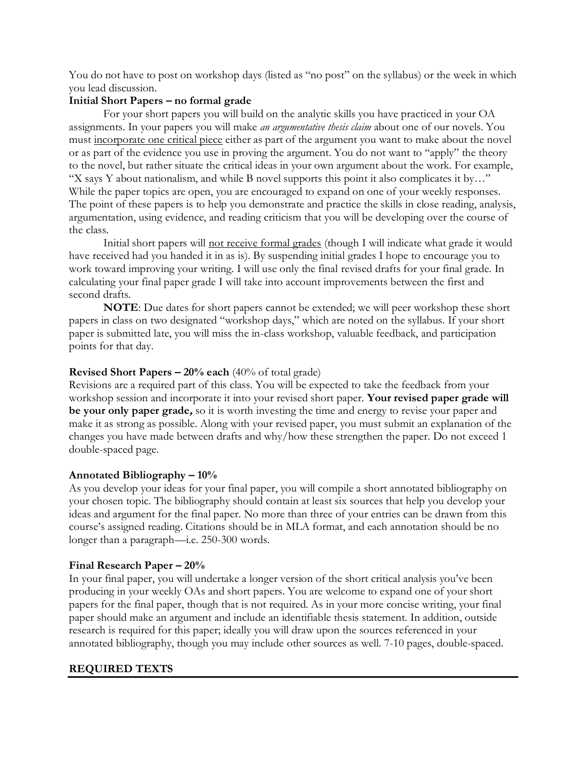You do not have to post on workshop days (listed as "no post" on the syllabus) or the week in which you lead discussion.

**Initial Short Papers – no formal grade**

For your short papers you will build on the analytic skills you have practiced in your OA assignments. In your papers you will make *an argumentative thesis claim* about one of our novels. You must <u>incorporate one critical piece</u> either as part of the argument you want to make about the novel or as part of the evidence you use in proving the argument. You do not want to "apply" the theory to the novel, but rather situate the critical ideas in your own argument about the work. For example, "X says Y about nationalism, and while B novel supports this point it also complicates it by…" While the paper topics are open, you are encouraged to expand on one of your weekly responses. The point of these papers is to help you demonstrate and practice the skills in close reading, analysis, argumentation, using evidence, and reading criticism that you will be developing over the course of the class.

Initial short papers will <u>not receive formal grades</u> (though I will indicate what grade it would have received had you handed it in as is). By suspending initial grades I hope to encourage you to work toward improving your writing. I will use only the final revised drafts for your final grade. In calculating your final paper grade I will take into account improvements between the first and second drafts.

**NOTE**: Due dates for short papers cannot be extended; we will peer workshop these short papers in class on two designated "workshop days," which are noted on the syllabus. If your short paper is submitted late, you will miss the in-class workshop, valuable feedback, and participation points for that day.

**Revised Short Papers – 20% each** (40% of total grade)

Revisions are a required part of this class. You will be expected to take the feedback from your workshop session and incorporate it into your revised short paper. **Your revised paper grade will be your only paper grade*,*** so it is worth investing the time and energy to revise your paper and make it as strong as possible. Along with your revised paper, you must submit an explanation of the changes you have made between drafts and why/how these strengthen the paper. Do not exceed 1 double-spaced page.

**Annotated Bibliography – 10%**

As you develop your ideas for your final paper, you will compile a short annotated bibliography on your chosen topic. The bibliography should contain at least six sources that help you develop your ideas and argument for the final paper. No more than three of your entries can be drawn from this course's assigned reading. Citations should be in MLA format, and each annotation should be no longer than a paragraph—i.e. 250-300 words.

**Final Research Paper – 20%**

In your final paper, you will undertake a longer version of the short critical analysis you've been producing in your weekly OAs and short papers. You are welcome to expand one of your short papers for the final paper, though that is not required. As in your more concise writing, your final paper should make an argument and include an identifiable thesis statement. In addition, outside research is required for this paper; ideally you will draw upon the sources referenced in your annotated bibliography, though you may include other sources as well. 7-10 pages, double-spaced.

## REQUIRED TEXTS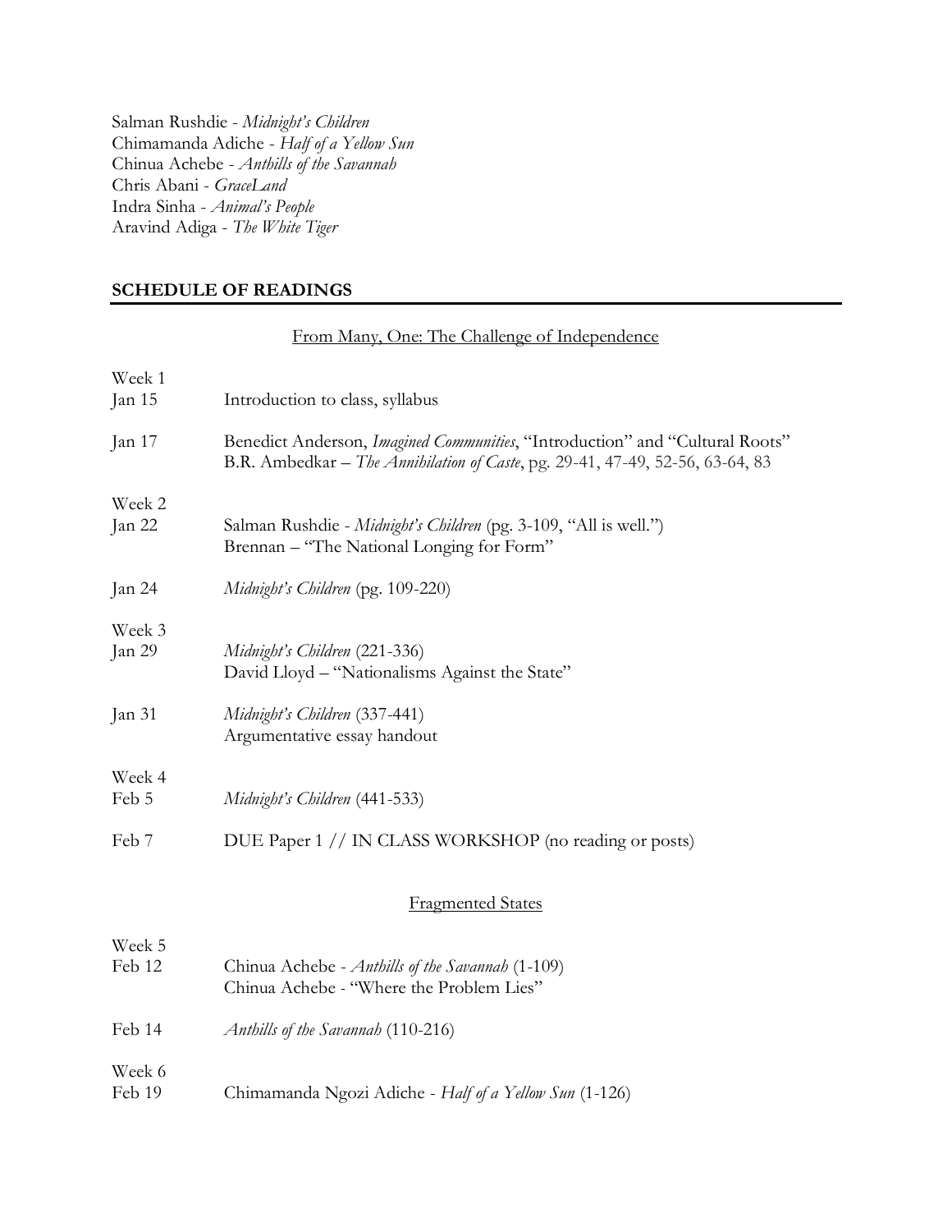Salman Rushdie - *Midnight's Children*
Chimamanda Adiche - *Half of a Yellow Sun*
Chinua Achebe - *Anthills of the Savannah*
Chris Abani - *GraceLand*
Indra Sinha - *Animal's People*
Aravind Adiga - *The White Tiger*

## SCHEDULE OF READINGS

From Many, One: The Challenge of Independence

Week 1

Jan 15 — Introduction to class, syllabus

Jan 17 — Benedict Anderson, *Imagined Communities*, "Introduction" and "Cultural Roots"
B.R. Ambedkar – *The Annihilation of Caste*, pg. 29-41, 47-49, 52-56, 63-64, 83

Week 2

Jan 22 — Salman Rushdie - *Midnight's Children* (pg. 3-109, "All is well.")
Brennan – "The National Longing for Form"

Jan 24 — *Midnight's Children* (pg. 109-220)

Week 3

Jan 29 — *Midnight's Children* (221-336)
David Lloyd – "Nationalisms Against the State"

Jan 31 — *Midnight's Children* (337-441)
Argumentative essay handout

Week 4

Feb 5 — *Midnight's Children* (441-533)

Feb 7 — DUE Paper 1 // IN CLASS WORKSHOP (no reading or posts)

Fragmented States

Week 5

Feb 12 — Chinua Achebe - *Anthills of the Savannah* (1-109)
Chinua Achebe - "Where the Problem Lies"

Feb 14 — *Anthills of the Savannah* (110-216)

Week 6

Feb 19 — Chimamanda Ngozi Adiche - *Half of a Yellow Sun* (1-126)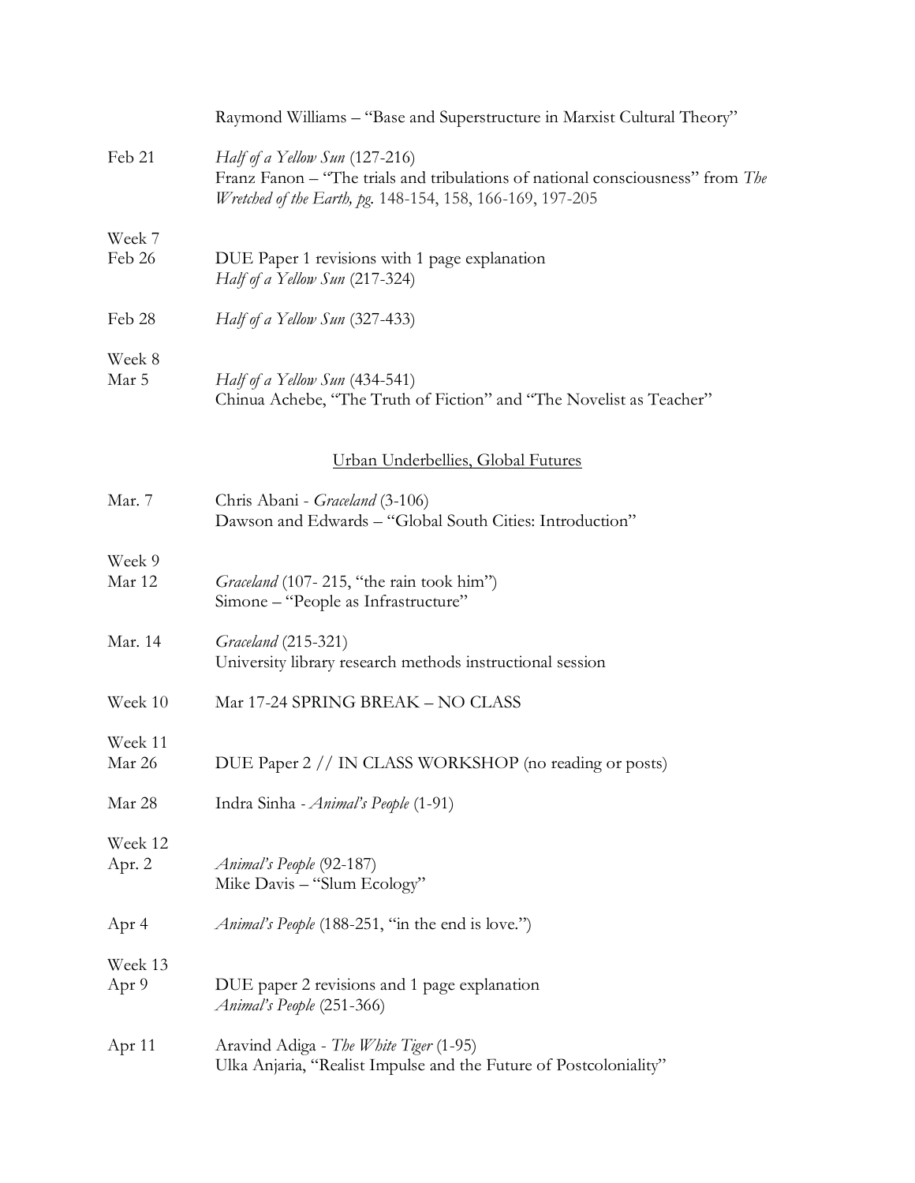| | |
|---|---|
| | Raymond Williams – "Base and Superstructure in Marxist Cultural Theory" |
| Feb 21 | *Half of a Yellow Sun* (127-216)<br>Franz Fanon – "The trials and tribulations of national consciousness" from *The Wretched of the Earth, pg.* 148-154, 158, 166-169, 197-205 |
| Week 7<br>Feb 26 | DUE Paper 1 revisions with 1 page explanation<br>*Half of a Yellow Sun* (217-324) |
| Feb 28 | *Half of a Yellow Sun* (327-433) |
| Week 8<br>Mar 5 | *Half of a Yellow Sun* (434-541)<br>Chinua Achebe, "The Truth of Fiction" and "The Novelist as Teacher" |

<u>Urban Underbellies, Global Futures</u>

| | |
|---|---|
| Mar. 7 | Chris Abani - *Graceland* (3-106)<br>Dawson and Edwards – "Global South Cities: Introduction" |
| Week 9<br>Mar 12 | *Graceland* (107- 215, "the rain took him")<br>Simone – "People as Infrastructure" |
| Mar. 14 | *Graceland* (215-321)<br>University library research methods instructional session |
| Week 10 | Mar 17-24 SPRING BREAK – NO CLASS |
| Week 11<br>Mar 26 | DUE Paper 2 // IN CLASS WORKSHOP (no reading or posts) |
| Mar 28 | Indra Sinha - *Animal's People* (1-91) |
| Week 12<br>Apr. 2 | *Animal's People* (92-187)<br>Mike Davis – "Slum Ecology" |
| Apr 4 | *Animal's People* (188-251, "in the end is love.") |
| Week 13<br>Apr 9 | DUE paper 2 revisions and 1 page explanation<br>*Animal's People* (251-366) |
| Apr 11 | Aravind Adiga - *The White Tiger* (1-95)<br>Ulka Anjaria, "Realist Impulse and the Future of Postcoloniality" |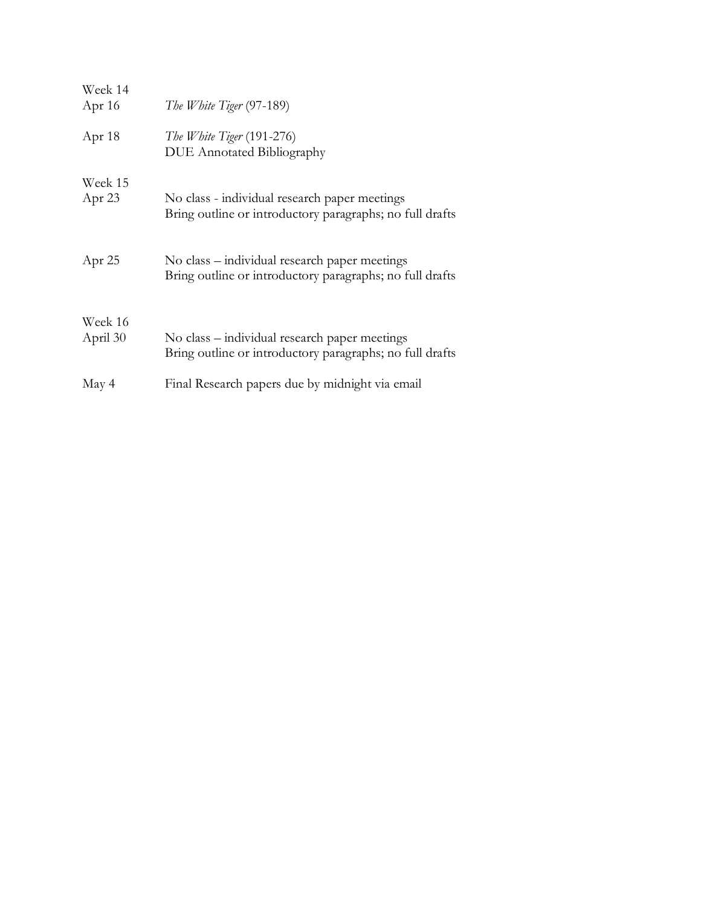Week 14

Apr 16 — *The White Tiger* (97-189)

Apr 18 — *The White Tiger* (191-276)
DUE Annotated Bibliography

Week 15

Apr 23 — No class - individual research paper meetings
Bring outline or introductory paragraphs; no full drafts

Apr 25 — No class – individual research paper meetings
Bring outline or introductory paragraphs; no full drafts

Week 16

April 30 — No class – individual research paper meetings
Bring outline or introductory paragraphs; no full drafts

May 4 — Final Research papers due by midnight via email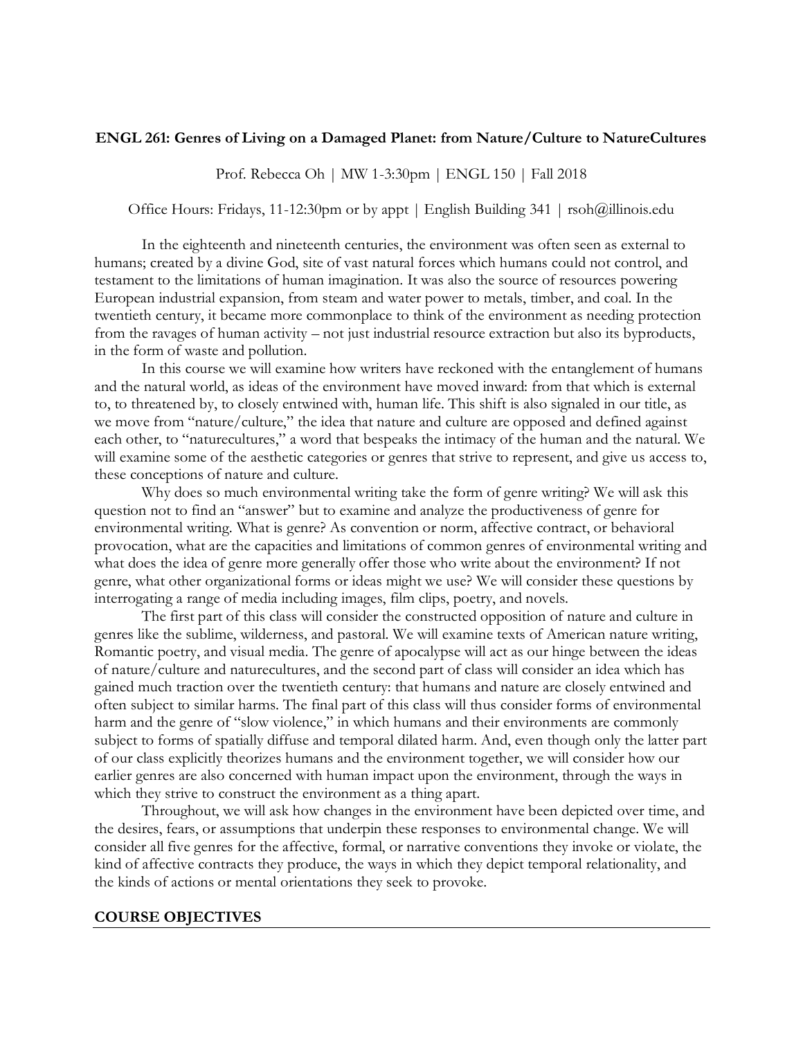**ENGL 261: Genres of Living on a Damaged Planet: from Nature/Culture to NatureCultures**

Prof. Rebecca Oh | MW 1-3:30pm | ENGL 150 | Fall 2018

Office Hours: Fridays, 11-12:30pm or by appt | English Building 341 | rsoh@illinois.edu

In the eighteenth and nineteenth centuries, the environment was often seen as external to humans; created by a divine God, site of vast natural forces which humans could not control, and testament to the limitations of human imagination. It was also the source of resources powering European industrial expansion, from steam and water power to metals, timber, and coal. In the twentieth century, it became more commonplace to think of the environment as needing protection from the ravages of human activity – not just industrial resource extraction but also its byproducts, in the form of waste and pollution.

In this course we will examine how writers have reckoned with the entanglement of humans and the natural world, as ideas of the environment have moved inward: from that which is external to, to threatened by, to closely entwined with, human life. This shift is also signaled in our title, as we move from "nature/culture," the idea that nature and culture are opposed and defined against each other, to "naturecultures," a word that bespeaks the intimacy of the human and the natural. We will examine some of the aesthetic categories or genres that strive to represent, and give us access to, these conceptions of nature and culture.

Why does so much environmental writing take the form of genre writing? We will ask this question not to find an "answer" but to examine and analyze the productiveness of genre for environmental writing. What is genre? As convention or norm, affective contract, or behavioral provocation, what are the capacities and limitations of common genres of environmental writing and what does the idea of genre more generally offer those who write about the environment? If not genre, what other organizational forms or ideas might we use? We will consider these questions by interrogating a range of media including images, film clips, poetry, and novels.

The first part of this class will consider the constructed opposition of nature and culture in genres like the sublime, wilderness, and pastoral. We will examine texts of American nature writing, Romantic poetry, and visual media. The genre of apocalypse will act as our hinge between the ideas of nature/culture and naturecultures, and the second part of class will consider an idea which has gained much traction over the twentieth century: that humans and nature are closely entwined and often subject to similar harms. The final part of this class will thus consider forms of environmental harm and the genre of "slow violence," in which humans and their environments are commonly subject to forms of spatially diffuse and temporal dilated harm. And, even though only the latter part of our class explicitly theorizes humans and the environment together, we will consider how our earlier genres are also concerned with human impact upon the environment, through the ways in which they strive to construct the environment as a thing apart.

Throughout, we will ask how changes in the environment have been depicted over time, and the desires, fears, or assumptions that underpin these responses to environmental change. We will consider all five genres for the affective, formal, or narrative conventions they invoke or violate, the kind of affective contracts they produce, the ways in which they depict temporal relationality, and the kinds of actions or mental orientations they seek to provoke.

## COURSE OBJECTIVES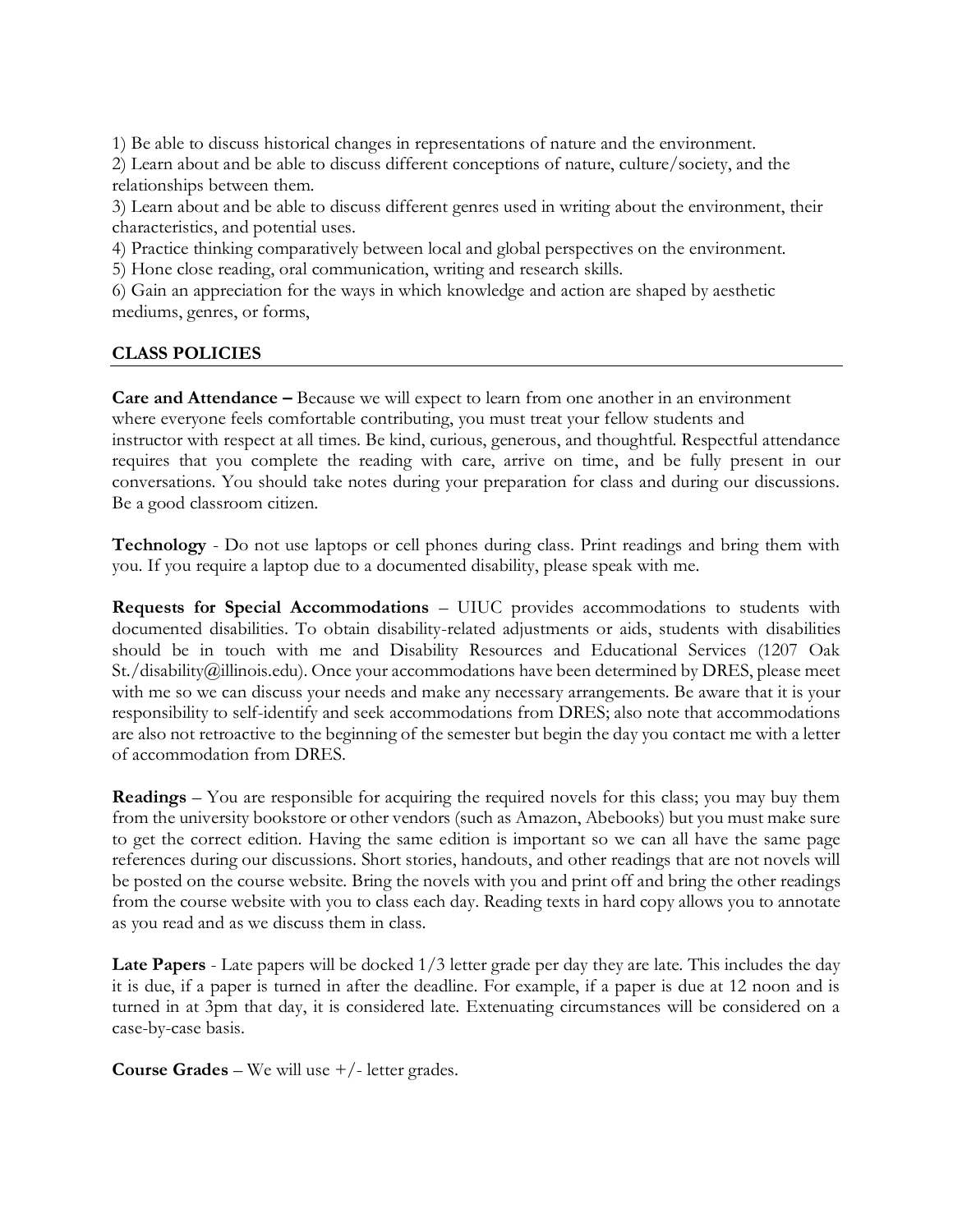1) Be able to discuss historical changes in representations of nature and the environment.
2) Learn about and be able to discuss different conceptions of nature, culture/society, and the relationships between them.
3) Learn about and be able to discuss different genres used in writing about the environment, their characteristics, and potential uses.
4) Practice thinking comparatively between local and global perspectives on the environment.
5) Hone close reading, oral communication, writing and research skills.
6) Gain an appreciation for the ways in which knowledge and action are shaped by aesthetic mediums, genres, or forms,

## CLASS POLICIES

**Care and Attendance –** Because we will expect to learn from one another in an environment where everyone feels comfortable contributing, you must treat your fellow students and instructor with respect at all times. Be kind, curious, generous, and thoughtful. Respectful attendance requires that you complete the reading with care, arrive on time, and be fully present in our conversations. You should take notes during your preparation for class and during our discussions. Be a good classroom citizen.

**Technology** - Do not use laptops or cell phones during class. Print readings and bring them with you. If you require a laptop due to a documented disability, please speak with me.

**Requests for Special Accommodations** – UIUC provides accommodations to students with documented disabilities. To obtain disability-related adjustments or aids, students with disabilities should be in touch with me and Disability Resources and Educational Services (1207 Oak St./disability@illinois.edu). Once your accommodations have been determined by DRES, please meet with me so we can discuss your needs and make any necessary arrangements. Be aware that it is your responsibility to self-identify and seek accommodations from DRES; also note that accommodations are also not retroactive to the beginning of the semester but begin the day you contact me with a letter of accommodation from DRES.

**Readings** – You are responsible for acquiring the required novels for this class; you may buy them from the university bookstore or other vendors (such as Amazon, Abebooks) but you must make sure to get the correct edition. Having the same edition is important so we can all have the same page references during our discussions. Short stories, handouts, and other readings that are not novels will be posted on the course website. Bring the novels with you and print off and bring the other readings from the course website with you to class each day. Reading texts in hard copy allows you to annotate as you read and as we discuss them in class.

**Late Papers** - Late papers will be docked 1/3 letter grade per day they are late. This includes the day it is due, if a paper is turned in after the deadline. For example, if a paper is due at 12 noon and is turned in at 3pm that day, it is considered late. Extenuating circumstances will be considered on a case-by-case basis.

**Course Grades** – We will use +/- letter grades.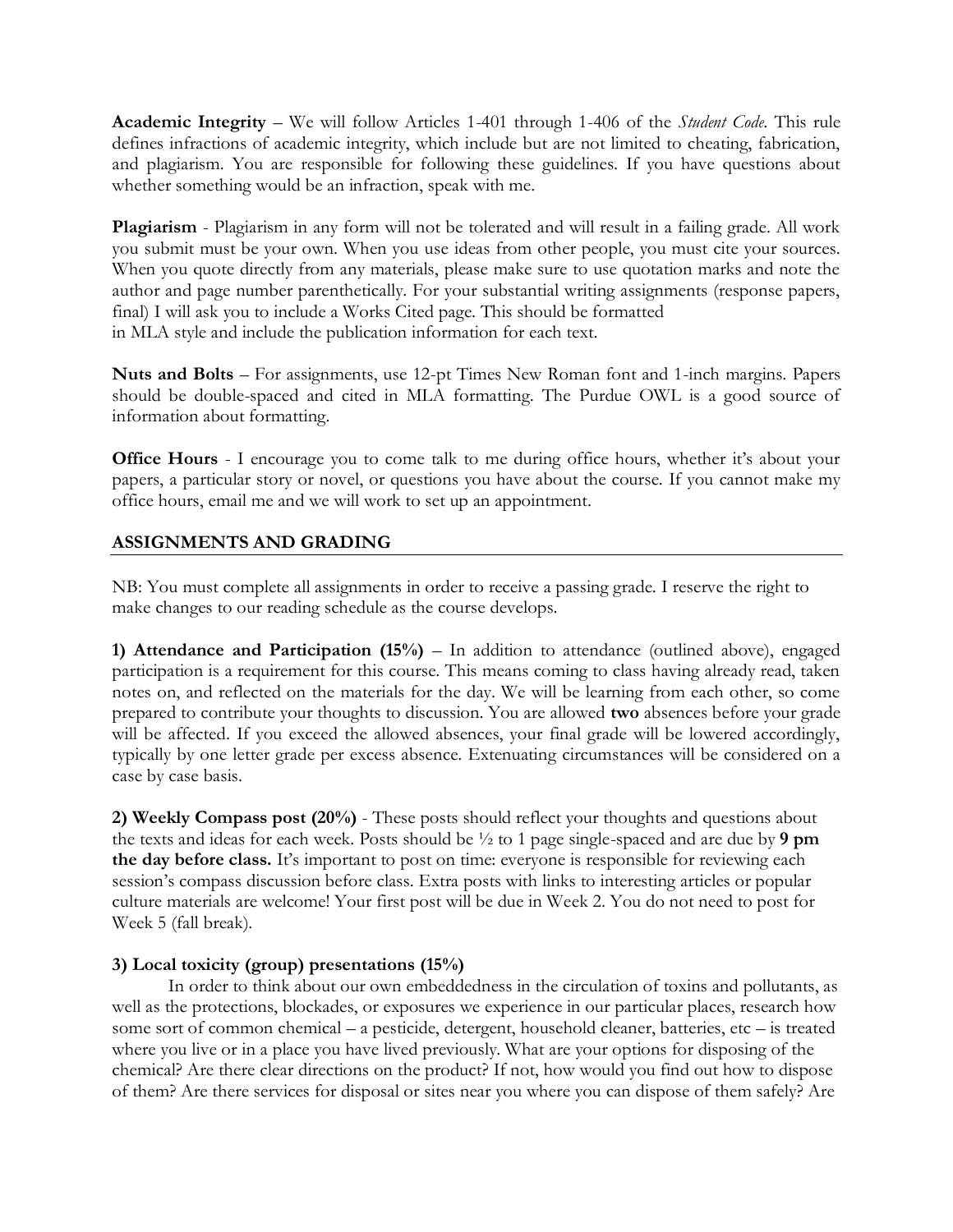**Academic Integrity** – We will follow Articles 1-401 through 1-406 of the *Student Code*. This rule defines infractions of academic integrity, which include but are not limited to cheating, fabrication, and plagiarism. You are responsible for following these guidelines. If you have questions about whether something would be an infraction, speak with me.

**Plagiarism** - Plagiarism in any form will not be tolerated and will result in a failing grade. All work you submit must be your own. When you use ideas from other people, you must cite your sources. When you quote directly from any materials, please make sure to use quotation marks and note the author and page number parenthetically. For your substantial writing assignments (response papers, final) I will ask you to include a Works Cited page. This should be formatted in MLA style and include the publication information for each text.

**Nuts and Bolts** – For assignments, use 12-pt Times New Roman font and 1-inch margins. Papers should be double-spaced and cited in MLA formatting. The Purdue OWL is a good source of information about formatting.

**Office Hours** - I encourage you to come talk to me during office hours, whether it's about your papers, a particular story or novel, or questions you have about the course. If you cannot make my office hours, email me and we will work to set up an appointment.

## ASSIGNMENTS AND GRADING

NB: You must complete all assignments in order to receive a passing grade. I reserve the right to make changes to our reading schedule as the course develops.

**1) Attendance and Participation (15%)** – In addition to attendance (outlined above), engaged participation is a requirement for this course. This means coming to class having already read, taken notes on, and reflected on the materials for the day. We will be learning from each other, so come prepared to contribute your thoughts to discussion. You are allowed **two** absences before your grade will be affected. If you exceed the allowed absences, your final grade will be lowered accordingly, typically by one letter grade per excess absence. Extenuating circumstances will be considered on a case by case basis.

**2) Weekly Compass post (20%)** - These posts should reflect your thoughts and questions about the texts and ideas for each week. Posts should be ½ to 1 page single-spaced and are due by **9 pm the day before class.** It's important to post on time: everyone is responsible for reviewing each session's compass discussion before class. Extra posts with links to interesting articles or popular culture materials are welcome! Your first post will be due in Week 2. You do not need to post for Week 5 (fall break).

**3) Local toxicity (group) presentations (15%)**

In order to think about our own embeddedness in the circulation of toxins and pollutants, as well as the protections, blockades, or exposures we experience in our particular places, research how some sort of common chemical – a pesticide, detergent, household cleaner, batteries, etc – is treated where you live or in a place you have lived previously. What are your options for disposing of the chemical? Are there clear directions on the product? If not, how would you find out how to dispose of them? Are there services for disposal or sites near you where you can dispose of them safely? Are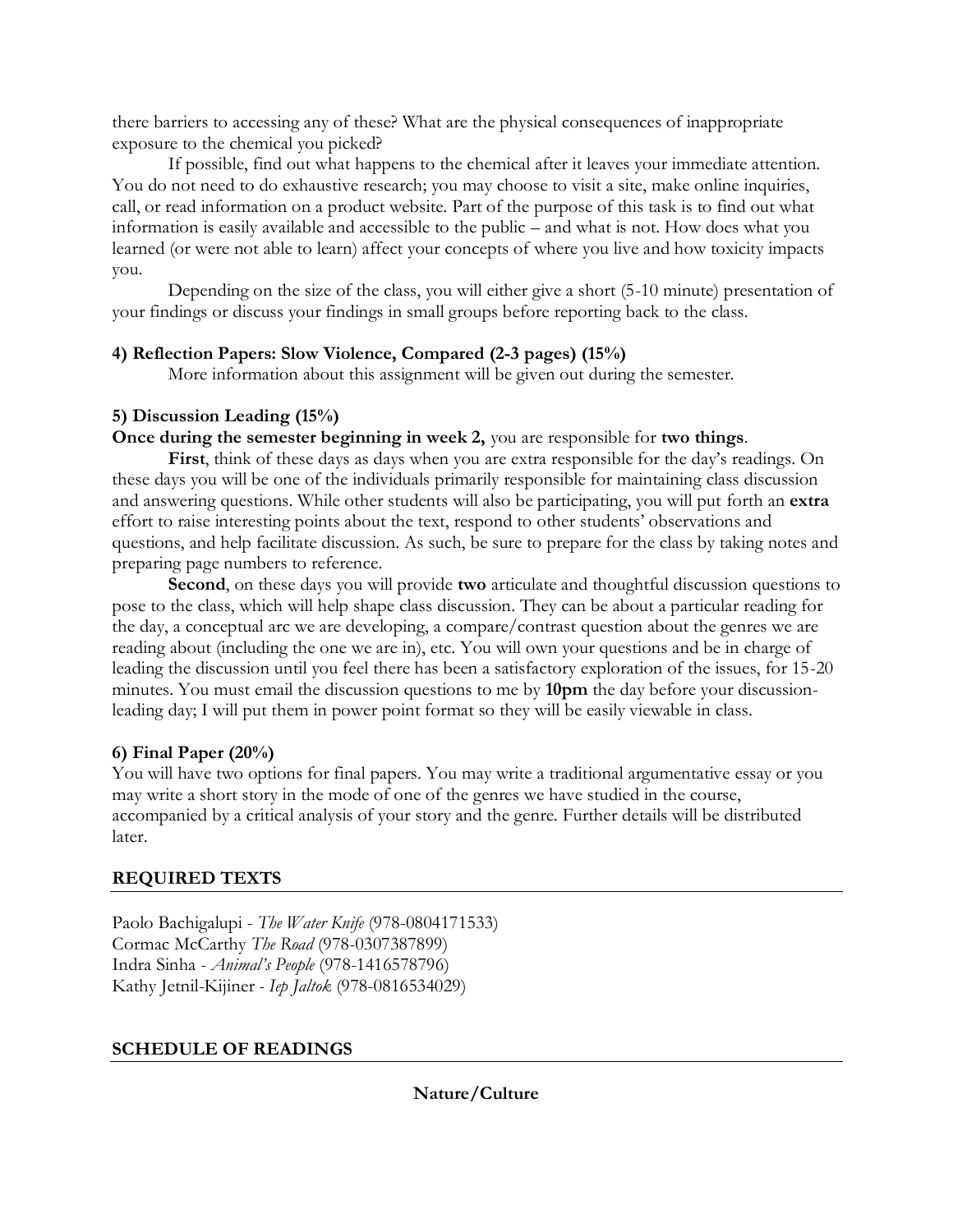there barriers to accessing any of these? What are the physical consequences of inappropriate exposure to the chemical you picked?

If possible, find out what happens to the chemical after it leaves your immediate attention. You do not need to do exhaustive research; you may choose to visit a site, make online inquiries, call, or read information on a product website. Part of the purpose of this task is to find out what information is easily available and accessible to the public – and what is not. How does what you learned (or were not able to learn) affect your concepts of where you live and how toxicity impacts you.

Depending on the size of the class, you will either give a short (5-10 minute) presentation of your findings or discuss your findings in small groups before reporting back to the class.

**4) Reflection Papers: Slow Violence, Compared (2-3 pages) (15%)**

More information about this assignment will be given out during the semester.

**5) Discussion Leading (15%)**

**Once during the semester beginning in week 2,** you are responsible for **two things**.

**First**, think of these days as days when you are extra responsible for the day's readings. On these days you will be one of the individuals primarily responsible for maintaining class discussion and answering questions. While other students will also be participating, you will put forth an **extra** effort to raise interesting points about the text, respond to other students' observations and questions, and help facilitate discussion. As such, be sure to prepare for the class by taking notes and preparing page numbers to reference.

**Second**, on these days you will provide **two** articulate and thoughtful discussion questions to pose to the class, which will help shape class discussion. They can be about a particular reading for the day, a conceptual arc we are developing, a compare/contrast question about the genres we are reading about (including the one we are in), etc. You will own your questions and be in charge of leading the discussion until you feel there has been a satisfactory exploration of the issues, for 15-20 minutes. You must email the discussion questions to me by **10pm** the day before your discussion-leading day; I will put them in power point format so they will be easily viewable in class.

**6) Final Paper (20%)**

You will have two options for final papers. You may write a traditional argumentative essay or you may write a short story in the mode of one of the genres we have studied in the course, accompanied by a critical analysis of your story and the genre. Further details will be distributed later.

## REQUIRED TEXTS

Paolo Bachigalupi - *The Water Knife* (978-0804171533)
Cormac McCarthy *The Road* (978-0307387899)
Indra Sinha - *Animal's People* (978-1416578796)
Kathy Jetnil-Kijiner - *Iep Jaltok* (978-0816534029)

## SCHEDULE OF READINGS

**Nature/Culture**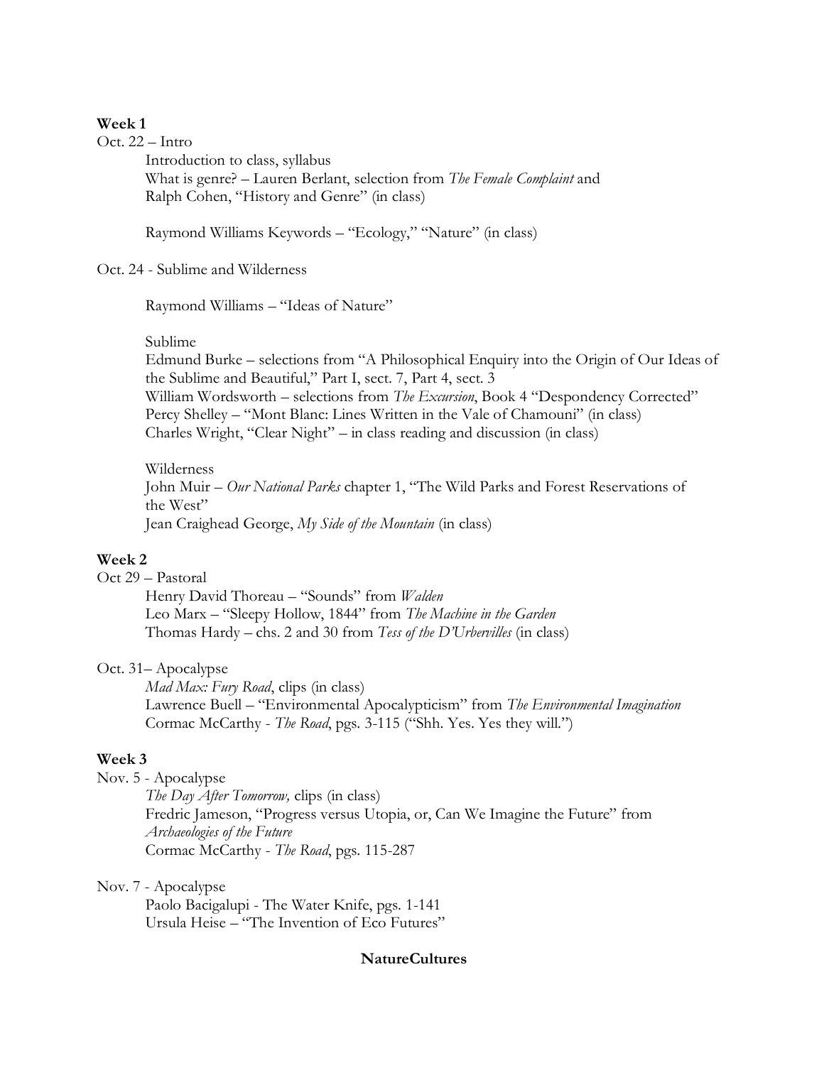**Week 1**

Oct. 22 – Intro

Introduction to class, syllabus
What is genre? – Lauren Berlant, selection from *The Female Complaint* and
Ralph Cohen, "History and Genre" (in class)

Raymond Williams Keywords – "Ecology," "Nature" (in class)

Oct. 24 - Sublime and Wilderness

Raymond Williams – "Ideas of Nature"

Sublime
Edmund Burke – selections from "A Philosophical Enquiry into the Origin of Our Ideas of the Sublime and Beautiful," Part I, sect. 7, Part 4, sect. 3
William Wordsworth – selections from *The Excursion*, Book 4 "Despondency Corrected"
Percy Shelley – "Mont Blanc: Lines Written in the Vale of Chamouni" (in class)
Charles Wright, "Clear Night" – in class reading and discussion (in class)

Wilderness
John Muir – *Our National Parks* chapter 1, "The Wild Parks and Forest Reservations of the West"
Jean Craighead George, *My Side of the Mountain* (in class)

**Week 2**

Oct 29 – Pastoral

Henry David Thoreau – "Sounds" from *Walden*
Leo Marx – "Sleepy Hollow, 1844" from *The Machine in the Garden*
Thomas Hardy – chs. 2 and 30 from *Tess of the D'Urbervilles* (in class)

Oct. 31– Apocalypse

*Mad Max: Fury Road*, clips (in class)
Lawrence Buell – "Environmental Apocalypticism" from *The Environmental Imagination*
Cormac McCarthy - *The Road*, pgs. 3-115 ("Shh. Yes. Yes they will.")

**Week 3**

Nov. 5 - Apocalypse

*The Day After Tomorrow,* clips (in class)
Fredric Jameson, "Progress versus Utopia, or, Can We Imagine the Future" from *Archaeologies of the Future*
Cormac McCarthy - *The Road*, pgs. 115-287

Nov. 7 - Apocalypse

Paolo Bacigalupi - The Water Knife, pgs. 1-141
Ursula Heise – "The Invention of Eco Futures"

**NatureCultures**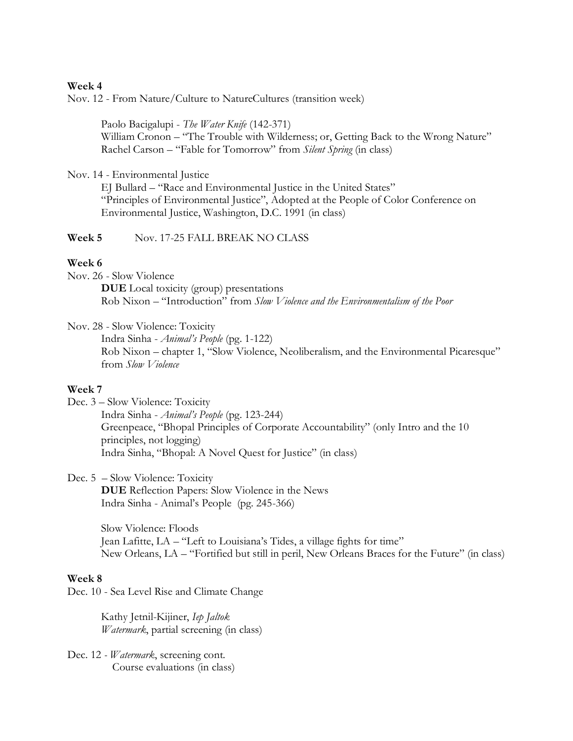**Week 4**

Nov. 12 - From Nature/Culture to NatureCultures (transition week)

Paolo Bacigalupi - *The Water Knife* (142-371)
William Cronon – "The Trouble with Wilderness; or, Getting Back to the Wrong Nature"
Rachel Carson – "Fable for Tomorrow" from *Silent Spring* (in class)

Nov. 14 - Environmental Justice
EJ Bullard – "Race and Environmental Justice in the United States"
"Principles of Environmental Justice", Adopted at the People of Color Conference on Environmental Justice, Washington, D.C. 1991 (in class)

**Week 5** Nov. 17-25 FALL BREAK NO CLASS

**Week 6**

Nov. 26 - Slow Violence
**DUE** Local toxicity (group) presentations
Rob Nixon – "Introduction" from *Slow Violence and the Environmentalism of the Poor*

Nov. 28 - Slow Violence: Toxicity
Indra Sinha - *Animal's People* (pg. 1-122)
Rob Nixon – chapter 1, "Slow Violence, Neoliberalism, and the Environmental Picaresque" from *Slow Violence*

**Week 7**

Dec. 3 – Slow Violence: Toxicity
Indra Sinha - *Animal's People* (pg. 123-244)
Greenpeace, "Bhopal Principles of Corporate Accountability" (only Intro and the 10 principles, not logging)
Indra Sinha, "Bhopal: A Novel Quest for Justice" (in class)

Dec. 5 – Slow Violence: Toxicity
**DUE** Reflection Papers: Slow Violence in the News
Indra Sinha - Animal's People (pg. 245-366)

Slow Violence: Floods
Jean Lafitte, LA – "Left to Louisiana's Tides, a village fights for time"
New Orleans, LA – "Fortified but still in peril, New Orleans Braces for the Future" (in class)

**Week 8**

Dec. 10 - Sea Level Rise and Climate Change

Kathy Jetnil-Kijiner, *Iep Jaltok*
*Watermark*, partial screening (in class)

Dec. 12 - *Watermark*, screening cont.
Course evaluations (in class)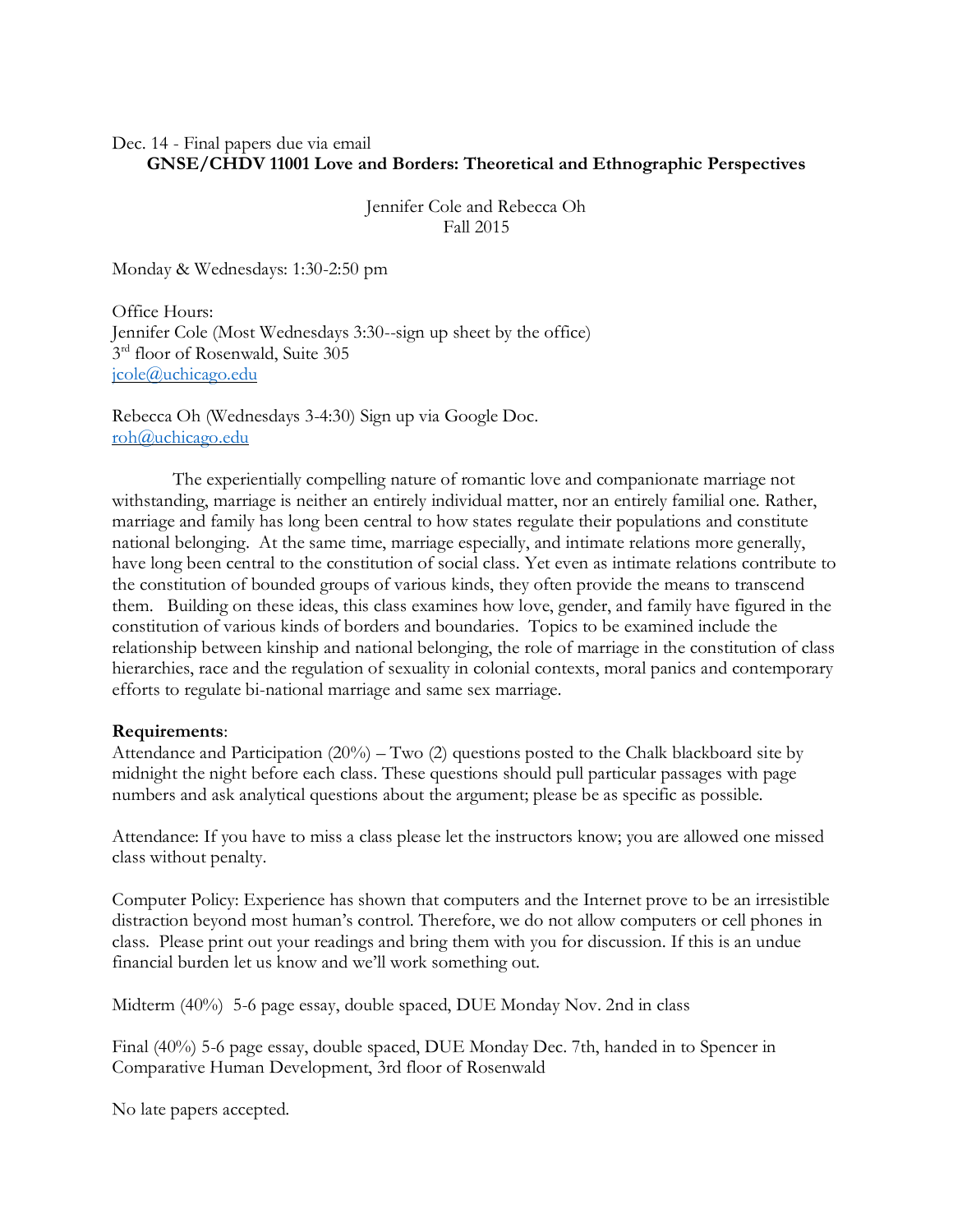Dec. 14 - Final papers due via email

**GNSE/CHDV 11001 Love and Borders: Theoretical and Ethnographic Perspectives**

Jennifer Cole and Rebecca Oh
Fall 2015

Monday & Wednesdays: 1:30-2:50 pm

Office Hours:
Jennifer Cole (Most Wednesdays 3:30--sign up sheet by the office)
3rd floor of Rosenwald, Suite 305
jcole@uchicago.edu

Rebecca Oh (Wednesdays 3-4:30) Sign up via Google Doc.
roh@uchicago.edu

The experientially compelling nature of romantic love and companionate marriage not withstanding, marriage is neither an entirely individual matter, nor an entirely familial one. Rather, marriage and family has long been central to how states regulate their populations and constitute national belonging. At the same time, marriage especially, and intimate relations more generally, have long been central to the constitution of social class. Yet even as intimate relations contribute to the constitution of bounded groups of various kinds, they often provide the means to transcend them. Building on these ideas, this class examines how love, gender, and family have figured in the constitution of various kinds of borders and boundaries. Topics to be examined include the relationship between kinship and national belonging, the role of marriage in the constitution of class hierarchies, race and the regulation of sexuality in colonial contexts, moral panics and contemporary efforts to regulate bi-national marriage and same sex marriage.

**Requirements**:
Attendance and Participation (20%) – Two (2) questions posted to the Chalk blackboard site by midnight the night before each class. These questions should pull particular passages with page numbers and ask analytical questions about the argument; please be as specific as possible.

Attendance: If you have to miss a class please let the instructors know; you are allowed one missed class without penalty.

Computer Policy: Experience has shown that computers and the Internet prove to be an irresistible distraction beyond most human's control. Therefore, we do not allow computers or cell phones in class. Please print out your readings and bring them with you for discussion. If this is an undue financial burden let us know and we'll work something out.

Midterm (40%) 5-6 page essay, double spaced, DUE Monday Nov. 2nd in class

Final (40%) 5-6 page essay, double spaced, DUE Monday Dec. 7th, handed in to Spencer in Comparative Human Development, 3rd floor of Rosenwald

No late papers accepted.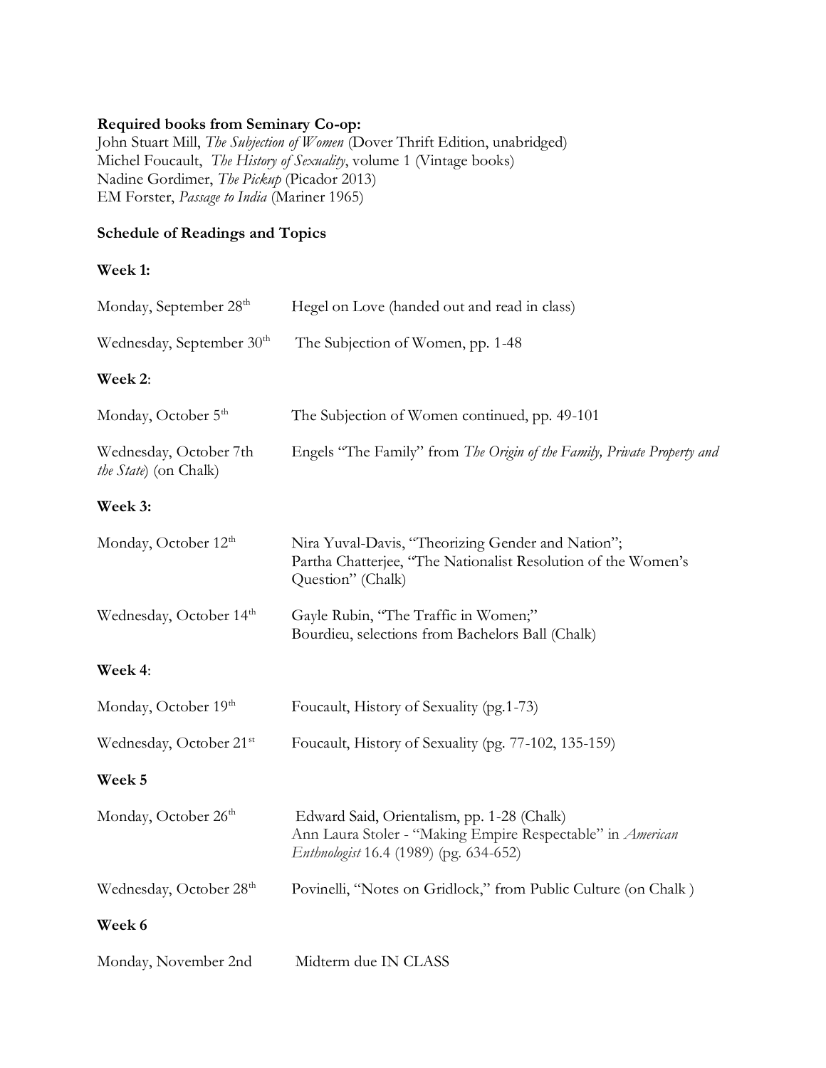**Required books from Seminary Co-op:**
John Stuart Mill, *The Subjection of Women* (Dover Thrift Edition, unabridged)
Michel Foucault, *The History of Sexuality*, volume 1 (Vintage books)
Nadine Gordimer, *The Pickup* (Picador 2013)
EM Forster, *Passage to India* (Mariner 1965)

**Schedule of Readings and Topics**

**Week 1:**

| | |
|---|---|
| Monday, September 28th | Hegel on Love (handed out and read in class) |
| Wednesday, September 30th | The Subjection of Women, pp. 1-48 |

**Week 2**:

| | |
|---|---|
| Monday, October 5th | The Subjection of Women continued, pp. 49-101 |
| Wednesday, October 7th | Engels "The Family" from *The Origin of the Family, Private Property and the State*) (on Chalk) |

**Week 3:**

| | |
|---|---|
| Monday, October 12th | Nira Yuval-Davis, "Theorizing Gender and Nation"; Partha Chatterjee, "The Nationalist Resolution of the Women's Question" (Chalk) |
| Wednesday, October 14th | Gayle Rubin, "The Traffic in Women;" Bourdieu, selections from Bachelors Ball (Chalk) |

**Week 4**:

| | |
|---|---|
| Monday, October 19th | Foucault, History of Sexuality (pg.1-73) |
| Wednesday, October 21st | Foucault, History of Sexuality (pg. 77-102, 135-159) |

**Week 5**

| | |
|---|---|
| Monday, October 26th | Edward Said, Orientalism, pp. 1-28 (Chalk) Ann Laura Stoler - "Making Empire Respectable" in *American Enthnologist* 16.4 (1989) (pg. 634-652) |
| Wednesday, October 28th | Povinelli, "Notes on Gridlock," from Public Culture (on Chalk ) |

**Week 6**

| | |
|---|---|
| Monday, November 2nd | Midterm due IN CLASS |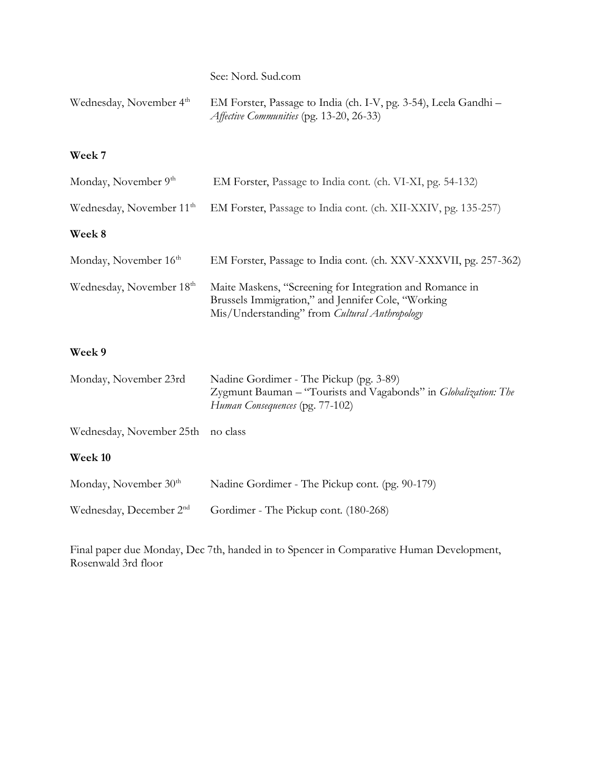See: Nord. Sud.com

Wednesday, November 4th — EM Forster, Passage to India (ch. I-V, pg. 3-54), Leela Gandhi – *Affective Communities* (pg. 13-20, 26-33)

**Week 7**

Monday, November 9th — EM Forster, Passage to India cont. (ch. VI-XI, pg. 54-132)

Wednesday, November 11th — EM Forster, Passage to India cont. (ch. XII-XXIV, pg. 135-257)

**Week 8**

Monday, November 16th — EM Forster, Passage to India cont. (ch. XXV-XXXVII, pg. 257-362)

Wednesday, November 18th — Maite Maskens, "Screening for Integration and Romance in Brussels Immigration," and Jennifer Cole, "Working Mis/Understanding" from *Cultural Anthropology*

**Week 9**

Monday, November 23rd — Nadine Gordimer - The Pickup (pg. 3-89)
Zygmunt Bauman – "Tourists and Vagabonds" in *Globalization: The Human Consequences* (pg. 77-102)

Wednesday, November 25th — no class

**Week 10**

Monday, November 30th — Nadine Gordimer - The Pickup cont. (pg. 90-179)

Wednesday, December 2nd — Gordimer - The Pickup cont. (180-268)

Final paper due Monday, Dec 7th, handed in to Spencer in Comparative Human Development, Rosenwald 3rd floor